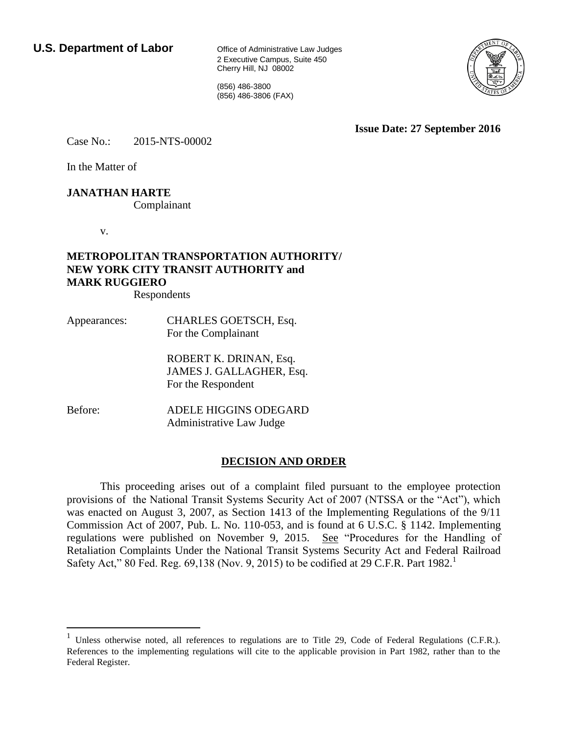**U.S. Department of Labor**

Office of Administrative Law Judges
2 Executive Campus, Suite 450
Cherry Hill, NJ 08002

(856) 486-3800
(856) 486-3806 (FAX)

**Issue Date: 27 September 2016**

Case No.: 2015-NTS-00002

In the Matter of

**JANATHAN HARTE**
Complainant

v.

**METROPOLITAN TRANSPORTATION AUTHORITY/ NEW YORK CITY TRANSIT AUTHORITY and MARK RUGGIERO**
Respondents

Appearances: CHARLES GOETSCH, Esq.
For the Complainant

ROBERT K. DRINAN, Esq.
JAMES J. GALLAGHER, Esq.
For the Respondent

Before: ADELE HIGGINS ODEGARD
Administrative Law Judge

## DECISION AND ORDER

This proceeding arises out of a complaint filed pursuant to the employee protection provisions of the National Transit Systems Security Act of 2007 (NTSSA or the "Act"), which was enacted on August 3, 2007, as Section 1413 of the Implementing Regulations of the 9/11 Commission Act of 2007, Pub. L. No. 110-053, and is found at 6 U.S.C. § 1142. Implementing regulations were published on November 9, 2015. See "Procedures for the Handling of Retaliation Complaints Under the National Transit Systems Security Act and Federal Railroad Safety Act," 80 Fed. Reg. 69,138 (Nov. 9, 2015) to be codified at 29 C.F.R. Part 1982.[1]

[1] Unless otherwise noted, all references to regulations are to Title 29, Code of Federal Regulations (C.F.R.). References to the implementing regulations will cite to the applicable provision in Part 1982, rather than to the Federal Register.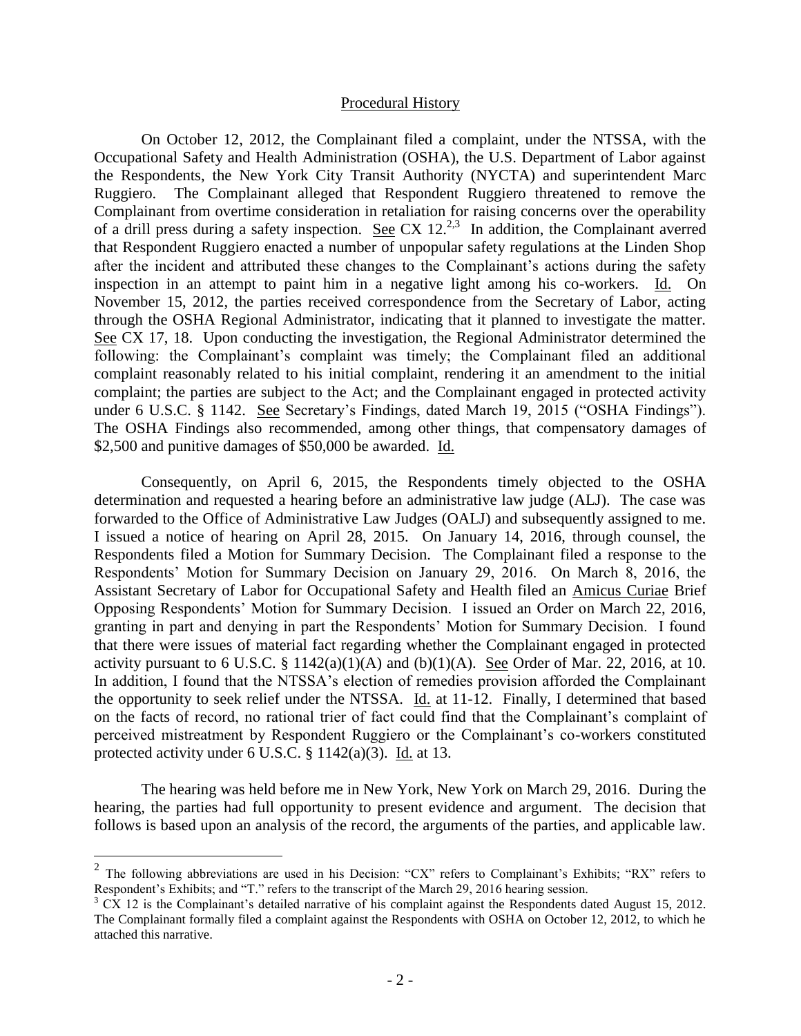## Procedural History

On October 12, 2012, the Complainant filed a complaint, under the NTSSA, with the Occupational Safety and Health Administration (OSHA), the U.S. Department of Labor against the Respondents, the New York City Transit Authority (NYCTA) and superintendent Marc Ruggiero. The Complainant alleged that Respondent Ruggiero threatened to remove the Complainant from overtime consideration in retaliation for raising concerns over the operability of a drill press during a safety inspection. See CX 12.[2,3] In addition, the Complainant averred that Respondent Ruggiero enacted a number of unpopular safety regulations at the Linden Shop after the incident and attributed these changes to the Complainant's actions during the safety inspection in an attempt to paint him in a negative light among his co-workers. Id. On November 15, 2012, the parties received correspondence from the Secretary of Labor, acting through the OSHA Regional Administrator, indicating that it planned to investigate the matter. See CX 17, 18. Upon conducting the investigation, the Regional Administrator determined the following: the Complainant's complaint was timely; the Complainant filed an additional complaint reasonably related to his initial complaint, rendering it an amendment to the initial complaint; the parties are subject to the Act; and the Complainant engaged in protected activity under 6 U.S.C. § 1142. See Secretary's Findings, dated March 19, 2015 ("OSHA Findings"). The OSHA Findings also recommended, among other things, that compensatory damages of $2,500 and punitive damages of $50,000 be awarded. Id.

Consequently, on April 6, 2015, the Respondents timely objected to the OSHA determination and requested a hearing before an administrative law judge (ALJ). The case was forwarded to the Office of Administrative Law Judges (OALJ) and subsequently assigned to me. I issued a notice of hearing on April 28, 2015. On January 14, 2016, through counsel, the Respondents filed a Motion for Summary Decision. The Complainant filed a response to the Respondents' Motion for Summary Decision on January 29, 2016. On March 8, 2016, the Assistant Secretary of Labor for Occupational Safety and Health filed an Amicus Curiae Brief Opposing Respondents' Motion for Summary Decision. I issued an Order on March 22, 2016, granting in part and denying in part the Respondents' Motion for Summary Decision. I found that there were issues of material fact regarding whether the Complainant engaged in protected activity pursuant to 6 U.S.C. § 1142(a)(1)(A) and (b)(1)(A). See Order of Mar. 22, 2016, at 10. In addition, I found that the NTSSA's election of remedies provision afforded the Complainant the opportunity to seek relief under the NTSSA. Id. at 11-12. Finally, I determined that based on the facts of record, no rational trier of fact could find that the Complainant's complaint of perceived mistreatment by Respondent Ruggiero or the Complainant's co-workers constituted protected activity under 6 U.S.C. § 1142(a)(3). Id. at 13.

The hearing was held before me in New York, New York on March 29, 2016. During the hearing, the parties had full opportunity to present evidence and argument. The decision that follows is based upon an analysis of the record, the arguments of the parties, and applicable law.

---

[2] The following abbreviations are used in his Decision: "CX" refers to Complainant's Exhibits; "RX" refers to Respondent's Exhibits; and "T." refers to the transcript of the March 29, 2016 hearing session.

[3] CX 12 is the Complainant's detailed narrative of his complaint against the Respondents dated August 15, 2012. The Complainant formally filed a complaint against the Respondents with OSHA on October 12, 2012, to which he attached this narrative.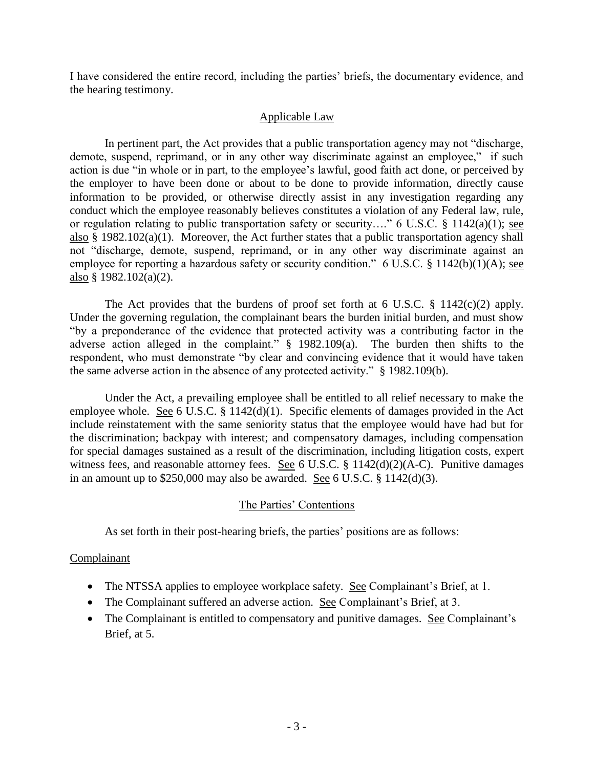I have considered the entire record, including the parties' briefs, the documentary evidence, and the hearing testimony.

## Applicable Law

In pertinent part, the Act provides that a public transportation agency may not "discharge, demote, suspend, reprimand, or in any other way discriminate against an employee," if such action is due "in whole or in part, to the employee's lawful, good faith act done, or perceived by the employer to have been done or about to be done to provide information, directly cause information to be provided, or otherwise directly assist in any investigation regarding any conduct which the employee reasonably believes constitutes a violation of any Federal law, rule, or regulation relating to public transportation safety or security…." 6 U.S.C. § 1142(a)(1); see also § 1982.102(a)(1). Moreover, the Act further states that a public transportation agency shall not "discharge, demote, suspend, reprimand, or in any other way discriminate against an employee for reporting a hazardous safety or security condition." 6 U.S.C. § 1142(b)(1)(A); see also § 1982.102(a)(2).

The Act provides that the burdens of proof set forth at 6 U.S.C. § 1142(c)(2) apply. Under the governing regulation, the complainant bears the burden initial burden, and must show "by a preponderance of the evidence that protected activity was a contributing factor in the adverse action alleged in the complaint." § 1982.109(a). The burden then shifts to the respondent, who must demonstrate "by clear and convincing evidence that it would have taken the same adverse action in the absence of any protected activity." § 1982.109(b).

Under the Act, a prevailing employee shall be entitled to all relief necessary to make the employee whole. See 6 U.S.C. § 1142(d)(1). Specific elements of damages provided in the Act include reinstatement with the same seniority status that the employee would have had but for the discrimination; backpay with interest; and compensatory damages, including compensation for special damages sustained as a result of the discrimination, including litigation costs, expert witness fees, and reasonable attorney fees. See 6 U.S.C. § 1142(d)(2)(A-C). Punitive damages in an amount up to $250,000 may also be awarded. See 6 U.S.C. § 1142(d)(3).

## The Parties' Contentions

As set forth in their post-hearing briefs, the parties' positions are as follows:

### Complainant

- The NTSSA applies to employee workplace safety. See Complainant's Brief, at 1.
- The Complainant suffered an adverse action. See Complainant's Brief, at 3.
- The Complainant is entitled to compensatory and punitive damages. See Complainant's Brief, at 5.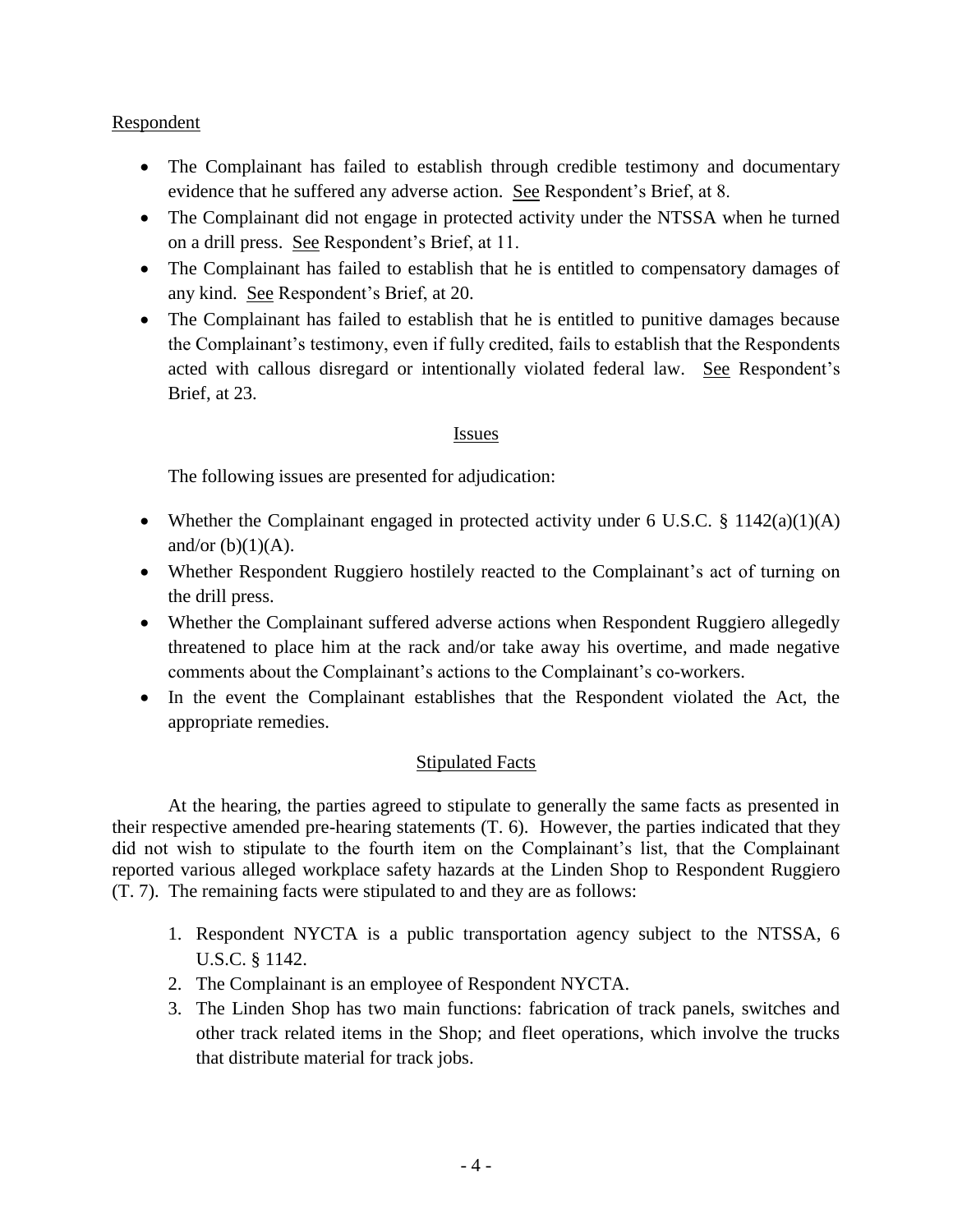Respondent

- The Complainant has failed to establish through credible testimony and documentary evidence that he suffered any adverse action. See Respondent's Brief, at 8.
- The Complainant did not engage in protected activity under the NTSSA when he turned on a drill press. See Respondent's Brief, at 11.
- The Complainant has failed to establish that he is entitled to compensatory damages of any kind. See Respondent's Brief, at 20.
- The Complainant has failed to establish that he is entitled to punitive damages because the Complainant's testimony, even if fully credited, fails to establish that the Respondents acted with callous disregard or intentionally violated federal law. See Respondent's Brief, at 23.

## Issues

The following issues are presented for adjudication:

- Whether the Complainant engaged in protected activity under 6 U.S.C. § 1142(a)(1)(A) and/or (b)(1)(A).
- Whether Respondent Ruggiero hostilely reacted to the Complainant's act of turning on the drill press.
- Whether the Complainant suffered adverse actions when Respondent Ruggiero allegedly threatened to place him at the rack and/or take away his overtime, and made negative comments about the Complainant's actions to the Complainant's co-workers.
- In the event the Complainant establishes that the Respondent violated the Act, the appropriate remedies.

## Stipulated Facts

At the hearing, the parties agreed to stipulate to generally the same facts as presented in their respective amended pre-hearing statements (T. 6). However, the parties indicated that they did not wish to stipulate to the fourth item on the Complainant's list, that the Complainant reported various alleged workplace safety hazards at the Linden Shop to Respondent Ruggiero (T. 7). The remaining facts were stipulated to and they are as follows:

1. Respondent NYCTA is a public transportation agency subject to the NTSSA, 6 U.S.C. § 1142.
2. The Complainant is an employee of Respondent NYCTA.
3. The Linden Shop has two main functions: fabrication of track panels, switches and other track related items in the Shop; and fleet operations, which involve the trucks that distribute material for track jobs.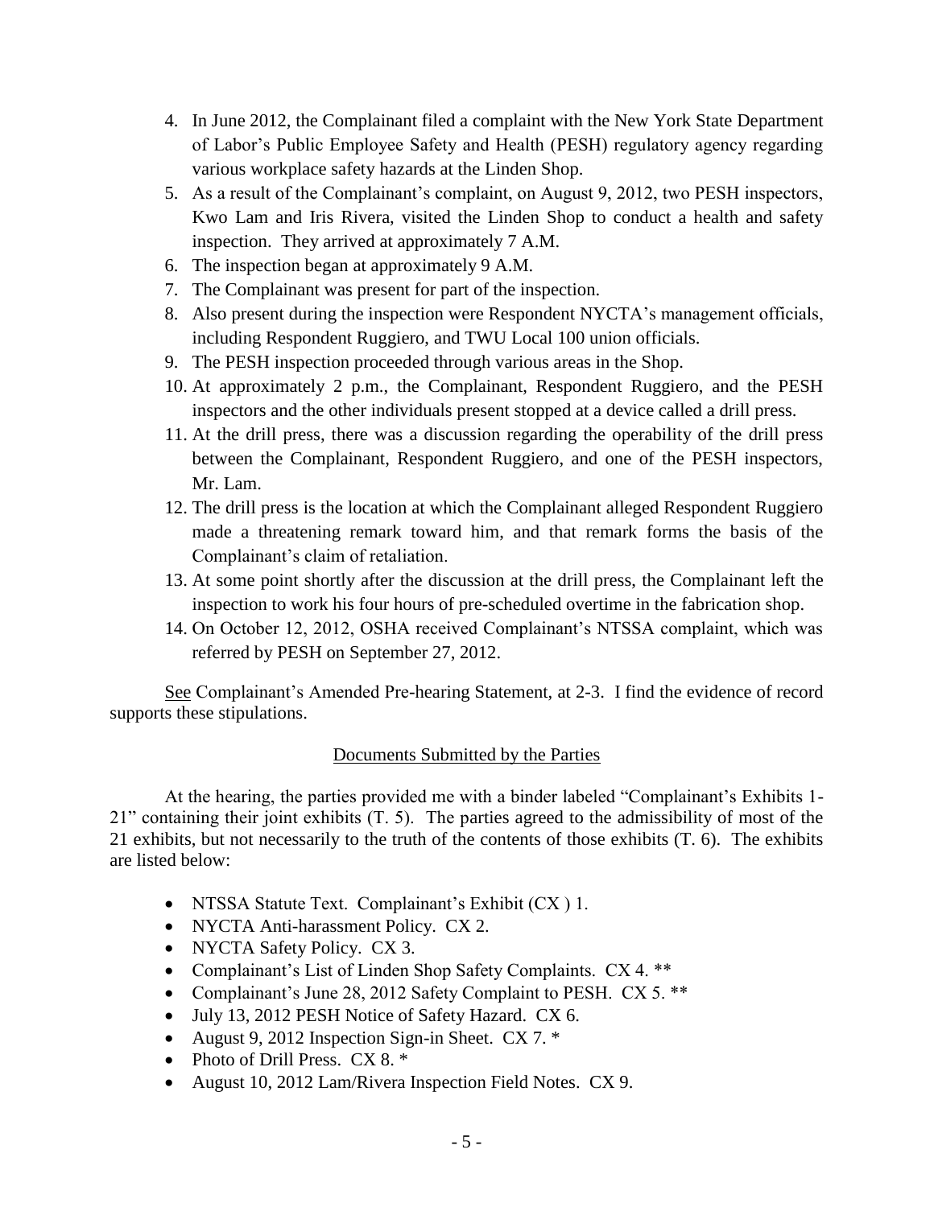4. In June 2012, the Complainant filed a complaint with the New York State Department of Labor's Public Employee Safety and Health (PESH) regulatory agency regarding various workplace safety hazards at the Linden Shop.
5. As a result of the Complainant's complaint, on August 9, 2012, two PESH inspectors, Kwo Lam and Iris Rivera, visited the Linden Shop to conduct a health and safety inspection. They arrived at approximately 7 A.M.
6. The inspection began at approximately 9 A.M.
7. The Complainant was present for part of the inspection.
8. Also present during the inspection were Respondent NYCTA's management officials, including Respondent Ruggiero, and TWU Local 100 union officials.
9. The PESH inspection proceeded through various areas in the Shop.
10. At approximately 2 p.m., the Complainant, Respondent Ruggiero, and the PESH inspectors and the other individuals present stopped at a device called a drill press.
11. At the drill press, there was a discussion regarding the operability of the drill press between the Complainant, Respondent Ruggiero, and one of the PESH inspectors, Mr. Lam.
12. The drill press is the location at which the Complainant alleged Respondent Ruggiero made a threatening remark toward him, and that remark forms the basis of the Complainant's claim of retaliation.
13. At some point shortly after the discussion at the drill press, the Complainant left the inspection to work his four hours of pre-scheduled overtime in the fabrication shop.
14. On October 12, 2012, OSHA received Complainant's NTSSA complaint, which was referred by PESH on September 27, 2012.

See Complainant's Amended Pre-hearing Statement, at 2-3. I find the evidence of record supports these stipulations.

## Documents Submitted by the Parties

At the hearing, the parties provided me with a binder labeled "Complainant's Exhibits 1-21" containing their joint exhibits (T. 5). The parties agreed to the admissibility of most of the 21 exhibits, but not necessarily to the truth of the contents of those exhibits (T. 6). The exhibits are listed below:

- NTSSA Statute Text. Complainant's Exhibit (CX ) 1.
- NYCTA Anti-harassment Policy. CX 2.
- NYCTA Safety Policy. CX 3.
- Complainant's List of Linden Shop Safety Complaints. CX 4. **
- Complainant's June 28, 2012 Safety Complaint to PESH. CX 5. **
- July 13, 2012 PESH Notice of Safety Hazard. CX 6.
- August 9, 2012 Inspection Sign-in Sheet. CX 7. *
- Photo of Drill Press. CX 8. *
- August 10, 2012 Lam/Rivera Inspection Field Notes. CX 9.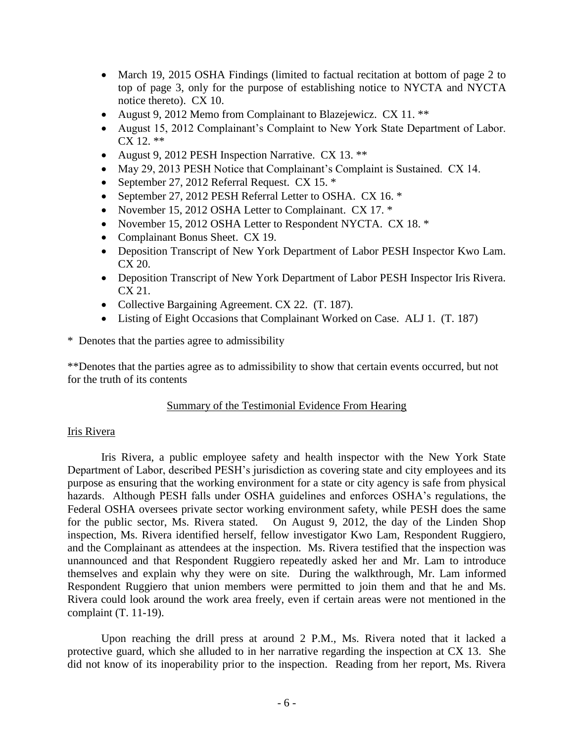- March 19, 2015 OSHA Findings (limited to factual recitation at bottom of page 2 to top of page 3, only for the purpose of establishing notice to NYCTA and NYCTA notice thereto). CX 10.
- August 9, 2012 Memo from Complainant to Blazejewicz. CX 11. **
- August 15, 2012 Complainant's Complaint to New York State Department of Labor. CX 12. **
- August 9, 2012 PESH Inspection Narrative. CX 13. **
- May 29, 2013 PESH Notice that Complainant's Complaint is Sustained. CX 14.
- September 27, 2012 Referral Request. CX 15. *
- September 27, 2012 PESH Referral Letter to OSHA. CX 16. *
- November 15, 2012 OSHA Letter to Complainant. CX 17. *
- November 15, 2012 OSHA Letter to Respondent NYCTA. CX 18. *
- Complainant Bonus Sheet. CX 19.
- Deposition Transcript of New York Department of Labor PESH Inspector Kwo Lam. CX 20.
- Deposition Transcript of New York Department of Labor PESH Inspector Iris Rivera. CX 21.
- Collective Bargaining Agreement. CX 22. (T. 187).
- Listing of Eight Occasions that Complainant Worked on Case. ALJ 1. (T. 187)

\* Denotes that the parties agree to admissibility

**Denotes that the parties agree as to admissibility to show that certain events occurred, but not for the truth of its contents

## Summary of the Testimonial Evidence From Hearing

### Iris Rivera

Iris Rivera, a public employee safety and health inspector with the New York State Department of Labor, described PESH's jurisdiction as covering state and city employees and its purpose as ensuring that the working environment for a state or city agency is safe from physical hazards. Although PESH falls under OSHA guidelines and enforces OSHA's regulations, the Federal OSHA oversees private sector working environment safety, while PESH does the same for the public sector, Ms. Rivera stated. On August 9, 2012, the day of the Linden Shop inspection, Ms. Rivera identified herself, fellow investigator Kwo Lam, Respondent Ruggiero, and the Complainant as attendees at the inspection. Ms. Rivera testified that the inspection was unannounced and that Respondent Ruggiero repeatedly asked her and Mr. Lam to introduce themselves and explain why they were on site. During the walkthrough, Mr. Lam informed Respondent Ruggiero that union members were permitted to join them and that he and Ms. Rivera could look around the work area freely, even if certain areas were not mentioned in the complaint (T. 11-19).

Upon reaching the drill press at around 2 P.M., Ms. Rivera noted that it lacked a protective guard, which she alluded to in her narrative regarding the inspection at CX 13. She did not know of its inoperability prior to the inspection. Reading from her report, Ms. Rivera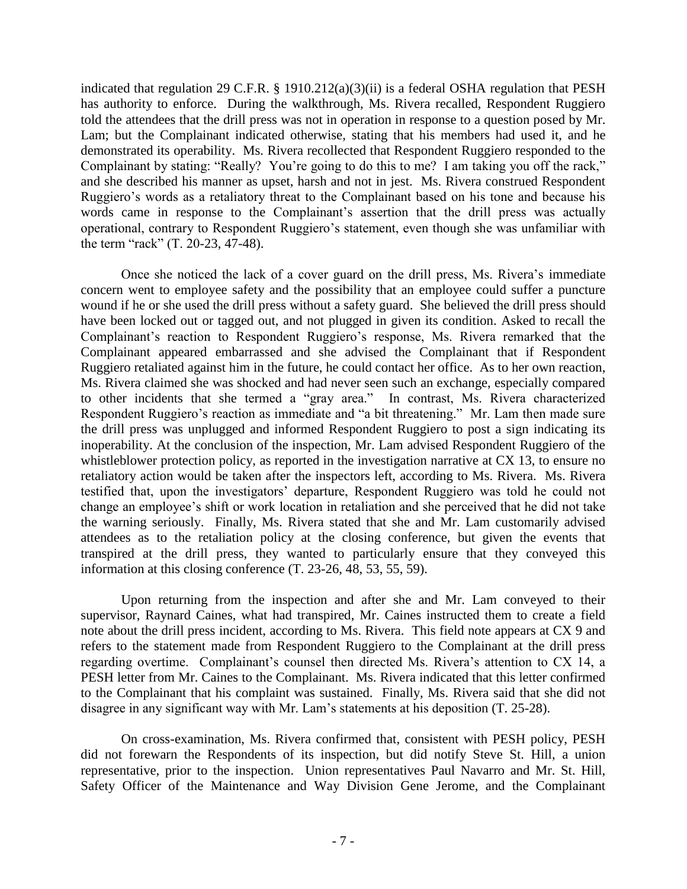indicated that regulation 29 C.F.R. § 1910.212(a)(3)(ii) is a federal OSHA regulation that PESH has authority to enforce. During the walkthrough, Ms. Rivera recalled, Respondent Ruggiero told the attendees that the drill press was not in operation in response to a question posed by Mr. Lam; but the Complainant indicated otherwise, stating that his members had used it, and he demonstrated its operability. Ms. Rivera recollected that Respondent Ruggiero responded to the Complainant by stating: "Really? You're going to do this to me? I am taking you off the rack," and she described his manner as upset, harsh and not in jest. Ms. Rivera construed Respondent Ruggiero's words as a retaliatory threat to the Complainant based on his tone and because his words came in response to the Complainant's assertion that the drill press was actually operational, contrary to Respondent Ruggiero's statement, even though she was unfamiliar with the term "rack" (T. 20-23, 47-48).

Once she noticed the lack of a cover guard on the drill press, Ms. Rivera's immediate concern went to employee safety and the possibility that an employee could suffer a puncture wound if he or she used the drill press without a safety guard. She believed the drill press should have been locked out or tagged out, and not plugged in given its condition. Asked to recall the Complainant's reaction to Respondent Ruggiero's response, Ms. Rivera remarked that the Complainant appeared embarrassed and she advised the Complainant that if Respondent Ruggiero retaliated against him in the future, he could contact her office. As to her own reaction, Ms. Rivera claimed she was shocked and had never seen such an exchange, especially compared to other incidents that she termed a "gray area." In contrast, Ms. Rivera characterized Respondent Ruggiero's reaction as immediate and "a bit threatening." Mr. Lam then made sure the drill press was unplugged and informed Respondent Ruggiero to post a sign indicating its inoperability. At the conclusion of the inspection, Mr. Lam advised Respondent Ruggiero of the whistleblower protection policy, as reported in the investigation narrative at CX 13, to ensure no retaliatory action would be taken after the inspectors left, according to Ms. Rivera. Ms. Rivera testified that, upon the investigators' departure, Respondent Ruggiero was told he could not change an employee's shift or work location in retaliation and she perceived that he did not take the warning seriously. Finally, Ms. Rivera stated that she and Mr. Lam customarily advised attendees as to the retaliation policy at the closing conference, but given the events that transpired at the drill press, they wanted to particularly ensure that they conveyed this information at this closing conference (T. 23-26, 48, 53, 55, 59).

Upon returning from the inspection and after she and Mr. Lam conveyed to their supervisor, Raynard Caines, what had transpired, Mr. Caines instructed them to create a field note about the drill press incident, according to Ms. Rivera. This field note appears at CX 9 and refers to the statement made from Respondent Ruggiero to the Complainant at the drill press regarding overtime. Complainant's counsel then directed Ms. Rivera's attention to CX 14, a PESH letter from Mr. Caines to the Complainant. Ms. Rivera indicated that this letter confirmed to the Complainant that his complaint was sustained. Finally, Ms. Rivera said that she did not disagree in any significant way with Mr. Lam's statements at his deposition (T. 25-28).

On cross-examination, Ms. Rivera confirmed that, consistent with PESH policy, PESH did not forewarn the Respondents of its inspection, but did notify Steve St. Hill, a union representative, prior to the inspection. Union representatives Paul Navarro and Mr. St. Hill, Safety Officer of the Maintenance and Way Division Gene Jerome, and the Complainant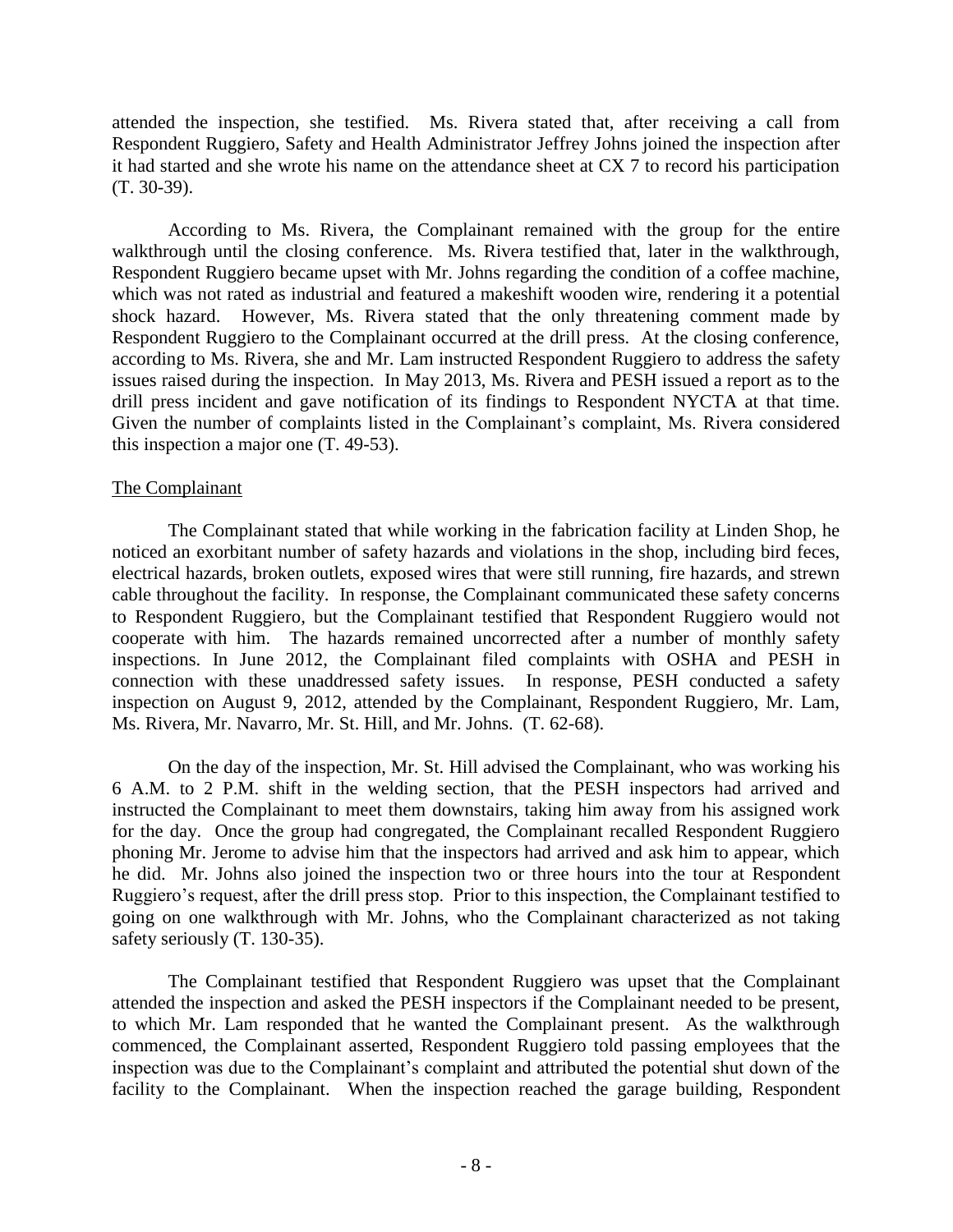attended the inspection, she testified. Ms. Rivera stated that, after receiving a call from Respondent Ruggiero, Safety and Health Administrator Jeffrey Johns joined the inspection after it had started and she wrote his name on the attendance sheet at CX 7 to record his participation (T. 30-39).

According to Ms. Rivera, the Complainant remained with the group for the entire walkthrough until the closing conference. Ms. Rivera testified that, later in the walkthrough, Respondent Ruggiero became upset with Mr. Johns regarding the condition of a coffee machine, which was not rated as industrial and featured a makeshift wooden wire, rendering it a potential shock hazard. However, Ms. Rivera stated that the only threatening comment made by Respondent Ruggiero to the Complainant occurred at the drill press. At the closing conference, according to Ms. Rivera, she and Mr. Lam instructed Respondent Ruggiero to address the safety issues raised during the inspection. In May 2013, Ms. Rivera and PESH issued a report as to the drill press incident and gave notification of its findings to Respondent NYCTA at that time. Given the number of complaints listed in the Complainant's complaint, Ms. Rivera considered this inspection a major one (T. 49-53).

<u>The Complainant</u>

The Complainant stated that while working in the fabrication facility at Linden Shop, he noticed an exorbitant number of safety hazards and violations in the shop, including bird feces, electrical hazards, broken outlets, exposed wires that were still running, fire hazards, and strewn cable throughout the facility. In response, the Complainant communicated these safety concerns to Respondent Ruggiero, but the Complainant testified that Respondent Ruggiero would not cooperate with him. The hazards remained uncorrected after a number of monthly safety inspections. In June 2012, the Complainant filed complaints with OSHA and PESH in connection with these unaddressed safety issues. In response, PESH conducted a safety inspection on August 9, 2012, attended by the Complainant, Respondent Ruggiero, Mr. Lam, Ms. Rivera, Mr. Navarro, Mr. St. Hill, and Mr. Johns. (T. 62-68).

On the day of the inspection, Mr. St. Hill advised the Complainant, who was working his 6 A.M. to 2 P.M. shift in the welding section, that the PESH inspectors had arrived and instructed the Complainant to meet them downstairs, taking him away from his assigned work for the day. Once the group had congregated, the Complainant recalled Respondent Ruggiero phoning Mr. Jerome to advise him that the inspectors had arrived and ask him to appear, which he did. Mr. Johns also joined the inspection two or three hours into the tour at Respondent Ruggiero's request, after the drill press stop. Prior to this inspection, the Complainant testified to going on one walkthrough with Mr. Johns, who the Complainant characterized as not taking safety seriously (T. 130-35).

The Complainant testified that Respondent Ruggiero was upset that the Complainant attended the inspection and asked the PESH inspectors if the Complainant needed to be present, to which Mr. Lam responded that he wanted the Complainant present. As the walkthrough commenced, the Complainant asserted, Respondent Ruggiero told passing employees that the inspection was due to the Complainant's complaint and attributed the potential shut down of the facility to the Complainant. When the inspection reached the garage building, Respondent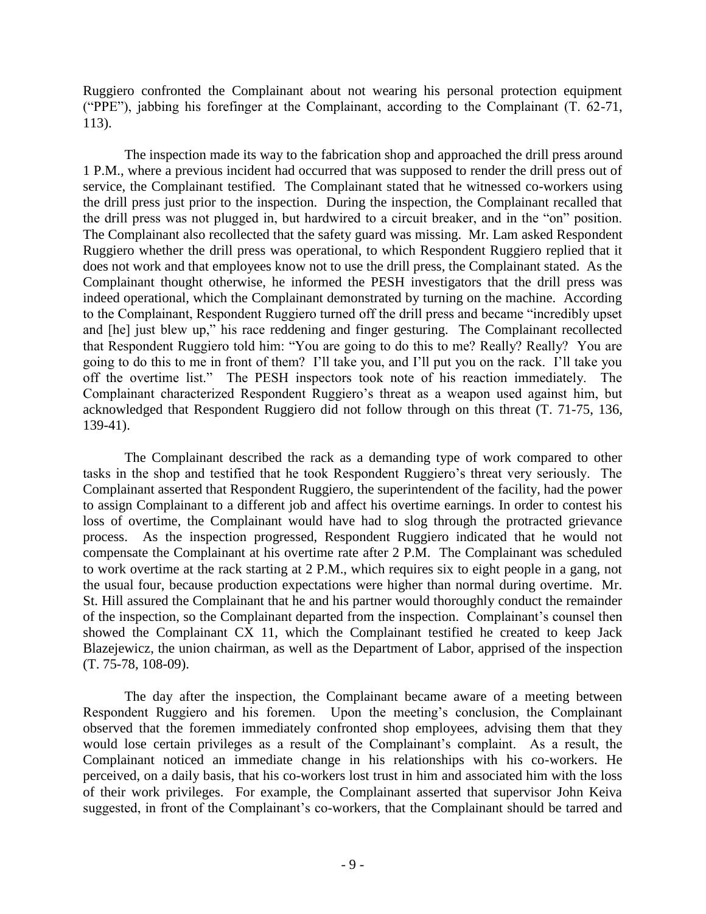Ruggiero confronted the Complainant about not wearing his personal protection equipment ("PPE"), jabbing his forefinger at the Complainant, according to the Complainant (T. 62-71, 113).

The inspection made its way to the fabrication shop and approached the drill press around 1 P.M., where a previous incident had occurred that was supposed to render the drill press out of service, the Complainant testified. The Complainant stated that he witnessed co-workers using the drill press just prior to the inspection. During the inspection, the Complainant recalled that the drill press was not plugged in, but hardwired to a circuit breaker, and in the "on" position. The Complainant also recollected that the safety guard was missing. Mr. Lam asked Respondent Ruggiero whether the drill press was operational, to which Respondent Ruggiero replied that it does not work and that employees know not to use the drill press, the Complainant stated. As the Complainant thought otherwise, he informed the PESH investigators that the drill press was indeed operational, which the Complainant demonstrated by turning on the machine. According to the Complainant, Respondent Ruggiero turned off the drill press and became "incredibly upset and [he] just blew up," his race reddening and finger gesturing. The Complainant recollected that Respondent Ruggiero told him: "You are going to do this to me? Really? Really? You are going to do this to me in front of them? I'll take you, and I'll put you on the rack. I'll take you off the overtime list." The PESH inspectors took note of his reaction immediately. The Complainant characterized Respondent Ruggiero's threat as a weapon used against him, but acknowledged that Respondent Ruggiero did not follow through on this threat (T. 71-75, 136, 139-41).

The Complainant described the rack as a demanding type of work compared to other tasks in the shop and testified that he took Respondent Ruggiero's threat very seriously. The Complainant asserted that Respondent Ruggiero, the superintendent of the facility, had the power to assign Complainant to a different job and affect his overtime earnings. In order to contest his loss of overtime, the Complainant would have had to slog through the protracted grievance process. As the inspection progressed, Respondent Ruggiero indicated that he would not compensate the Complainant at his overtime rate after 2 P.M. The Complainant was scheduled to work overtime at the rack starting at 2 P.M., which requires six to eight people in a gang, not the usual four, because production expectations were higher than normal during overtime. Mr. St. Hill assured the Complainant that he and his partner would thoroughly conduct the remainder of the inspection, so the Complainant departed from the inspection. Complainant's counsel then showed the Complainant CX 11, which the Complainant testified he created to keep Jack Blazejewicz, the union chairman, as well as the Department of Labor, apprised of the inspection (T. 75-78, 108-09).

The day after the inspection, the Complainant became aware of a meeting between Respondent Ruggiero and his foremen. Upon the meeting's conclusion, the Complainant observed that the foremen immediately confronted shop employees, advising them that they would lose certain privileges as a result of the Complainant's complaint. As a result, the Complainant noticed an immediate change in his relationships with his co-workers. He perceived, on a daily basis, that his co-workers lost trust in him and associated him with the loss of their work privileges. For example, the Complainant asserted that supervisor John Keiva suggested, in front of the Complainant's co-workers, that the Complainant should be tarred and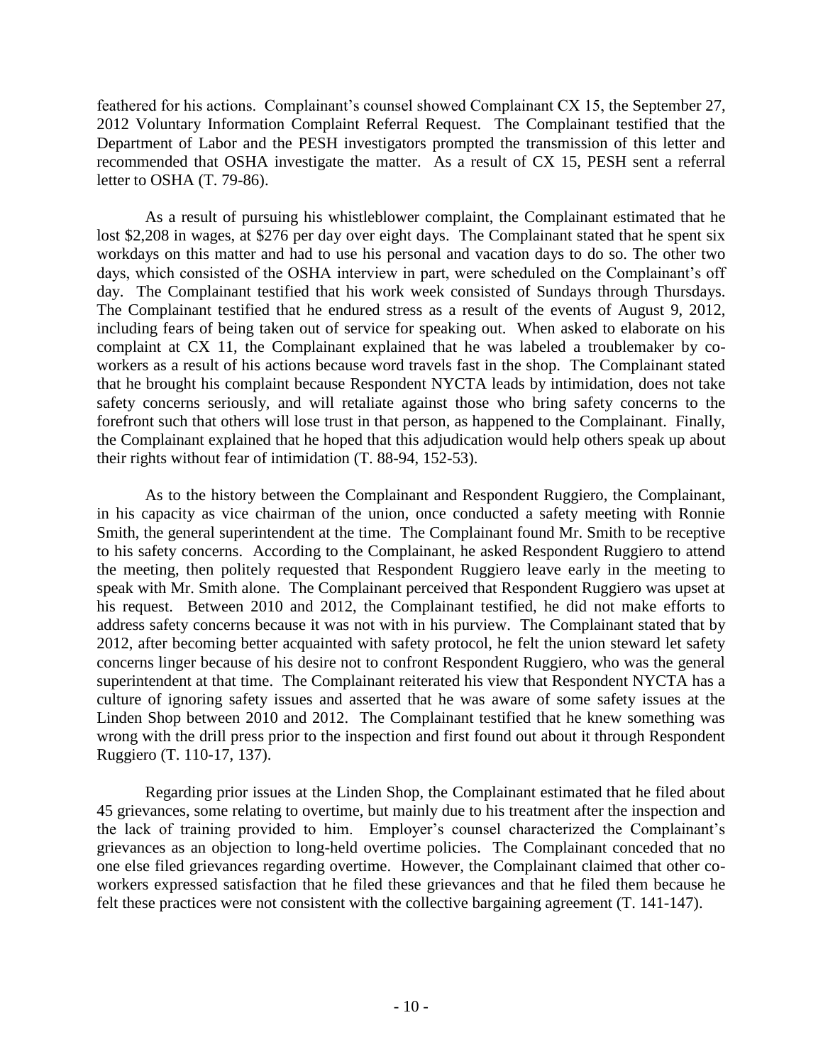feathered for his actions. Complainant's counsel showed Complainant CX 15, the September 27, 2012 Voluntary Information Complaint Referral Request. The Complainant testified that the Department of Labor and the PESH investigators prompted the transmission of this letter and recommended that OSHA investigate the matter. As a result of CX 15, PESH sent a referral letter to OSHA (T. 79-86).

As a result of pursuing his whistleblower complaint, the Complainant estimated that he lost $2,208 in wages, at $276 per day over eight days. The Complainant stated that he spent six workdays on this matter and had to use his personal and vacation days to do so. The other two days, which consisted of the OSHA interview in part, were scheduled on the Complainant's off day. The Complainant testified that his work week consisted of Sundays through Thursdays. The Complainant testified that he endured stress as a result of the events of August 9, 2012, including fears of being taken out of service for speaking out. When asked to elaborate on his complaint at CX 11, the Complainant explained that he was labeled a troublemaker by co-workers as a result of his actions because word travels fast in the shop. The Complainant stated that he brought his complaint because Respondent NYCTA leads by intimidation, does not take safety concerns seriously, and will retaliate against those who bring safety concerns to the forefront such that others will lose trust in that person, as happened to the Complainant. Finally, the Complainant explained that he hoped that this adjudication would help others speak up about their rights without fear of intimidation (T. 88-94, 152-53).

As to the history between the Complainant and Respondent Ruggiero, the Complainant, in his capacity as vice chairman of the union, once conducted a safety meeting with Ronnie Smith, the general superintendent at the time. The Complainant found Mr. Smith to be receptive to his safety concerns. According to the Complainant, he asked Respondent Ruggiero to attend the meeting, then politely requested that Respondent Ruggiero leave early in the meeting to speak with Mr. Smith alone. The Complainant perceived that Respondent Ruggiero was upset at his request. Between 2010 and 2012, the Complainant testified, he did not make efforts to address safety concerns because it was not with in his purview. The Complainant stated that by 2012, after becoming better acquainted with safety protocol, he felt the union steward let safety concerns linger because of his desire not to confront Respondent Ruggiero, who was the general superintendent at that time. The Complainant reiterated his view that Respondent NYCTA has a culture of ignoring safety issues and asserted that he was aware of some safety issues at the Linden Shop between 2010 and 2012. The Complainant testified that he knew something was wrong with the drill press prior to the inspection and first found out about it through Respondent Ruggiero (T. 110-17, 137).

Regarding prior issues at the Linden Shop, the Complainant estimated that he filed about 45 grievances, some relating to overtime, but mainly due to his treatment after the inspection and the lack of training provided to him. Employer's counsel characterized the Complainant's grievances as an objection to long-held overtime policies. The Complainant conceded that no one else filed grievances regarding overtime. However, the Complainant claimed that other co-workers expressed satisfaction that he filed these grievances and that he filed them because he felt these practices were not consistent with the collective bargaining agreement (T. 141-147).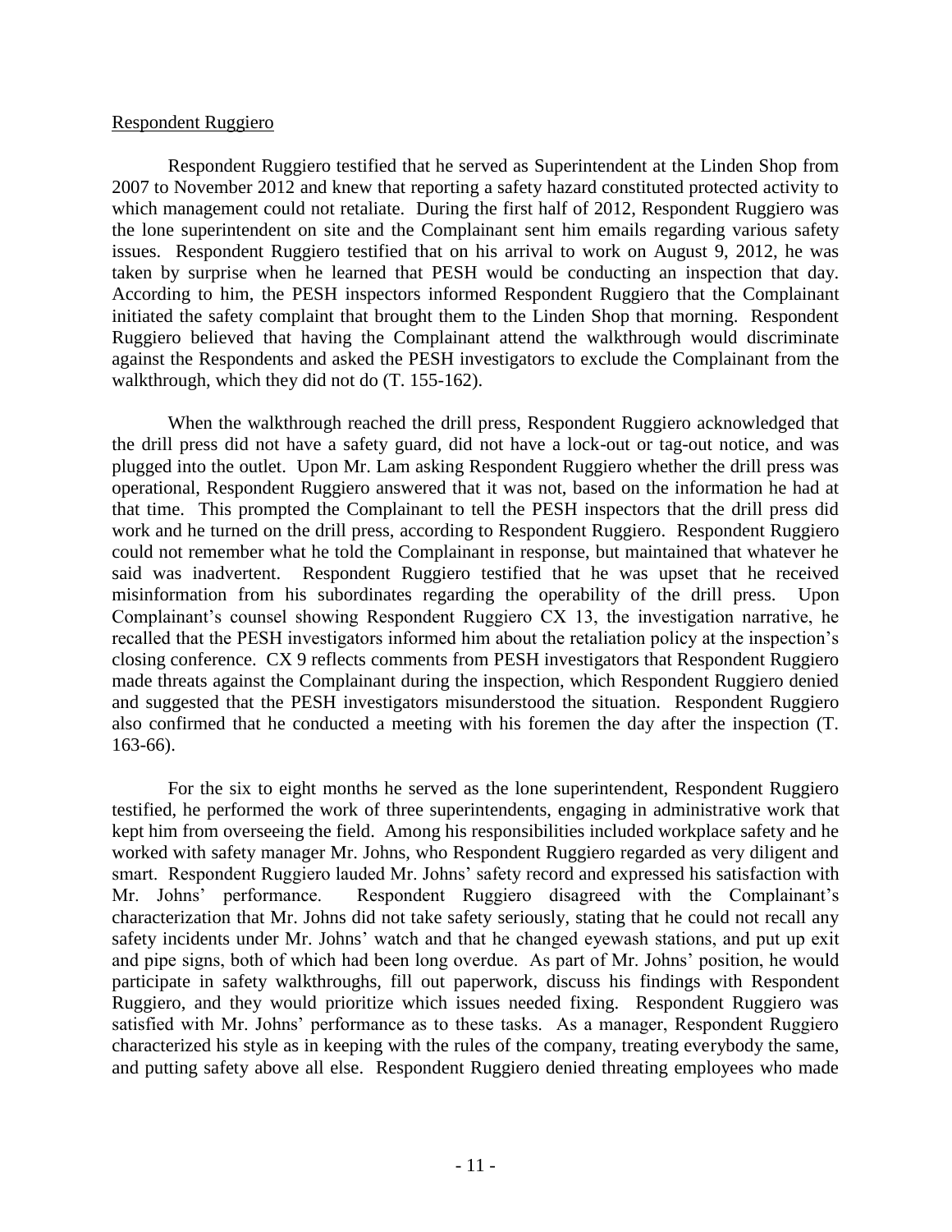Respondent Ruggiero

Respondent Ruggiero testified that he served as Superintendent at the Linden Shop from 2007 to November 2012 and knew that reporting a safety hazard constituted protected activity to which management could not retaliate. During the first half of 2012, Respondent Ruggiero was the lone superintendent on site and the Complainant sent him emails regarding various safety issues. Respondent Ruggiero testified that on his arrival to work on August 9, 2012, he was taken by surprise when he learned that PESH would be conducting an inspection that day. According to him, the PESH inspectors informed Respondent Ruggiero that the Complainant initiated the safety complaint that brought them to the Linden Shop that morning. Respondent Ruggiero believed that having the Complainant attend the walkthrough would discriminate against the Respondents and asked the PESH investigators to exclude the Complainant from the walkthrough, which they did not do (T. 155-162).

When the walkthrough reached the drill press, Respondent Ruggiero acknowledged that the drill press did not have a safety guard, did not have a lock-out or tag-out notice, and was plugged into the outlet. Upon Mr. Lam asking Respondent Ruggiero whether the drill press was operational, Respondent Ruggiero answered that it was not, based on the information he had at that time. This prompted the Complainant to tell the PESH inspectors that the drill press did work and he turned on the drill press, according to Respondent Ruggiero. Respondent Ruggiero could not remember what he told the Complainant in response, but maintained that whatever he said was inadvertent. Respondent Ruggiero testified that he was upset that he received misinformation from his subordinates regarding the operability of the drill press. Upon Complainant's counsel showing Respondent Ruggiero CX 13, the investigation narrative, he recalled that the PESH investigators informed him about the retaliation policy at the inspection's closing conference. CX 9 reflects comments from PESH investigators that Respondent Ruggiero made threats against the Complainant during the inspection, which Respondent Ruggiero denied and suggested that the PESH investigators misunderstood the situation. Respondent Ruggiero also confirmed that he conducted a meeting with his foremen the day after the inspection (T. 163-66).

For the six to eight months he served as the lone superintendent, Respondent Ruggiero testified, he performed the work of three superintendents, engaging in administrative work that kept him from overseeing the field. Among his responsibilities included workplace safety and he worked with safety manager Mr. Johns, who Respondent Ruggiero regarded as very diligent and smart. Respondent Ruggiero lauded Mr. Johns' safety record and expressed his satisfaction with Mr. Johns' performance. Respondent Ruggiero disagreed with the Complainant's characterization that Mr. Johns did not take safety seriously, stating that he could not recall any safety incidents under Mr. Johns' watch and that he changed eyewash stations, and put up exit and pipe signs, both of which had been long overdue. As part of Mr. Johns' position, he would participate in safety walkthroughs, fill out paperwork, discuss his findings with Respondent Ruggiero, and they would prioritize which issues needed fixing. Respondent Ruggiero was satisfied with Mr. Johns' performance as to these tasks. As a manager, Respondent Ruggiero characterized his style as in keeping with the rules of the company, treating everybody the same, and putting safety above all else. Respondent Ruggiero denied threatening employees who made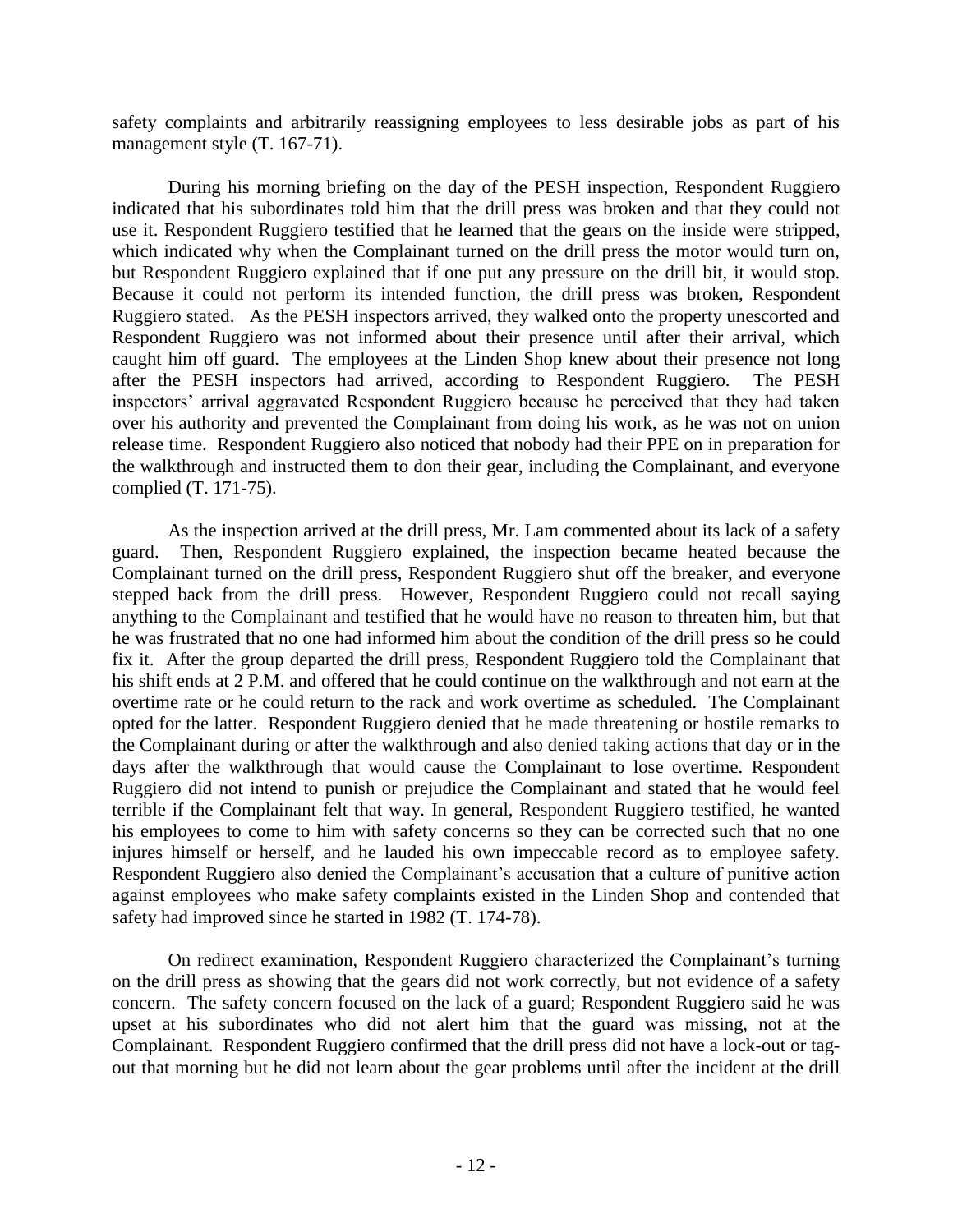safety complaints and arbitrarily reassigning employees to less desirable jobs as part of his management style (T. 167-71).

During his morning briefing on the day of the PESH inspection, Respondent Ruggiero indicated that his subordinates told him that the drill press was broken and that they could not use it. Respondent Ruggiero testified that he learned that the gears on the inside were stripped, which indicated why when the Complainant turned on the drill press the motor would turn on, but Respondent Ruggiero explained that if one put any pressure on the drill bit, it would stop. Because it could not perform its intended function, the drill press was broken, Respondent Ruggiero stated. As the PESH inspectors arrived, they walked onto the property unescorted and Respondent Ruggiero was not informed about their presence until after their arrival, which caught him off guard. The employees at the Linden Shop knew about their presence not long after the PESH inspectors had arrived, according to Respondent Ruggiero. The PESH inspectors' arrival aggravated Respondent Ruggiero because he perceived that they had taken over his authority and prevented the Complainant from doing his work, as he was not on union release time. Respondent Ruggiero also noticed that nobody had their PPE on in preparation for the walkthrough and instructed them to don their gear, including the Complainant, and everyone complied (T. 171-75).

As the inspection arrived at the drill press, Mr. Lam commented about its lack of a safety guard. Then, Respondent Ruggiero explained, the inspection became heated because the Complainant turned on the drill press, Respondent Ruggiero shut off the breaker, and everyone stepped back from the drill press. However, Respondent Ruggiero could not recall saying anything to the Complainant and testified that he would have no reason to threaten him, but that he was frustrated that no one had informed him about the condition of the drill press so he could fix it. After the group departed the drill press, Respondent Ruggiero told the Complainant that his shift ends at 2 P.M. and offered that he could continue on the walkthrough and not earn at the overtime rate or he could return to the rack and work overtime as scheduled. The Complainant opted for the latter. Respondent Ruggiero denied that he made threatening or hostile remarks to the Complainant during or after the walkthrough and also denied taking actions that day or in the days after the walkthrough that would cause the Complainant to lose overtime. Respondent Ruggiero did not intend to punish or prejudice the Complainant and stated that he would feel terrible if the Complainant felt that way. In general, Respondent Ruggiero testified, he wanted his employees to come to him with safety concerns so they can be corrected such that no one injures himself or herself, and he lauded his own impeccable record as to employee safety. Respondent Ruggiero also denied the Complainant's accusation that a culture of punitive action against employees who make safety complaints existed in the Linden Shop and contended that safety had improved since he started in 1982 (T. 174-78).

On redirect examination, Respondent Ruggiero characterized the Complainant's turning on the drill press as showing that the gears did not work correctly, but not evidence of a safety concern. The safety concern focused on the lack of a guard; Respondent Ruggiero said he was upset at his subordinates who did not alert him that the guard was missing, not at the Complainant. Respondent Ruggiero confirmed that the drill press did not have a lock-out or tag-out that morning but he did not learn about the gear problems until after the incident at the drill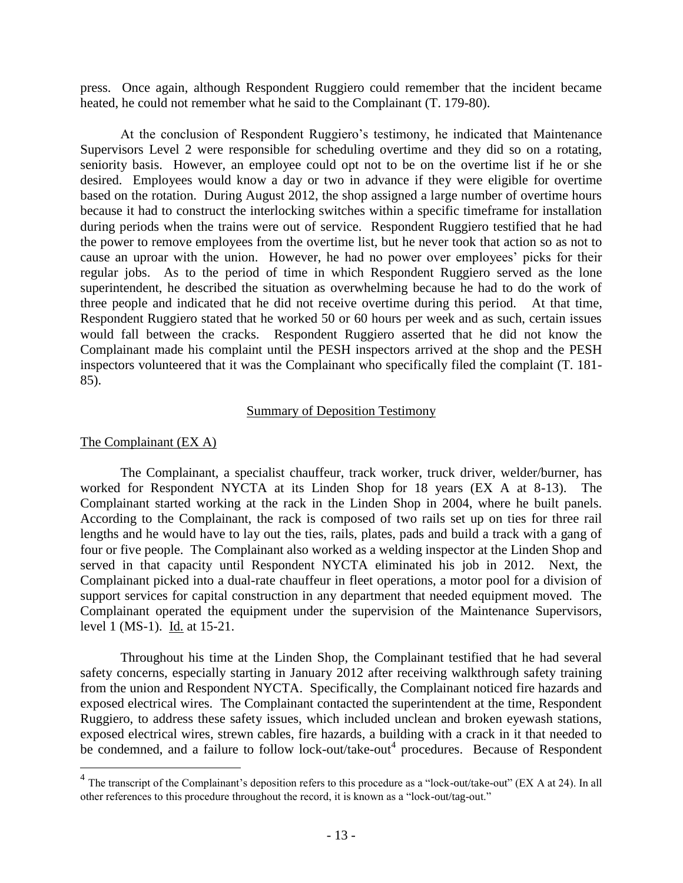press. Once again, although Respondent Ruggiero could remember that the incident became heated, he could not remember what he said to the Complainant (T. 179-80).

At the conclusion of Respondent Ruggiero's testimony, he indicated that Maintenance Supervisors Level 2 were responsible for scheduling overtime and they did so on a rotating, seniority basis. However, an employee could opt not to be on the overtime list if he or she desired. Employees would know a day or two in advance if they were eligible for overtime based on the rotation. During August 2012, the shop assigned a large number of overtime hours because it had to construct the interlocking switches within a specific timeframe for installation during periods when the trains were out of service. Respondent Ruggiero testified that he had the power to remove employees from the overtime list, but he never took that action so as not to cause an uproar with the union. However, he had no power over employees' picks for their regular jobs. As to the period of time in which Respondent Ruggiero served as the lone superintendent, he described the situation as overwhelming because he had to do the work of three people and indicated that he did not receive overtime during this period. At that time, Respondent Ruggiero stated that he worked 50 or 60 hours per week and as such, certain issues would fall between the cracks. Respondent Ruggiero asserted that he did not know the Complainant made his complaint until the PESH inspectors arrived at the shop and the PESH inspectors volunteered that it was the Complainant who specifically filed the complaint (T. 181-85).

## Summary of Deposition Testimony

### The Complainant (EX A)

The Complainant, a specialist chauffeur, track worker, truck driver, welder/burner, has worked for Respondent NYCTA at its Linden Shop for 18 years (EX A at 8-13). The Complainant started working at the rack in the Linden Shop in 2004, where he built panels. According to the Complainant, the rack is composed of two rails set up on ties for three rail lengths and he would have to lay out the ties, rails, plates, pads and build a track with a gang of four or five people. The Complainant also worked as a welding inspector at the Linden Shop and served in that capacity until Respondent NYCTA eliminated his job in 2012. Next, the Complainant picked into a dual-rate chauffeur in fleet operations, a motor pool for a division of support services for capital construction in any department that needed equipment moved. The Complainant operated the equipment under the supervision of the Maintenance Supervisors, level 1 (MS-1). Id. at 15-21.

Throughout his time at the Linden Shop, the Complainant testified that he had several safety concerns, especially starting in January 2012 after receiving walkthrough safety training from the union and Respondent NYCTA. Specifically, the Complainant noticed fire hazards and exposed electrical wires. The Complainant contacted the superintendent at the time, Respondent Ruggiero, to address these safety issues, which included unclean and broken eyewash stations, exposed electrical wires, strewn cables, fire hazards, a building with a crack in it that needed to be condemned, and a failure to follow lock-out/take-out[4] procedures. Because of Respondent

[4] The transcript of the Complainant's deposition refers to this procedure as a "lock-out/take-out" (EX A at 24). In all other references to this procedure throughout the record, it is known as a "lock-out/tag-out."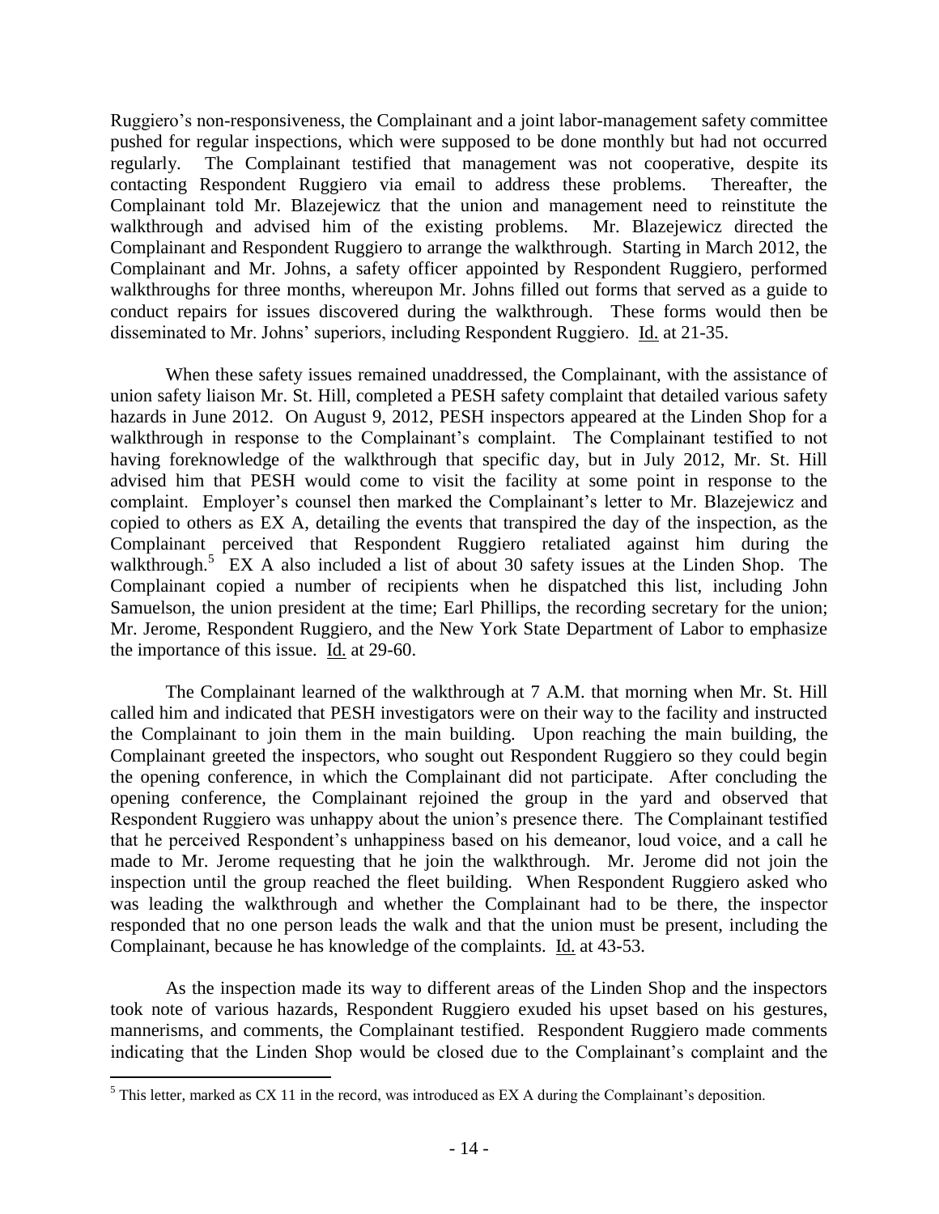Ruggiero's non-responsiveness, the Complainant and a joint labor-management safety committee pushed for regular inspections, which were supposed to be done monthly but had not occurred regularly. The Complainant testified that management was not cooperative, despite its contacting Respondent Ruggiero via email to address these problems. Thereafter, the Complainant told Mr. Blazejewicz that the union and management need to reinstitute the walkthrough and advised him of the existing problems. Mr. Blazejewicz directed the Complainant and Respondent Ruggiero to arrange the walkthrough. Starting in March 2012, the Complainant and Mr. Johns, a safety officer appointed by Respondent Ruggiero, performed walkthroughs for three months, whereupon Mr. Johns filled out forms that served as a guide to conduct repairs for issues discovered during the walkthrough. These forms would then be disseminated to Mr. Johns' superiors, including Respondent Ruggiero. Id. at 21-35.

When these safety issues remained unaddressed, the Complainant, with the assistance of union safety liaison Mr. St. Hill, completed a PESH safety complaint that detailed various safety hazards in June 2012. On August 9, 2012, PESH inspectors appeared at the Linden Shop for a walkthrough in response to the Complainant's complaint. The Complainant testified to not having foreknowledge of the walkthrough that specific day, but in July 2012, Mr. St. Hill advised him that PESH would come to visit the facility at some point in response to the complaint. Employer's counsel then marked the Complainant's letter to Mr. Blazejewicz and copied to others as EX A, detailing the events that transpired the day of the inspection, as the Complainant perceived that Respondent Ruggiero retaliated against him during the walkthrough.[5] EX A also included a list of about 30 safety issues at the Linden Shop. The Complainant copied a number of recipients when he dispatched this list, including John Samuelson, the union president at the time; Earl Phillips, the recording secretary for the union; Mr. Jerome, Respondent Ruggiero, and the New York State Department of Labor to emphasize the importance of this issue. Id. at 29-60.

The Complainant learned of the walkthrough at 7 A.M. that morning when Mr. St. Hill called him and indicated that PESH investigators were on their way to the facility and instructed the Complainant to join them in the main building. Upon reaching the main building, the Complainant greeted the inspectors, who sought out Respondent Ruggiero so they could begin the opening conference, in which the Complainant did not participate. After concluding the opening conference, the Complainant rejoined the group in the yard and observed that Respondent Ruggiero was unhappy about the union's presence there. The Complainant testified that he perceived Respondent's unhappiness based on his demeanor, loud voice, and a call he made to Mr. Jerome requesting that he join the walkthrough. Mr. Jerome did not join the inspection until the group reached the fleet building. When Respondent Ruggiero asked who was leading the walkthrough and whether the Complainant had to be there, the inspector responded that no one person leads the walk and that the union must be present, including the Complainant, because he has knowledge of the complaints. Id. at 43-53.

As the inspection made its way to different areas of the Linden Shop and the inspectors took note of various hazards, Respondent Ruggiero exuded his upset based on his gestures, mannerisms, and comments, the Complainant testified. Respondent Ruggiero made comments indicating that the Linden Shop would be closed due to the Complainant's complaint and the

[5] This letter, marked as CX 11 in the record, was introduced as EX A during the Complainant's deposition.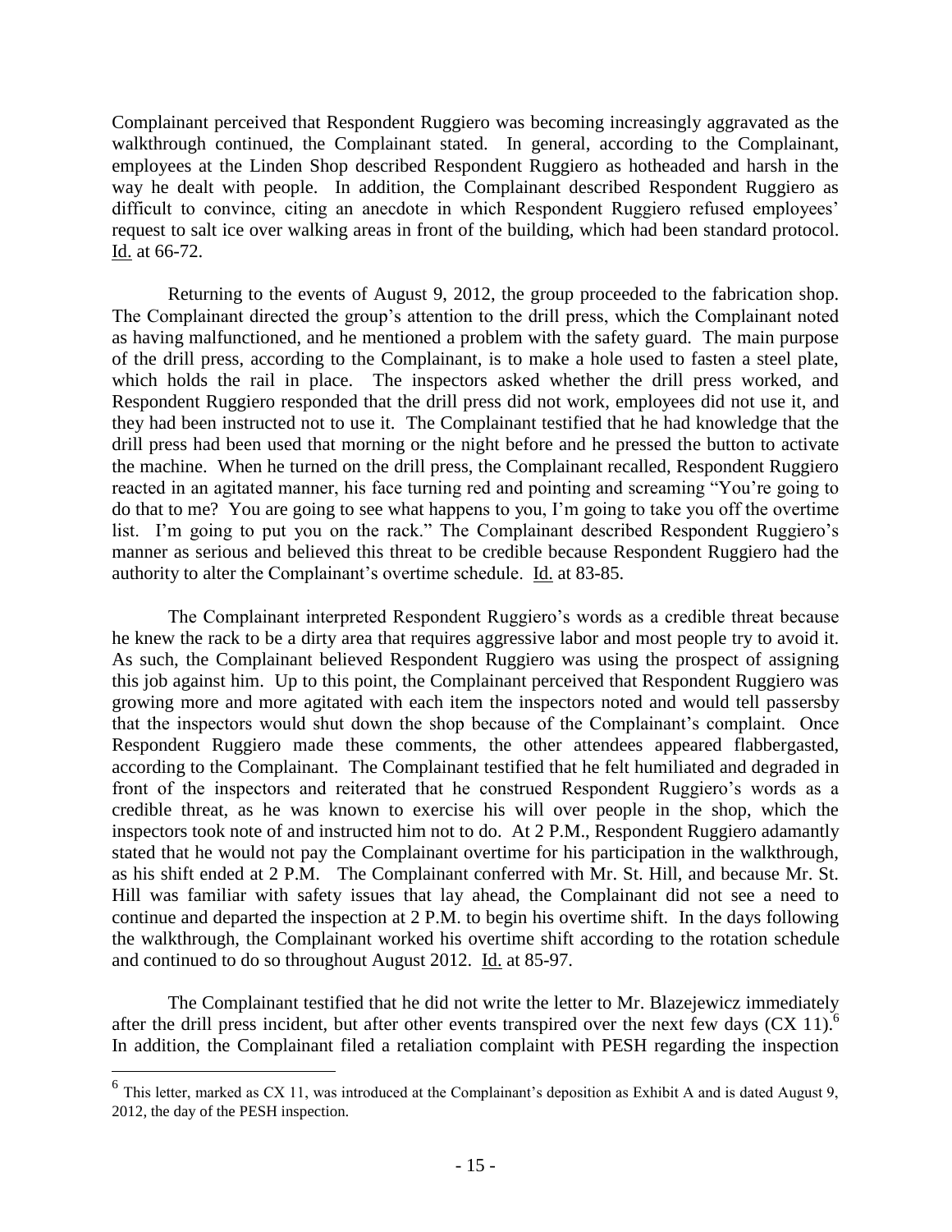Complainant perceived that Respondent Ruggiero was becoming increasingly aggravated as the walkthrough continued, the Complainant stated. In general, according to the Complainant, employees at the Linden Shop described Respondent Ruggiero as hotheaded and harsh in the way he dealt with people. In addition, the Complainant described Respondent Ruggiero as difficult to convince, citing an anecdote in which Respondent Ruggiero refused employees' request to salt ice over walking areas in front of the building, which had been standard protocol. Id. at 66-72.

Returning to the events of August 9, 2012, the group proceeded to the fabrication shop. The Complainant directed the group's attention to the drill press, which the Complainant noted as having malfunctioned, and he mentioned a problem with the safety guard. The main purpose of the drill press, according to the Complainant, is to make a hole used to fasten a steel plate, which holds the rail in place. The inspectors asked whether the drill press worked, and Respondent Ruggiero responded that the drill press did not work, employees did not use it, and they had been instructed not to use it. The Complainant testified that he had knowledge that the drill press had been used that morning or the night before and he pressed the button to activate the machine. When he turned on the drill press, the Complainant recalled, Respondent Ruggiero reacted in an agitated manner, his face turning red and pointing and screaming "You're going to do that to me? You are going to see what happens to you, I'm going to take you off the overtime list. I'm going to put you on the rack." The Complainant described Respondent Ruggiero's manner as serious and believed this threat to be credible because Respondent Ruggiero had the authority to alter the Complainant's overtime schedule. Id. at 83-85.

The Complainant interpreted Respondent Ruggiero's words as a credible threat because he knew the rack to be a dirty area that requires aggressive labor and most people try to avoid it. As such, the Complainant believed Respondent Ruggiero was using the prospect of assigning this job against him. Up to this point, the Complainant perceived that Respondent Ruggiero was growing more and more agitated with each item the inspectors noted and would tell passersby that the inspectors would shut down the shop because of the Complainant's complaint. Once Respondent Ruggiero made these comments, the other attendees appeared flabbergasted, according to the Complainant. The Complainant testified that he felt humiliated and degraded in front of the inspectors and reiterated that he construed Respondent Ruggiero's words as a credible threat, as he was known to exercise his will over people in the shop, which the inspectors took note of and instructed him not to do. At 2 P.M., Respondent Ruggiero adamantly stated that he would not pay the Complainant overtime for his participation in the walkthrough, as his shift ended at 2 P.M. The Complainant conferred with Mr. St. Hill, and because Mr. St. Hill was familiar with safety issues that lay ahead, the Complainant did not see a need to continue and departed the inspection at 2 P.M. to begin his overtime shift. In the days following the walkthrough, the Complainant worked his overtime shift according to the rotation schedule and continued to do so throughout August 2012. Id. at 85-97.

The Complainant testified that he did not write the letter to Mr. Blazejewicz immediately after the drill press incident, but after other events transpired over the next few days (CX 11).[6] In addition, the Complainant filed a retaliation complaint with PESH regarding the inspection

[6] This letter, marked as CX 11, was introduced at the Complainant's deposition as Exhibit A and is dated August 9, 2012, the day of the PESH inspection.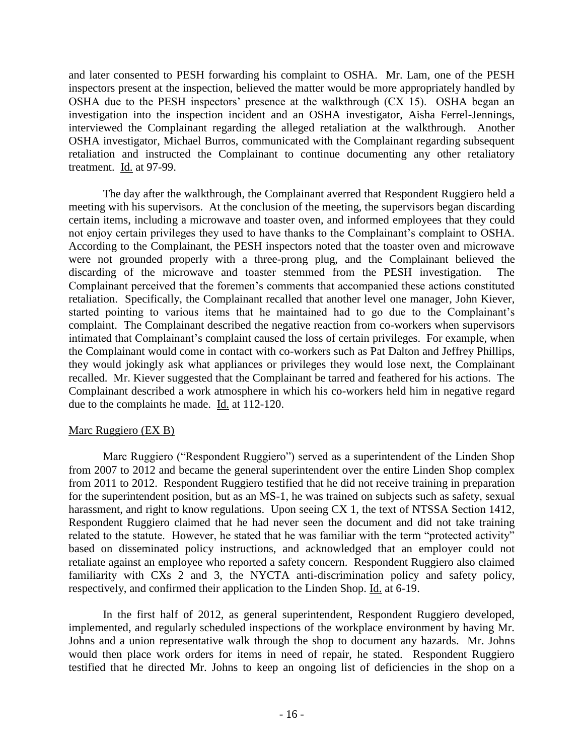and later consented to PESH forwarding his complaint to OSHA. Mr. Lam, one of the PESH inspectors present at the inspection, believed the matter would be more appropriately handled by OSHA due to the PESH inspectors' presence at the walkthrough (CX 15). OSHA began an investigation into the inspection incident and an OSHA investigator, Aisha Ferrel-Jennings, interviewed the Complainant regarding the alleged retaliation at the walkthrough. Another OSHA investigator, Michael Burros, communicated with the Complainant regarding subsequent retaliation and instructed the Complainant to continue documenting any other retaliatory treatment. Id. at 97-99.

The day after the walkthrough, the Complainant averred that Respondent Ruggiero held a meeting with his supervisors. At the conclusion of the meeting, the supervisors began discarding certain items, including a microwave and toaster oven, and informed employees that they could not enjoy certain privileges they used to have thanks to the Complainant's complaint to OSHA. According to the Complainant, the PESH inspectors noted that the toaster oven and microwave were not grounded properly with a three-prong plug, and the Complainant believed the discarding of the microwave and toaster stemmed from the PESH investigation. The Complainant perceived that the foremen's comments that accompanied these actions constituted retaliation. Specifically, the Complainant recalled that another level one manager, John Kiever, started pointing to various items that he maintained had to go due to the Complainant's complaint. The Complainant described the negative reaction from co-workers when supervisors intimated that Complainant's complaint caused the loss of certain privileges. For example, when the Complainant would come in contact with co-workers such as Pat Dalton and Jeffrey Phillips, they would jokingly ask what appliances or privileges they would lose next, the Complainant recalled. Mr. Kiever suggested that the Complainant be tarred and feathered for his actions. The Complainant described a work atmosphere in which his co-workers held him in negative regard due to the complaints he made. Id. at 112-120.

Marc Ruggiero (EX B)

Marc Ruggiero ("Respondent Ruggiero") served as a superintendent of the Linden Shop from 2007 to 2012 and became the general superintendent over the entire Linden Shop complex from 2011 to 2012. Respondent Ruggiero testified that he did not receive training in preparation for the superintendent position, but as an MS-1, he was trained on subjects such as safety, sexual harassment, and right to know regulations. Upon seeing CX 1, the text of NTSSA Section 1412, Respondent Ruggiero claimed that he had never seen the document and did not take training related to the statute. However, he stated that he was familiar with the term "protected activity" based on disseminated policy instructions, and acknowledged that an employer could not retaliate against an employee who reported a safety concern. Respondent Ruggiero also claimed familiarity with CXs 2 and 3, the NYCTA anti-discrimination policy and safety policy, respectively, and confirmed their application to the Linden Shop. Id. at 6-19.

In the first half of 2012, as general superintendent, Respondent Ruggiero developed, implemented, and regularly scheduled inspections of the workplace environment by having Mr. Johns and a union representative walk through the shop to document any hazards. Mr. Johns would then place work orders for items in need of repair, he stated. Respondent Ruggiero testified that he directed Mr. Johns to keep an ongoing list of deficiencies in the shop on a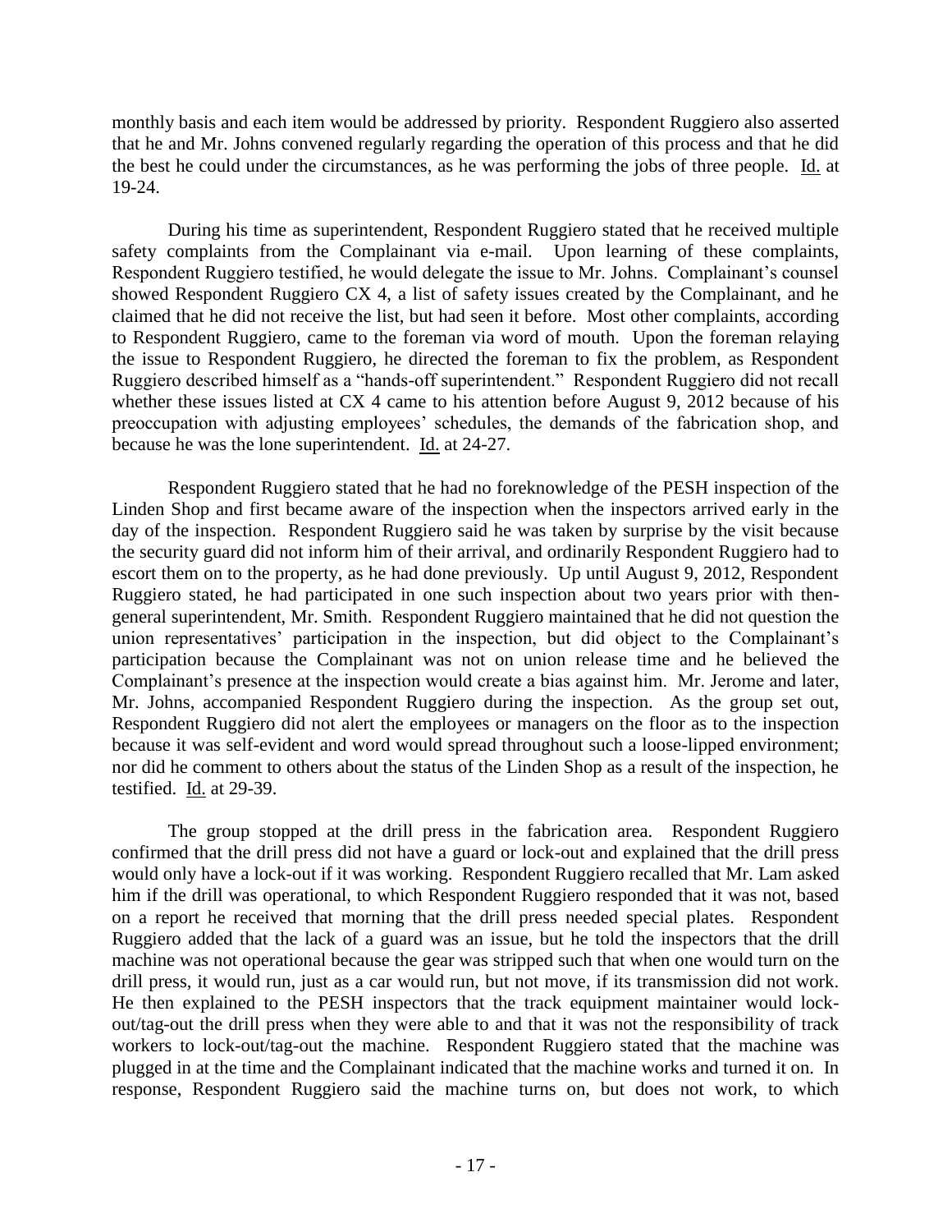monthly basis and each item would be addressed by priority. Respondent Ruggiero also asserted that he and Mr. Johns convened regularly regarding the operation of this process and that he did the best he could under the circumstances, as he was performing the jobs of three people. Id. at 19-24.

During his time as superintendent, Respondent Ruggiero stated that he received multiple safety complaints from the Complainant via e-mail. Upon learning of these complaints, Respondent Ruggiero testified, he would delegate the issue to Mr. Johns. Complainant's counsel showed Respondent Ruggiero CX 4, a list of safety issues created by the Complainant, and he claimed that he did not receive the list, but had seen it before. Most other complaints, according to Respondent Ruggiero, came to the foreman via word of mouth. Upon the foreman relaying the issue to Respondent Ruggiero, he directed the foreman to fix the problem, as Respondent Ruggiero described himself as a "hands-off superintendent." Respondent Ruggiero did not recall whether these issues listed at CX 4 came to his attention before August 9, 2012 because of his preoccupation with adjusting employees' schedules, the demands of the fabrication shop, and because he was the lone superintendent. Id. at 24-27.

Respondent Ruggiero stated that he had no foreknowledge of the PESH inspection of the Linden Shop and first became aware of the inspection when the inspectors arrived early in the day of the inspection. Respondent Ruggiero said he was taken by surprise by the visit because the security guard did not inform him of their arrival, and ordinarily Respondent Ruggiero had to escort them on to the property, as he had done previously. Up until August 9, 2012, Respondent Ruggiero stated, he had participated in one such inspection about two years prior with then-general superintendent, Mr. Smith. Respondent Ruggiero maintained that he did not question the union representatives' participation in the inspection, but did object to the Complainant's participation because the Complainant was not on union release time and he believed the Complainant's presence at the inspection would create a bias against him. Mr. Jerome and later, Mr. Johns, accompanied Respondent Ruggiero during the inspection. As the group set out, Respondent Ruggiero did not alert the employees or managers on the floor as to the inspection because it was self-evident and word would spread throughout such a loose-lipped environment; nor did he comment to others about the status of the Linden Shop as a result of the inspection, he testified. Id. at 29-39.

The group stopped at the drill press in the fabrication area. Respondent Ruggiero confirmed that the drill press did not have a guard or lock-out and explained that the drill press would only have a lock-out if it was working. Respondent Ruggiero recalled that Mr. Lam asked him if the drill was operational, to which Respondent Ruggiero responded that it was not, based on a report he received that morning that the drill press needed special plates. Respondent Ruggiero added that the lack of a guard was an issue, but he told the inspectors that the drill machine was not operational because the gear was stripped such that when one would turn on the drill press, it would run, just as a car would run, but not move, if its transmission did not work. He then explained to the PESH inspectors that the track equipment maintainer would lock-out/tag-out the drill press when they were able to and that it was not the responsibility of track workers to lock-out/tag-out the machine. Respondent Ruggiero stated that the machine was plugged in at the time and the Complainant indicated that the machine works and turned it on. In response, Respondent Ruggiero said the machine turns on, but does not work, to which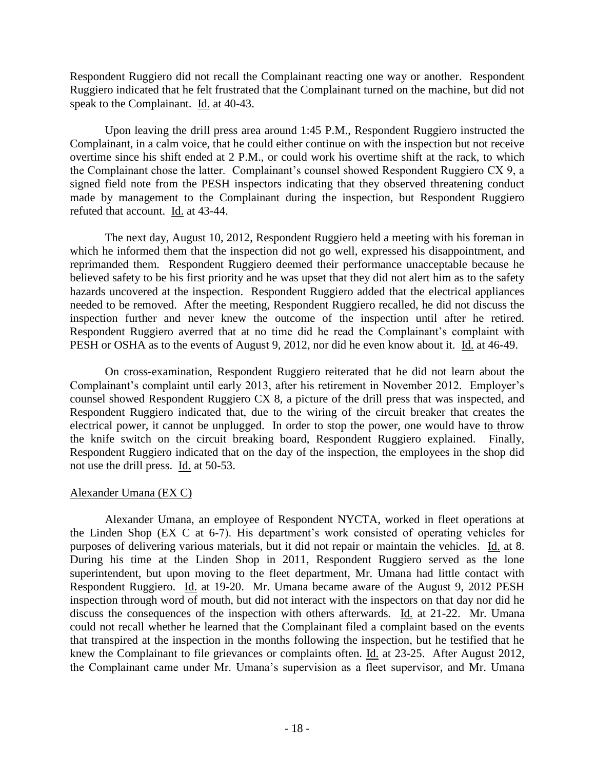Respondent Ruggiero did not recall the Complainant reacting one way or another. Respondent Ruggiero indicated that he felt frustrated that the Complainant turned on the machine, but did not speak to the Complainant. Id. at 40-43.

Upon leaving the drill press area around 1:45 P.M., Respondent Ruggiero instructed the Complainant, in a calm voice, that he could either continue on with the inspection but not receive overtime since his shift ended at 2 P.M., or could work his overtime shift at the rack, to which the Complainant chose the latter. Complainant's counsel showed Respondent Ruggiero CX 9, a signed field note from the PESH inspectors indicating that they observed threatening conduct made by management to the Complainant during the inspection, but Respondent Ruggiero refuted that account. Id. at 43-44.

The next day, August 10, 2012, Respondent Ruggiero held a meeting with his foreman in which he informed them that the inspection did not go well, expressed his disappointment, and reprimanded them. Respondent Ruggiero deemed their performance unacceptable because he believed safety to be his first priority and he was upset that they did not alert him as to the safety hazards uncovered at the inspection. Respondent Ruggiero added that the electrical appliances needed to be removed. After the meeting, Respondent Ruggiero recalled, he did not discuss the inspection further and never knew the outcome of the inspection until after he retired. Respondent Ruggiero averred that at no time did he read the Complainant's complaint with PESH or OSHA as to the events of August 9, 2012, nor did he even know about it. Id. at 46-49.

On cross-examination, Respondent Ruggiero reiterated that he did not learn about the Complainant's complaint until early 2013, after his retirement in November 2012. Employer's counsel showed Respondent Ruggiero CX 8, a picture of the drill press that was inspected, and Respondent Ruggiero indicated that, due to the wiring of the circuit breaker that creates the electrical power, it cannot be unplugged. In order to stop the power, one would have to throw the knife switch on the circuit breaking board, Respondent Ruggiero explained. Finally, Respondent Ruggiero indicated that on the day of the inspection, the employees in the shop did not use the drill press. Id. at 50-53.

Alexander Umana (EX C)

Alexander Umana, an employee of Respondent NYCTA, worked in fleet operations at the Linden Shop (EX C at 6-7). His department's work consisted of operating vehicles for purposes of delivering various materials, but it did not repair or maintain the vehicles. Id. at 8. During his time at the Linden Shop in 2011, Respondent Ruggiero served as the lone superintendent, but upon moving to the fleet department, Mr. Umana had little contact with Respondent Ruggiero. Id. at 19-20. Mr. Umana became aware of the August 9, 2012 PESH inspection through word of mouth, but did not interact with the inspectors on that day nor did he discuss the consequences of the inspection with others afterwards. Id. at 21-22. Mr. Umana could not recall whether he learned that the Complainant filed a complaint based on the events that transpired at the inspection in the months following the inspection, but he testified that he knew the Complainant to file grievances or complaints often. Id. at 23-25. After August 2012, the Complainant came under Mr. Umana's supervision as a fleet supervisor, and Mr. Umana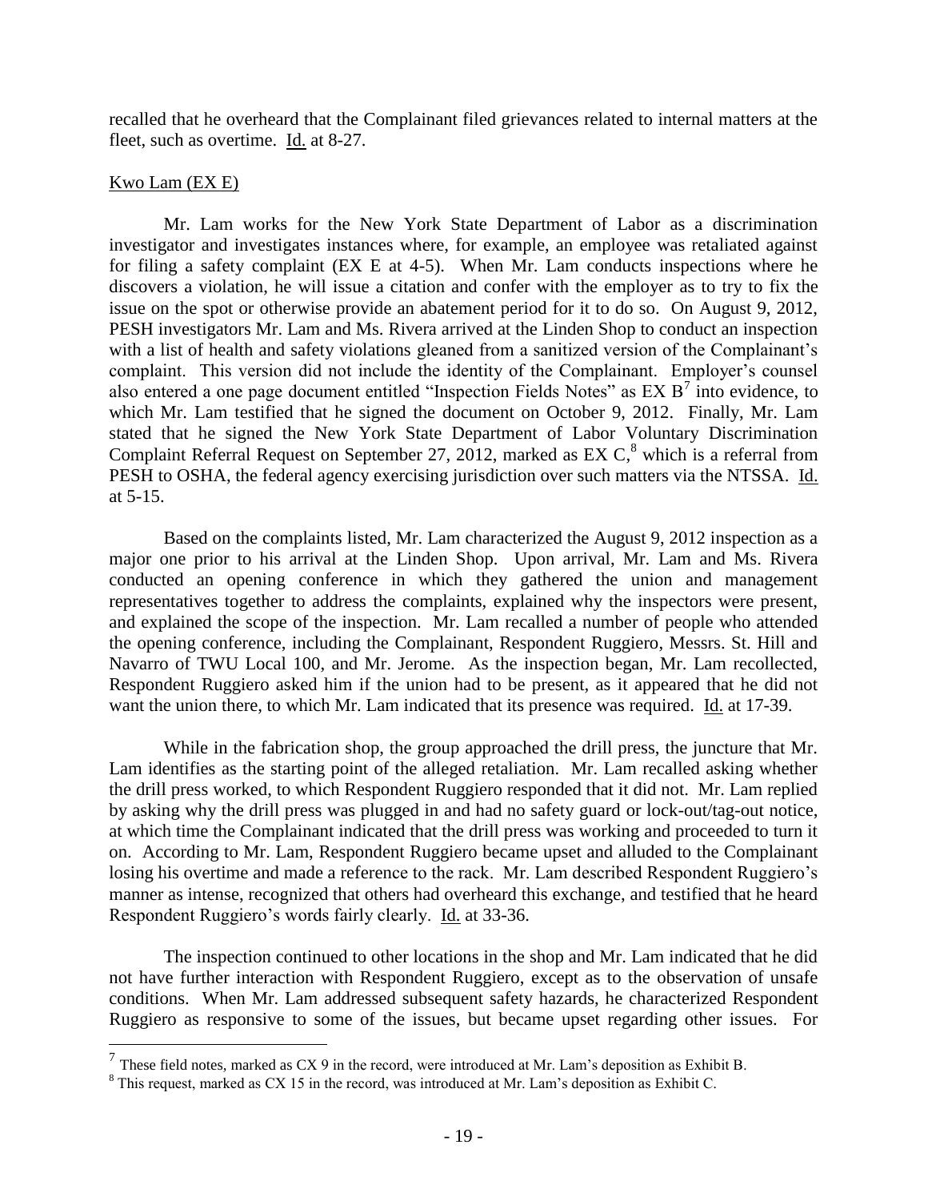recalled that he overheard that the Complainant filed grievances related to internal matters at the fleet, such as overtime. Id. at 8-27.

Kwo Lam (EX E)

Mr. Lam works for the New York State Department of Labor as a discrimination investigator and investigates instances where, for example, an employee was retaliated against for filing a safety complaint (EX E at 4-5). When Mr. Lam conducts inspections where he discovers a violation, he will issue a citation and confer with the employer as to try to fix the issue on the spot or otherwise provide an abatement period for it to do so. On August 9, 2012, PESH investigators Mr. Lam and Ms. Rivera arrived at the Linden Shop to conduct an inspection with a list of health and safety violations gleaned from a sanitized version of the Complainant's complaint. This version did not include the identity of the Complainant. Employer's counsel also entered a one page document entitled "Inspection Fields Notes" as EX B[7] into evidence, to which Mr. Lam testified that he signed the document on October 9, 2012. Finally, Mr. Lam stated that he signed the New York State Department of Labor Voluntary Discrimination Complaint Referral Request on September 27, 2012, marked as EX C,[8] which is a referral from PESH to OSHA, the federal agency exercising jurisdiction over such matters via the NTSSA. Id. at 5-15.

Based on the complaints listed, Mr. Lam characterized the August 9, 2012 inspection as a major one prior to his arrival at the Linden Shop. Upon arrival, Mr. Lam and Ms. Rivera conducted an opening conference in which they gathered the union and management representatives together to address the complaints, explained why the inspectors were present, and explained the scope of the inspection. Mr. Lam recalled a number of people who attended the opening conference, including the Complainant, Respondent Ruggiero, Messrs. St. Hill and Navarro of TWU Local 100, and Mr. Jerome. As the inspection began, Mr. Lam recollected, Respondent Ruggiero asked him if the union had to be present, as it appeared that he did not want the union there, to which Mr. Lam indicated that its presence was required. Id. at 17-39.

While in the fabrication shop, the group approached the drill press, the juncture that Mr. Lam identifies as the starting point of the alleged retaliation. Mr. Lam recalled asking whether the drill press worked, to which Respondent Ruggiero responded that it did not. Mr. Lam replied by asking why the drill press was plugged in and had no safety guard or lock-out/tag-out notice, at which time the Complainant indicated that the drill press was working and proceeded to turn it on. According to Mr. Lam, Respondent Ruggiero became upset and alluded to the Complainant losing his overtime and made a reference to the rack. Mr. Lam described Respondent Ruggiero's manner as intense, recognized that others had overheard this exchange, and testified that he heard Respondent Ruggiero's words fairly clearly. Id. at 33-36.

The inspection continued to other locations in the shop and Mr. Lam indicated that he did not have further interaction with Respondent Ruggiero, except as to the observation of unsafe conditions. When Mr. Lam addressed subsequent safety hazards, he characterized Respondent Ruggiero as responsive to some of the issues, but became upset regarding other issues. For

[7] These field notes, marked as CX 9 in the record, were introduced at Mr. Lam's deposition as Exhibit B.

[8] This request, marked as CX 15 in the record, was introduced at Mr. Lam's deposition as Exhibit C.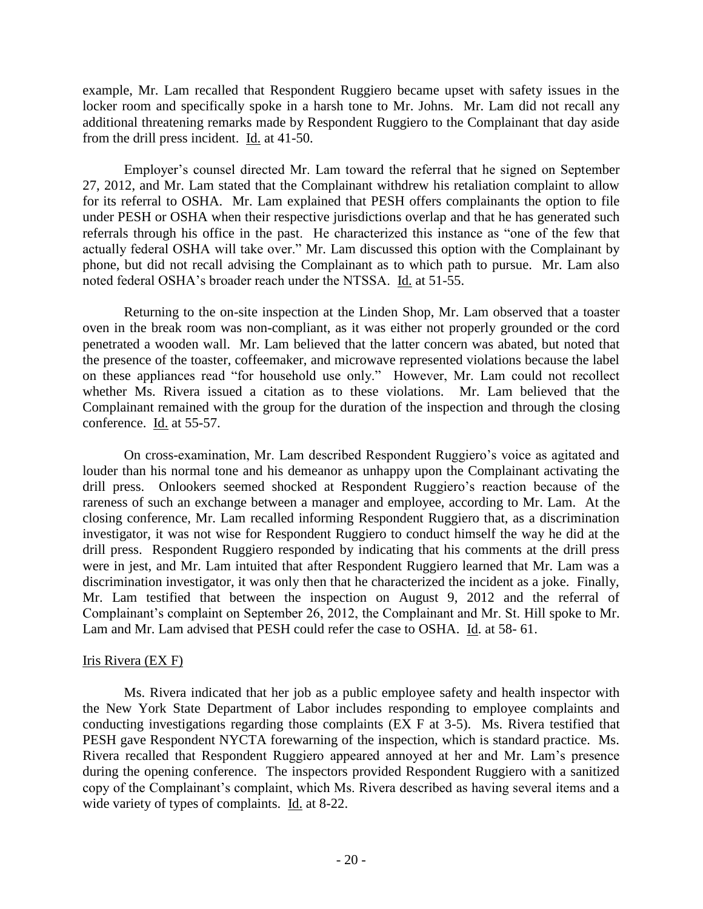example, Mr. Lam recalled that Respondent Ruggiero became upset with safety issues in the locker room and specifically spoke in a harsh tone to Mr. Johns. Mr. Lam did not recall any additional threatening remarks made by Respondent Ruggiero to the Complainant that day aside from the drill press incident. Id. at 41-50.

Employer's counsel directed Mr. Lam toward the referral that he signed on September 27, 2012, and Mr. Lam stated that the Complainant withdrew his retaliation complaint to allow for its referral to OSHA. Mr. Lam explained that PESH offers complainants the option to file under PESH or OSHA when their respective jurisdictions overlap and that he has generated such referrals through his office in the past. He characterized this instance as "one of the few that actually federal OSHA will take over." Mr. Lam discussed this option with the Complainant by phone, but did not recall advising the Complainant as to which path to pursue. Mr. Lam also noted federal OSHA's broader reach under the NTSSA. Id. at 51-55.

Returning to the on-site inspection at the Linden Shop, Mr. Lam observed that a toaster oven in the break room was non-compliant, as it was either not properly grounded or the cord penetrated a wooden wall. Mr. Lam believed that the latter concern was abated, but noted that the presence of the toaster, coffeemaker, and microwave represented violations because the label on these appliances read "for household use only." However, Mr. Lam could not recollect whether Ms. Rivera issued a citation as to these violations. Mr. Lam believed that the Complainant remained with the group for the duration of the inspection and through the closing conference. Id. at 55-57.

On cross-examination, Mr. Lam described Respondent Ruggiero's voice as agitated and louder than his normal tone and his demeanor as unhappy upon the Complainant activating the drill press. Onlookers seemed shocked at Respondent Ruggiero's reaction because of the rareness of such an exchange between a manager and employee, according to Mr. Lam. At the closing conference, Mr. Lam recalled informing Respondent Ruggiero that, as a discrimination investigator, it was not wise for Respondent Ruggiero to conduct himself the way he did at the drill press. Respondent Ruggiero responded by indicating that his comments at the drill press were in jest, and Mr. Lam intuited that after Respondent Ruggiero learned that Mr. Lam was a discrimination investigator, it was only then that he characterized the incident as a joke. Finally, Mr. Lam testified that between the inspection on August 9, 2012 and the referral of Complainant's complaint on September 26, 2012, the Complainant and Mr. St. Hill spoke to Mr. Lam and Mr. Lam advised that PESH could refer the case to OSHA. Id. at 58- 61.

Iris Rivera (EX F)

Ms. Rivera indicated that her job as a public employee safety and health inspector with the New York State Department of Labor includes responding to employee complaints and conducting investigations regarding those complaints (EX F at 3-5). Ms. Rivera testified that PESH gave Respondent NYCTA forewarning of the inspection, which is standard practice. Ms. Rivera recalled that Respondent Ruggiero appeared annoyed at her and Mr. Lam's presence during the opening conference. The inspectors provided Respondent Ruggiero with a sanitized copy of the Complainant's complaint, which Ms. Rivera described as having several items and a wide variety of types of complaints. Id. at 8-22.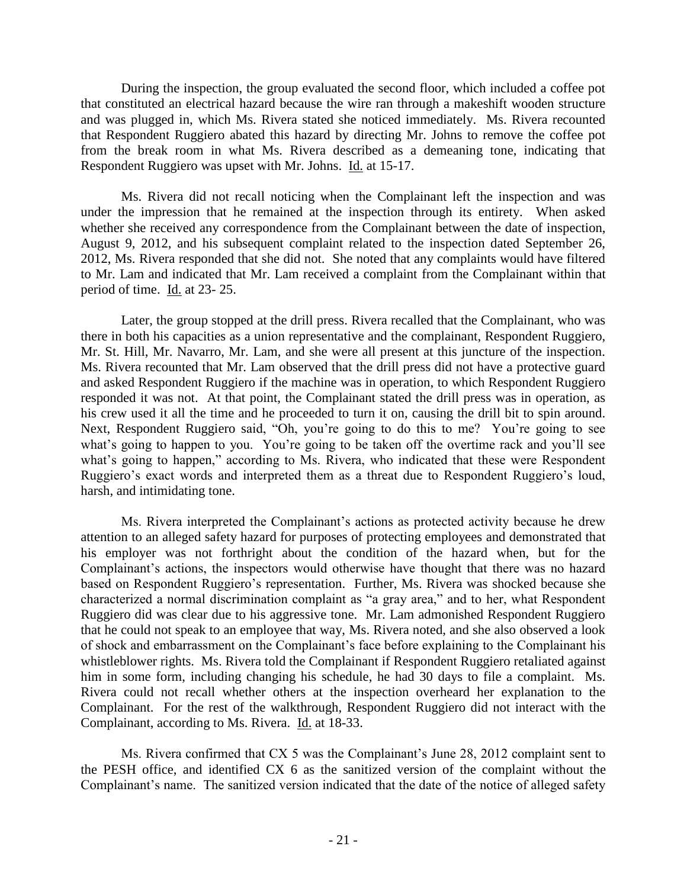During the inspection, the group evaluated the second floor, which included a coffee pot that constituted an electrical hazard because the wire ran through a makeshift wooden structure and was plugged in, which Ms. Rivera stated she noticed immediately. Ms. Rivera recounted that Respondent Ruggiero abated this hazard by directing Mr. Johns to remove the coffee pot from the break room in what Ms. Rivera described as a demeaning tone, indicating that Respondent Ruggiero was upset with Mr. Johns. Id. at 15-17.

Ms. Rivera did not recall noticing when the Complainant left the inspection and was under the impression that he remained at the inspection through its entirety. When asked whether she received any correspondence from the Complainant between the date of inspection, August 9, 2012, and his subsequent complaint related to the inspection dated September 26, 2012, Ms. Rivera responded that she did not. She noted that any complaints would have filtered to Mr. Lam and indicated that Mr. Lam received a complaint from the Complainant within that period of time. Id. at 23- 25.

Later, the group stopped at the drill press. Rivera recalled that the Complainant, who was there in both his capacities as a union representative and the complainant, Respondent Ruggiero, Mr. St. Hill, Mr. Navarro, Mr. Lam, and she were all present at this juncture of the inspection. Ms. Rivera recounted that Mr. Lam observed that the drill press did not have a protective guard and asked Respondent Ruggiero if the machine was in operation, to which Respondent Ruggiero responded it was not. At that point, the Complainant stated the drill press was in operation, as his crew used it all the time and he proceeded to turn it on, causing the drill bit to spin around. Next, Respondent Ruggiero said, "Oh, you're going to do this to me? You're going to see what's going to happen to you. You're going to be taken off the overtime rack and you'll see what's going to happen," according to Ms. Rivera, who indicated that these were Respondent Ruggiero's exact words and interpreted them as a threat due to Respondent Ruggiero's loud, harsh, and intimidating tone.

Ms. Rivera interpreted the Complainant's actions as protected activity because he drew attention to an alleged safety hazard for purposes of protecting employees and demonstrated that his employer was not forthright about the condition of the hazard when, but for the Complainant's actions, the inspectors would otherwise have thought that there was no hazard based on Respondent Ruggiero's representation. Further, Ms. Rivera was shocked because she characterized a normal discrimination complaint as "a gray area," and to her, what Respondent Ruggiero did was clear due to his aggressive tone. Mr. Lam admonished Respondent Ruggiero that he could not speak to an employee that way, Ms. Rivera noted, and she also observed a look of shock and embarrassment on the Complainant's face before explaining to the Complainant his whistleblower rights. Ms. Rivera told the Complainant if Respondent Ruggiero retaliated against him in some form, including changing his schedule, he had 30 days to file a complaint. Ms. Rivera could not recall whether others at the inspection overheard her explanation to the Complainant. For the rest of the walkthrough, Respondent Ruggiero did not interact with the Complainant, according to Ms. Rivera. Id. at 18-33.

Ms. Rivera confirmed that CX 5 was the Complainant's June 28, 2012 complaint sent to the PESH office, and identified CX 6 as the sanitized version of the complaint without the Complainant's name. The sanitized version indicated that the date of the notice of alleged safety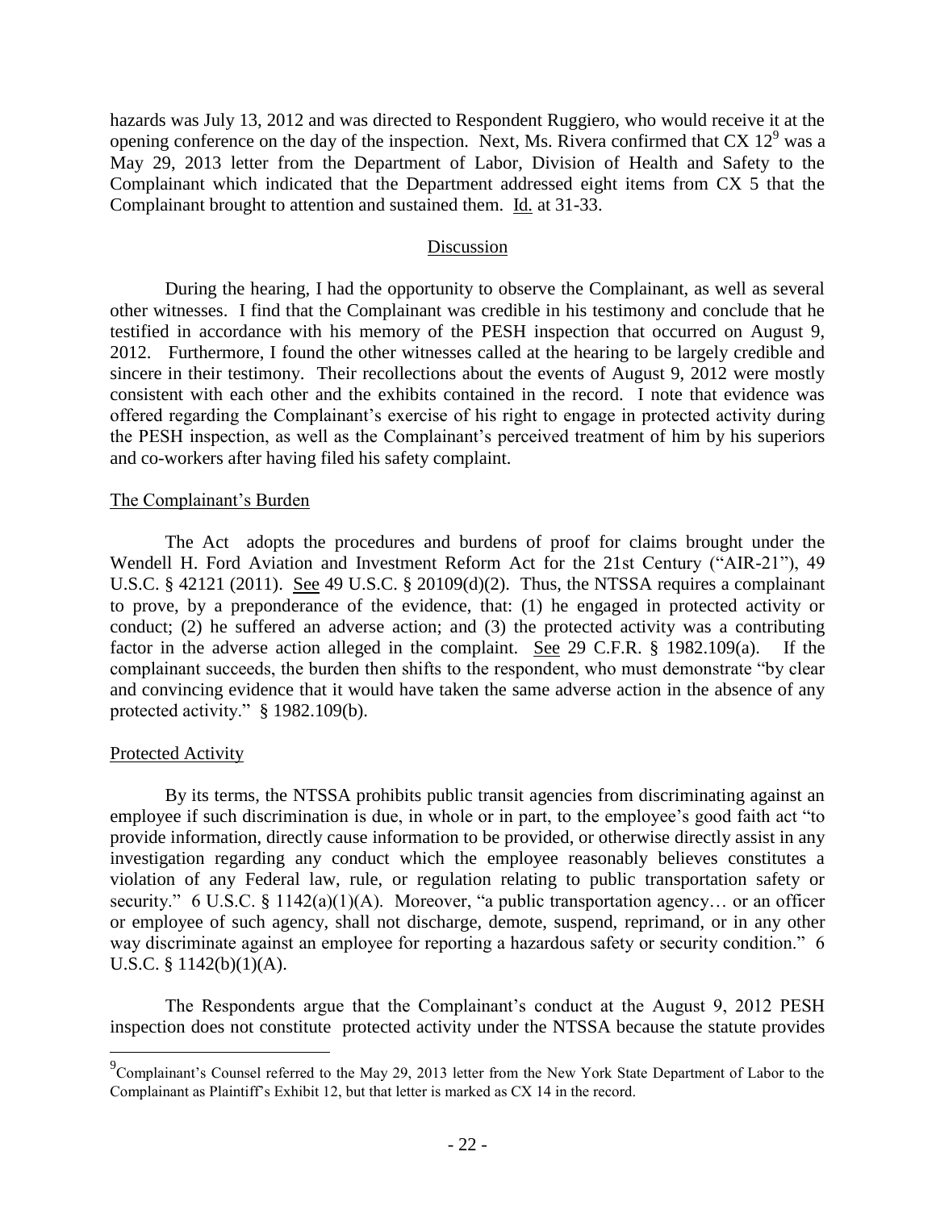hazards was July 13, 2012 and was directed to Respondent Ruggiero, who would receive it at the opening conference on the day of the inspection. Next, Ms. Rivera confirmed that CX 12[9] was a May 29, 2013 letter from the Department of Labor, Division of Health and Safety to the Complainant which indicated that the Department addressed eight items from CX 5 that the Complainant brought to attention and sustained them. Id. at 31-33.

## Discussion

During the hearing, I had the opportunity to observe the Complainant, as well as several other witnesses. I find that the Complainant was credible in his testimony and conclude that he testified in accordance with his memory of the PESH inspection that occurred on August 9, 2012. Furthermore, I found the other witnesses called at the hearing to be largely credible and sincere in their testimony. Their recollections about the events of August 9, 2012 were mostly consistent with each other and the exhibits contained in the record. I note that evidence was offered regarding the Complainant's exercise of his right to engage in protected activity during the PESH inspection, as well as the Complainant's perceived treatment of him by his superiors and co-workers after having filed his safety complaint.

### The Complainant's Burden

The Act adopts the procedures and burdens of proof for claims brought under the Wendell H. Ford Aviation and Investment Reform Act for the 21st Century ("AIR-21"), 49 U.S.C. § 42121 (2011). See 49 U.S.C. § 20109(d)(2). Thus, the NTSSA requires a complainant to prove, by a preponderance of the evidence, that: (1) he engaged in protected activity or conduct; (2) he suffered an adverse action; and (3) the protected activity was a contributing factor in the adverse action alleged in the complaint. See 29 C.F.R. § 1982.109(a). If the complainant succeeds, the burden then shifts to the respondent, who must demonstrate "by clear and convincing evidence that it would have taken the same adverse action in the absence of any protected activity." § 1982.109(b).

### Protected Activity

By its terms, the NTSSA prohibits public transit agencies from discriminating against an employee if such discrimination is due, in whole or in part, to the employee's good faith act "to provide information, directly cause information to be provided, or otherwise directly assist in any investigation regarding any conduct which the employee reasonably believes constitutes a violation of any Federal law, rule, or regulation relating to public transportation safety or security." 6 U.S.C. § 1142(a)(1)(A). Moreover, "a public transportation agency… or an officer or employee of such agency, shall not discharge, demote, suspend, reprimand, or in any other way discriminate against an employee for reporting a hazardous safety or security condition." 6 U.S.C. § 1142(b)(1)(A).

The Respondents argue that the Complainant's conduct at the August 9, 2012 PESH inspection does not constitute protected activity under the NTSSA because the statute provides

[9] Complainant's Counsel referred to the May 29, 2013 letter from the New York State Department of Labor to the Complainant as Plaintiff's Exhibit 12, but that letter is marked as CX 14 in the record.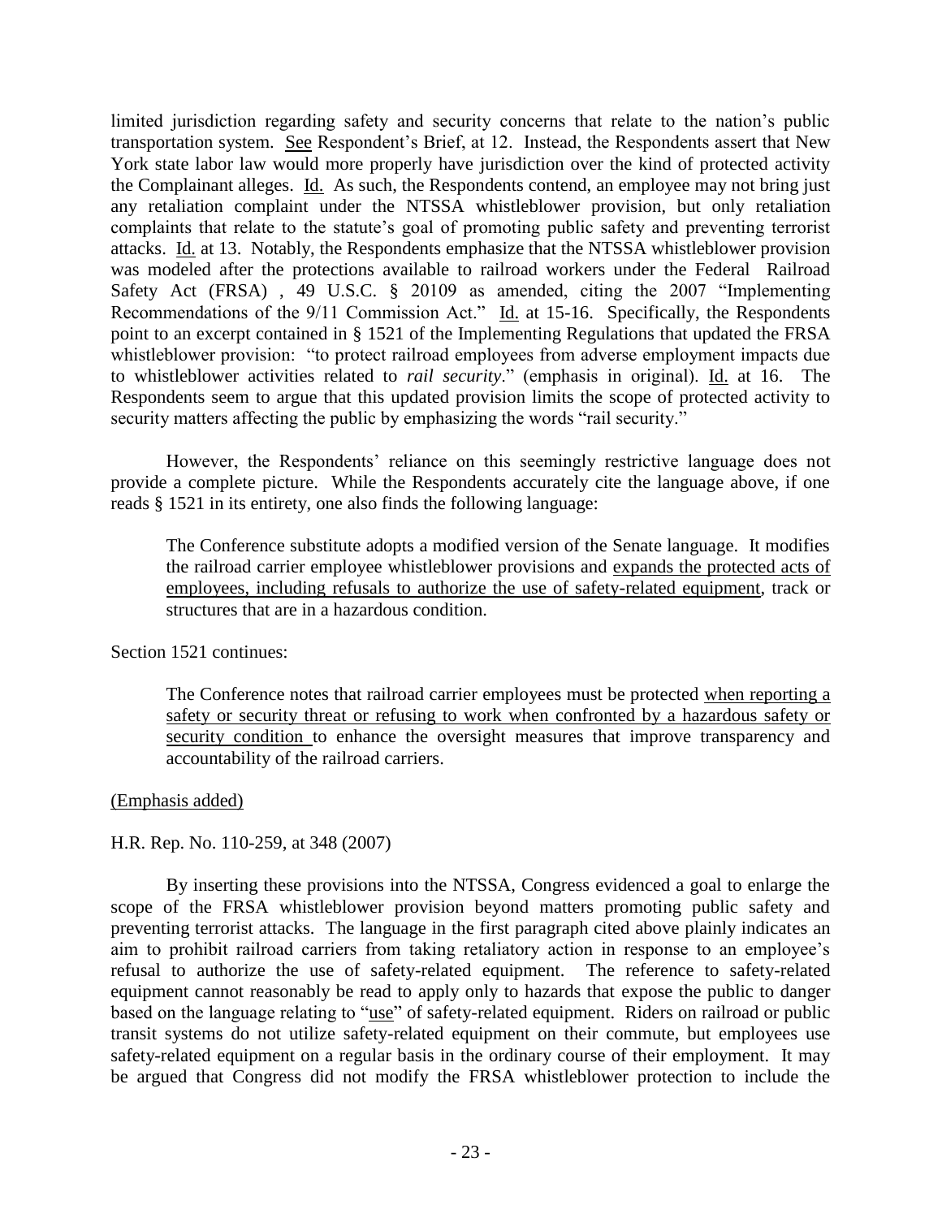limited jurisdiction regarding safety and security concerns that relate to the nation's public transportation system. See Respondent's Brief, at 12. Instead, the Respondents assert that New York state labor law would more properly have jurisdiction over the kind of protected activity the Complainant alleges. Id. As such, the Respondents contend, an employee may not bring just any retaliation complaint under the NTSSA whistleblower provision, but only retaliation complaints that relate to the statute's goal of promoting public safety and preventing terrorist attacks. Id. at 13. Notably, the Respondents emphasize that the NTSSA whistleblower provision was modeled after the protections available to railroad workers under the Federal Railroad Safety Act (FRSA) , 49 U.S.C. § 20109 as amended, citing the 2007 "Implementing Recommendations of the 9/11 Commission Act." Id. at 15-16. Specifically, the Respondents point to an excerpt contained in § 1521 of the Implementing Regulations that updated the FRSA whistleblower provision: "to protect railroad employees from adverse employment impacts due to whistleblower activities related to *rail security*." (emphasis in original). Id. at 16. The Respondents seem to argue that this updated provision limits the scope of protected activity to security matters affecting the public by emphasizing the words "rail security."

However, the Respondents' reliance on this seemingly restrictive language does not provide a complete picture. While the Respondents accurately cite the language above, if one reads § 1521 in its entirety, one also finds the following language:

> The Conference substitute adopts a modified version of the Senate language. It modifies the railroad carrier employee whistleblower provisions and expands the protected acts of employees, including refusals to authorize the use of safety-related equipment, track or structures that are in a hazardous condition.

Section 1521 continues:

> The Conference notes that railroad carrier employees must be protected when reporting a safety or security threat or refusing to work when confronted by a hazardous safety or security condition to enhance the oversight measures that improve transparency and accountability of the railroad carriers.

(Emphasis added)

H.R. Rep. No. 110-259, at 348 (2007)

By inserting these provisions into the NTSSA, Congress evidenced a goal to enlarge the scope of the FRSA whistleblower provision beyond matters promoting public safety and preventing terrorist attacks. The language in the first paragraph cited above plainly indicates an aim to prohibit railroad carriers from taking retaliatory action in response to an employee's refusal to authorize the use of safety-related equipment. The reference to safety-related equipment cannot reasonably be read to apply only to hazards that expose the public to danger based on the language relating to "use" of safety-related equipment. Riders on railroad or public transit systems do not utilize safety-related equipment on their commute, but employees use safety-related equipment on a regular basis in the ordinary course of their employment. It may be argued that Congress did not modify the FRSA whistleblower protection to include the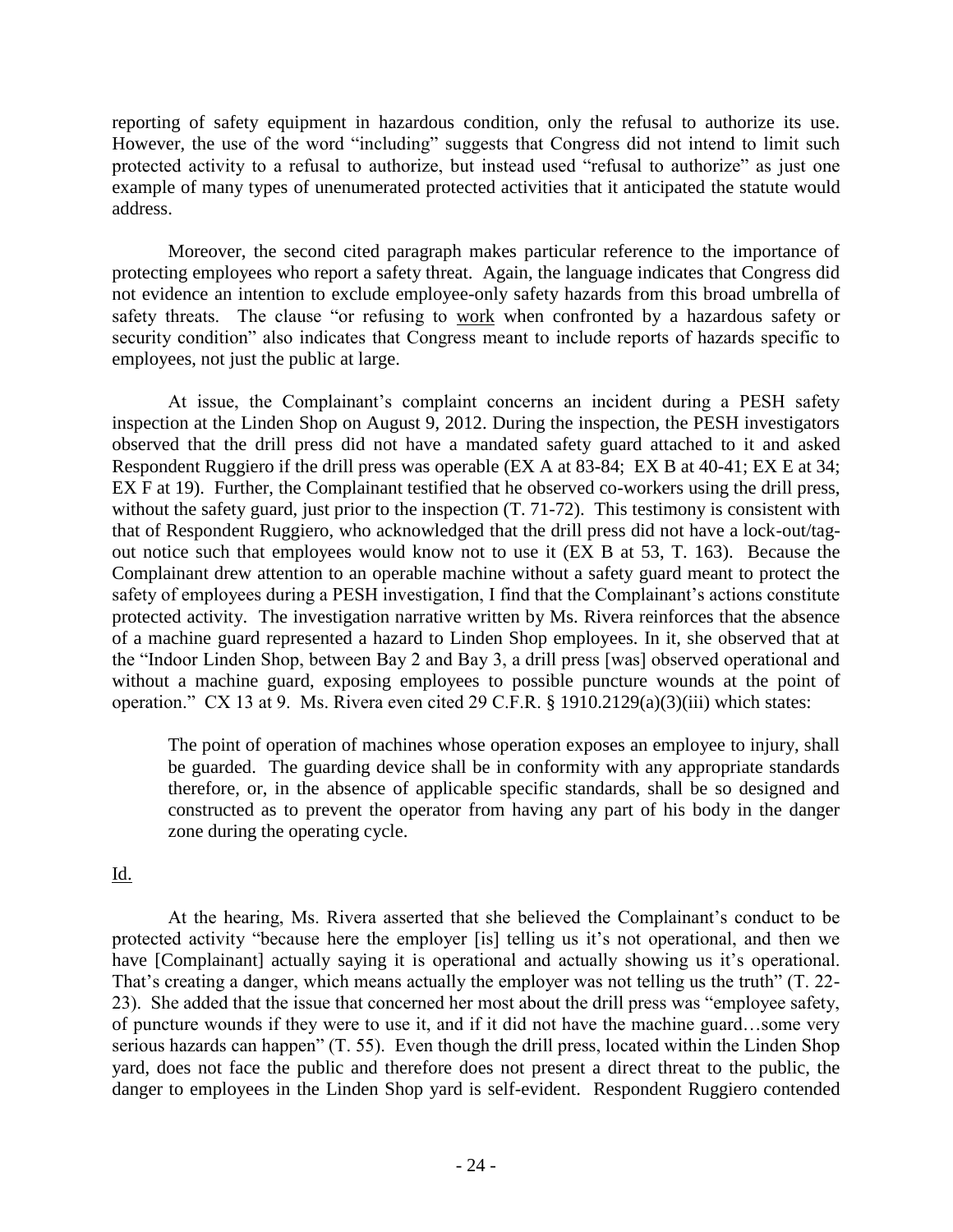reporting of safety equipment in hazardous condition, only the refusal to authorize its use. However, the use of the word "including" suggests that Congress did not intend to limit such protected activity to a refusal to authorize, but instead used "refusal to authorize" as just one example of many types of unenumerated protected activities that it anticipated the statute would address.

Moreover, the second cited paragraph makes particular reference to the importance of protecting employees who report a safety threat. Again, the language indicates that Congress did not evidence an intention to exclude employee-only safety hazards from this broad umbrella of safety threats. The clause "or refusing to work when confronted by a hazardous safety or security condition" also indicates that Congress meant to include reports of hazards specific to employees, not just the public at large.

At issue, the Complainant's complaint concerns an incident during a PESH safety inspection at the Linden Shop on August 9, 2012. During the inspection, the PESH investigators observed that the drill press did not have a mandated safety guard attached to it and asked Respondent Ruggiero if the drill press was operable (EX A at 83-84; EX B at 40-41; EX E at 34; EX F at 19). Further, the Complainant testified that he observed co-workers using the drill press, without the safety guard, just prior to the inspection (T. 71-72). This testimony is consistent with that of Respondent Ruggiero, who acknowledged that the drill press did not have a lock-out/tag-out notice such that employees would know not to use it (EX B at 53, T. 163). Because the Complainant drew attention to an operable machine without a safety guard meant to protect the safety of employees during a PESH investigation, I find that the Complainant's actions constitute protected activity. The investigation narrative written by Ms. Rivera reinforces that the absence of a machine guard represented a hazard to Linden Shop employees. In it, she observed that at the "Indoor Linden Shop, between Bay 2 and Bay 3, a drill press [was] observed operational and without a machine guard, exposing employees to possible puncture wounds at the point of operation." CX 13 at 9. Ms. Rivera even cited 29 C.F.R. § 1910.2129(a)(3)(iii) which states:

> The point of operation of machines whose operation exposes an employee to injury, shall be guarded. The guarding device shall be in conformity with any appropriate standards therefore, or, in the absence of applicable specific standards, shall be so designed and constructed as to prevent the operator from having any part of his body in the danger zone during the operating cycle.

Id.

At the hearing, Ms. Rivera asserted that she believed the Complainant's conduct to be protected activity "because here the employer [is] telling us it's not operational, and then we have [Complainant] actually saying it is operational and actually showing us it's operational. That's creating a danger, which means actually the employer was not telling us the truth" (T. 22-23). She added that the issue that concerned her most about the drill press was "employee safety, of puncture wounds if they were to use it, and if it did not have the machine guard…some very serious hazards can happen" (T. 55). Even though the drill press, located within the Linden Shop yard, does not face the public and therefore does not present a direct threat to the public, the danger to employees in the Linden Shop yard is self-evident. Respondent Ruggiero contended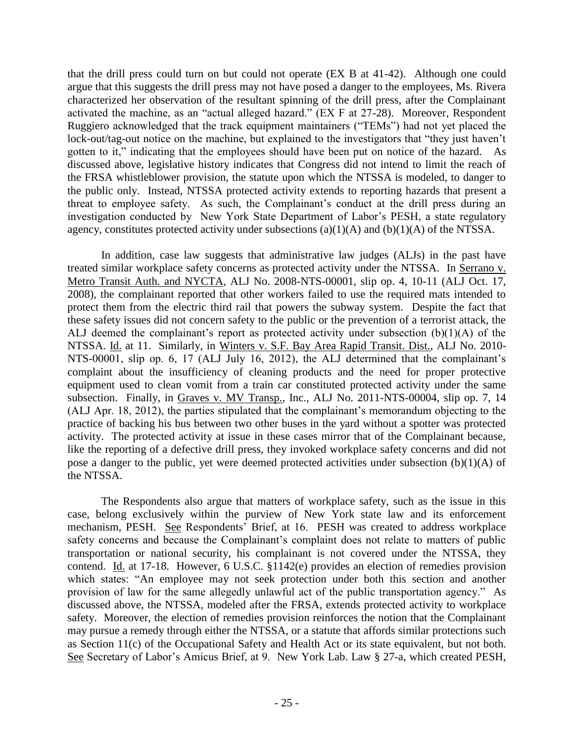that the drill press could turn on but could not operate (EX B at 41-42). Although one could argue that this suggests the drill press may not have posed a danger to the employees, Ms. Rivera characterized her observation of the resultant spinning of the drill press, after the Complainant activated the machine, as an "actual alleged hazard." (EX F at 27-28). Moreover, Respondent Ruggiero acknowledged that the track equipment maintainers ("TEMs") had not yet placed the lock-out/tag-out notice on the machine, but explained to the investigators that "they just haven't gotten to it," indicating that the employees should have been put on notice of the hazard. As discussed above, legislative history indicates that Congress did not intend to limit the reach of the FRSA whistleblower provision, the statute upon which the NTSSA is modeled, to danger to the public only. Instead, NTSSA protected activity extends to reporting hazards that present a threat to employee safety. As such, the Complainant's conduct at the drill press during an investigation conducted by New York State Department of Labor's PESH, a state regulatory agency, constitutes protected activity under subsections (a)(1)(A) and (b)(1)(A) of the NTSSA.

In addition, case law suggests that administrative law judges (ALJs) in the past have treated similar workplace safety concerns as protected activity under the NTSSA. In Serrano v. Metro Transit Auth. and NYCTA, ALJ No. 2008-NTS-00001, slip op. 4, 10-11 (ALJ Oct. 17, 2008), the complainant reported that other workers failed to use the required mats intended to protect them from the electric third rail that powers the subway system. Despite the fact that these safety issues did not concern safety to the public or the prevention of a terrorist attack, the ALJ deemed the complainant's report as protected activity under subsection (b)(1)(A) of the NTSSA. Id. at 11. Similarly, in Winters v. S.F. Bay Area Rapid Transit. Dist., ALJ No. 2010-NTS-00001, slip op. 6, 17 (ALJ July 16, 2012), the ALJ determined that the complainant's complaint about the insufficiency of cleaning products and the need for proper protective equipment used to clean vomit from a train car constituted protected activity under the same subsection. Finally, in Graves v. MV Transp., Inc., ALJ No. 2011-NTS-00004, slip op. 7, 14 (ALJ Apr. 18, 2012), the parties stipulated that the complainant's memorandum objecting to the practice of backing his bus between two other buses in the yard without a spotter was protected activity. The protected activity at issue in these cases mirror that of the Complainant because, like the reporting of a defective drill press, they invoked workplace safety concerns and did not pose a danger to the public, yet were deemed protected activities under subsection (b)(1)(A) of the NTSSA.

The Respondents also argue that matters of workplace safety, such as the issue in this case, belong exclusively within the purview of New York state law and its enforcement mechanism, PESH. See Respondents' Brief, at 16. PESH was created to address workplace safety concerns and because the Complainant's complaint does not relate to matters of public transportation or national security, his complainant is not covered under the NTSSA, they contend. Id. at 17-18. However, 6 U.S.C. §1142(e) provides an election of remedies provision which states: "An employee may not seek protection under both this section and another provision of law for the same allegedly unlawful act of the public transportation agency." As discussed above, the NTSSA, modeled after the FRSA, extends protected activity to workplace safety. Moreover, the election of remedies provision reinforces the notion that the Complainant may pursue a remedy through either the NTSSA, or a statute that affords similar protections such as Section 11(c) of the Occupational Safety and Health Act or its state equivalent, but not both. See Secretary of Labor's Amicus Brief, at 9. New York Lab. Law § 27-a, which created PESH,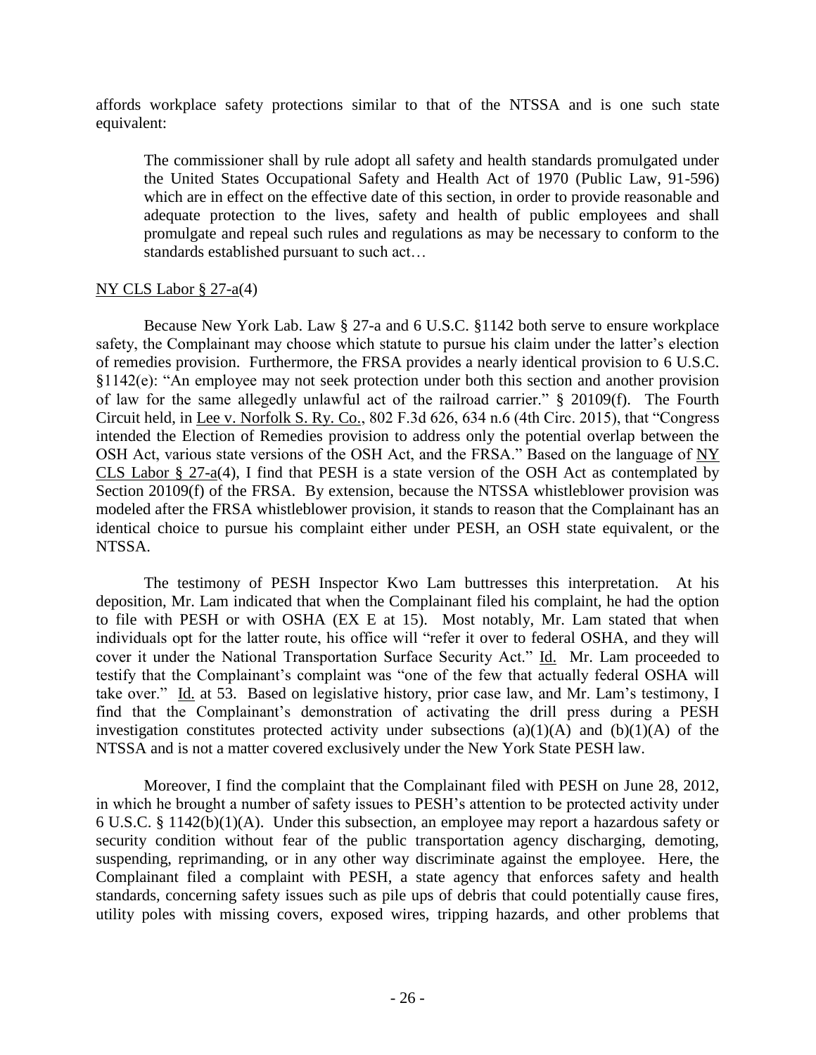affords workplace safety protections similar to that of the NTSSA and is one such state equivalent:

> The commissioner shall by rule adopt all safety and health standards promulgated under the United States Occupational Safety and Health Act of 1970 (Public Law, 91-596) which are in effect on the effective date of this section, in order to provide reasonable and adequate protection to the lives, safety and health of public employees and shall promulgate and repeal such rules and regulations as may be necessary to conform to the standards established pursuant to such act…

NY CLS Labor § 27-a(4)

Because New York Lab. Law § 27-a and 6 U.S.C. §1142 both serve to ensure workplace safety, the Complainant may choose which statute to pursue his claim under the latter's election of remedies provision. Furthermore, the FRSA provides a nearly identical provision to 6 U.S.C. §1142(e): "An employee may not seek protection under both this section and another provision of law for the same allegedly unlawful act of the railroad carrier." § 20109(f). The Fourth Circuit held, in Lee v. Norfolk S. Ry. Co., 802 F.3d 626, 634 n.6 (4th Circ. 2015), that "Congress intended the Election of Remedies provision to address only the potential overlap between the OSH Act, various state versions of the OSH Act, and the FRSA." Based on the language of NY CLS Labor § 27-a(4), I find that PESH is a state version of the OSH Act as contemplated by Section 20109(f) of the FRSA. By extension, because the NTSSA whistleblower provision was modeled after the FRSA whistleblower provision, it stands to reason that the Complainant has an identical choice to pursue his complaint either under PESH, an OSH state equivalent, or the NTSSA.

The testimony of PESH Inspector Kwo Lam buttresses this interpretation. At his deposition, Mr. Lam indicated that when the Complainant filed his complaint, he had the option to file with PESH or with OSHA (EX E at 15). Most notably, Mr. Lam stated that when individuals opt for the latter route, his office will "refer it over to federal OSHA, and they will cover it under the National Transportation Surface Security Act." Id. Mr. Lam proceeded to testify that the Complainant's complaint was "one of the few that actually federal OSHA will take over." Id. at 53. Based on legislative history, prior case law, and Mr. Lam's testimony, I find that the Complainant's demonstration of activating the drill press during a PESH investigation constitutes protected activity under subsections (a)(1)(A) and (b)(1)(A) of the NTSSA and is not a matter covered exclusively under the New York State PESH law.

Moreover, I find the complaint that the Complainant filed with PESH on June 28, 2012, in which he brought a number of safety issues to PESH's attention to be protected activity under 6 U.S.C. § 1142(b)(1)(A). Under this subsection, an employee may report a hazardous safety or security condition without fear of the public transportation agency discharging, demoting, suspending, reprimanding, or in any other way discriminate against the employee. Here, the Complainant filed a complaint with PESH, a state agency that enforces safety and health standards, concerning safety issues such as pile ups of debris that could potentially cause fires, utility poles with missing covers, exposed wires, tripping hazards, and other problems that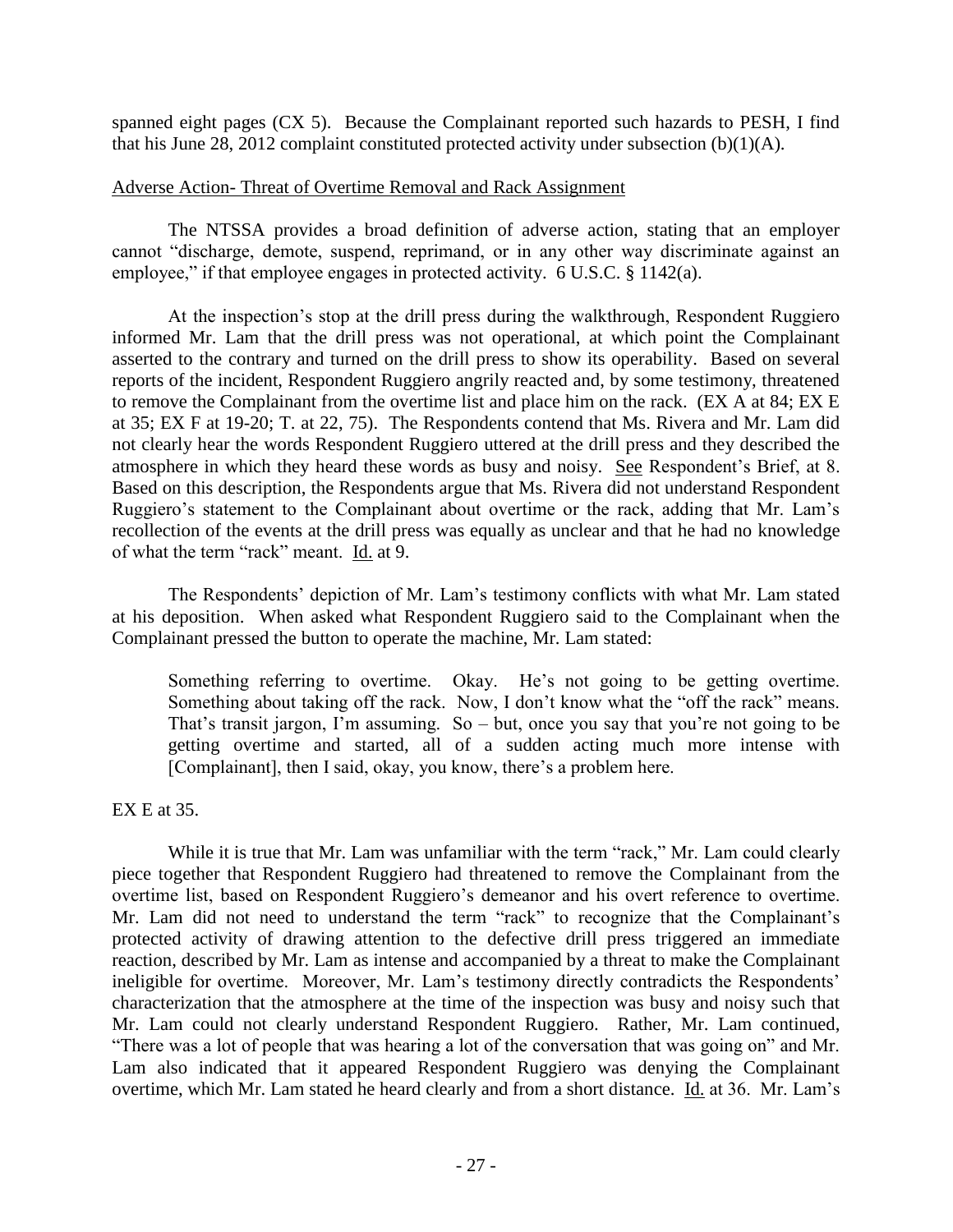spanned eight pages (CX 5). Because the Complainant reported such hazards to PESH, I find that his June 28, 2012 complaint constituted protected activity under subsection (b)(1)(A).

<u>Adverse Action- Threat of Overtime Removal and Rack Assignment</u>

The NTSSA provides a broad definition of adverse action, stating that an employer cannot "discharge, demote, suspend, reprimand, or in any other way discriminate against an employee," if that employee engages in protected activity. 6 U.S.C. § 1142(a).

At the inspection's stop at the drill press during the walkthrough, Respondent Ruggiero informed Mr. Lam that the drill press was not operational, at which point the Complainant asserted to the contrary and turned on the drill press to show its operability. Based on several reports of the incident, Respondent Ruggiero angrily reacted and, by some testimony, threatened to remove the Complainant from the overtime list and place him on the rack. (EX A at 84; EX E at 35; EX F at 19-20; T. at 22, 75). The Respondents contend that Ms. Rivera and Mr. Lam did not clearly hear the words Respondent Ruggiero uttered at the drill press and they described the atmosphere in which they heard these words as busy and noisy. <u>See</u> Respondent's Brief, at 8. Based on this description, the Respondents argue that Ms. Rivera did not understand Respondent Ruggiero's statement to the Complainant about overtime or the rack, adding that Mr. Lam's recollection of the events at the drill press was equally as unclear and that he had no knowledge of what the term "rack" meant. <u>Id.</u> at 9.

The Respondents' depiction of Mr. Lam's testimony conflicts with what Mr. Lam stated at his deposition. When asked what Respondent Ruggiero said to the Complainant when the Complainant pressed the button to operate the machine, Mr. Lam stated:

> Something referring to overtime. Okay. He's not going to be getting overtime. Something about taking off the rack. Now, I don't know what the "off the rack" means. That's transit jargon, I'm assuming. So – but, once you say that you're not going to be getting overtime and started, all of a sudden acting much more intense with [Complainant], then I said, okay, you know, there's a problem here.

EX E at 35.

While it is true that Mr. Lam was unfamiliar with the term "rack," Mr. Lam could clearly piece together that Respondent Ruggiero had threatened to remove the Complainant from the overtime list, based on Respondent Ruggiero's demeanor and his overt reference to overtime. Mr. Lam did not need to understand the term "rack" to recognize that the Complainant's protected activity of drawing attention to the defective drill press triggered an immediate reaction, described by Mr. Lam as intense and accompanied by a threat to make the Complainant ineligible for overtime. Moreover, Mr. Lam's testimony directly contradicts the Respondents' characterization that the atmosphere at the time of the inspection was busy and noisy such that Mr. Lam could not clearly understand Respondent Ruggiero. Rather, Mr. Lam continued, "There was a lot of people that was hearing a lot of the conversation that was going on" and Mr. Lam also indicated that it appeared Respondent Ruggiero was denying the Complainant overtime, which Mr. Lam stated he heard clearly and from a short distance. <u>Id.</u> at 36. Mr. Lam's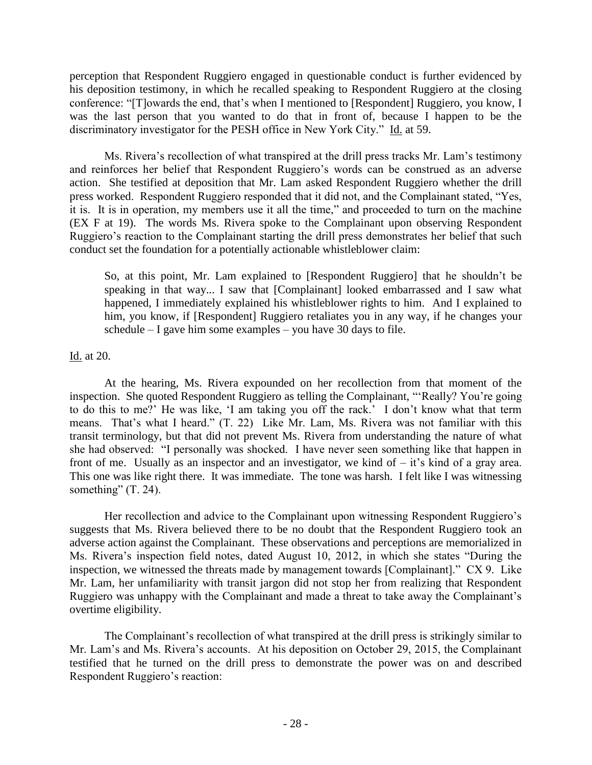perception that Respondent Ruggiero engaged in questionable conduct is further evidenced by his deposition testimony, in which he recalled speaking to Respondent Ruggiero at the closing conference: "[T]owards the end, that's when I mentioned to [Respondent] Ruggiero, you know, I was the last person that you wanted to do that in front of, because I happen to be the discriminatory investigator for the PESH office in New York City." Id. at 59.

Ms. Rivera's recollection of what transpired at the drill press tracks Mr. Lam's testimony and reinforces her belief that Respondent Ruggiero's words can be construed as an adverse action. She testified at deposition that Mr. Lam asked Respondent Ruggiero whether the drill press worked. Respondent Ruggiero responded that it did not, and the Complainant stated, "Yes, it is. It is in operation, my members use it all the time," and proceeded to turn on the machine (EX F at 19). The words Ms. Rivera spoke to the Complainant upon observing Respondent Ruggiero's reaction to the Complainant starting the drill press demonstrates her belief that such conduct set the foundation for a potentially actionable whistleblower claim:

> So, at this point, Mr. Lam explained to [Respondent Ruggiero] that he shouldn't be speaking in that way... I saw that [Complainant] looked embarrassed and I saw what happened, I immediately explained his whistleblower rights to him. And I explained to him, you know, if [Respondent] Ruggiero retaliates you in any way, if he changes your schedule – I gave him some examples – you have 30 days to file.

Id. at 20.

At the hearing, Ms. Rivera expounded on her recollection from that moment of the inspection. She quoted Respondent Ruggiero as telling the Complainant, "'Really? You're going to do this to me?' He was like, 'I am taking you off the rack.' I don't know what that term means. That's what I heard." (T. 22) Like Mr. Lam, Ms. Rivera was not familiar with this transit terminology, but that did not prevent Ms. Rivera from understanding the nature of what she had observed: "I personally was shocked. I have never seen something like that happen in front of me. Usually as an inspector and an investigator, we kind of – it's kind of a gray area. This one was like right there. It was immediate. The tone was harsh. I felt like I was witnessing something" (T. 24).

Her recollection and advice to the Complainant upon witnessing Respondent Ruggiero's suggests that Ms. Rivera believed there to be no doubt that the Respondent Ruggiero took an adverse action against the Complainant. These observations and perceptions are memorialized in Ms. Rivera's inspection field notes, dated August 10, 2012, in which she states "During the inspection, we witnessed the threats made by management towards [Complainant]." CX 9. Like Mr. Lam, her unfamiliarity with transit jargon did not stop her from realizing that Respondent Ruggiero was unhappy with the Complainant and made a threat to take away the Complainant's overtime eligibility.

The Complainant's recollection of what transpired at the drill press is strikingly similar to Mr. Lam's and Ms. Rivera's accounts. At his deposition on October 29, 2015, the Complainant testified that he turned on the drill press to demonstrate the power was on and described Respondent Ruggiero's reaction: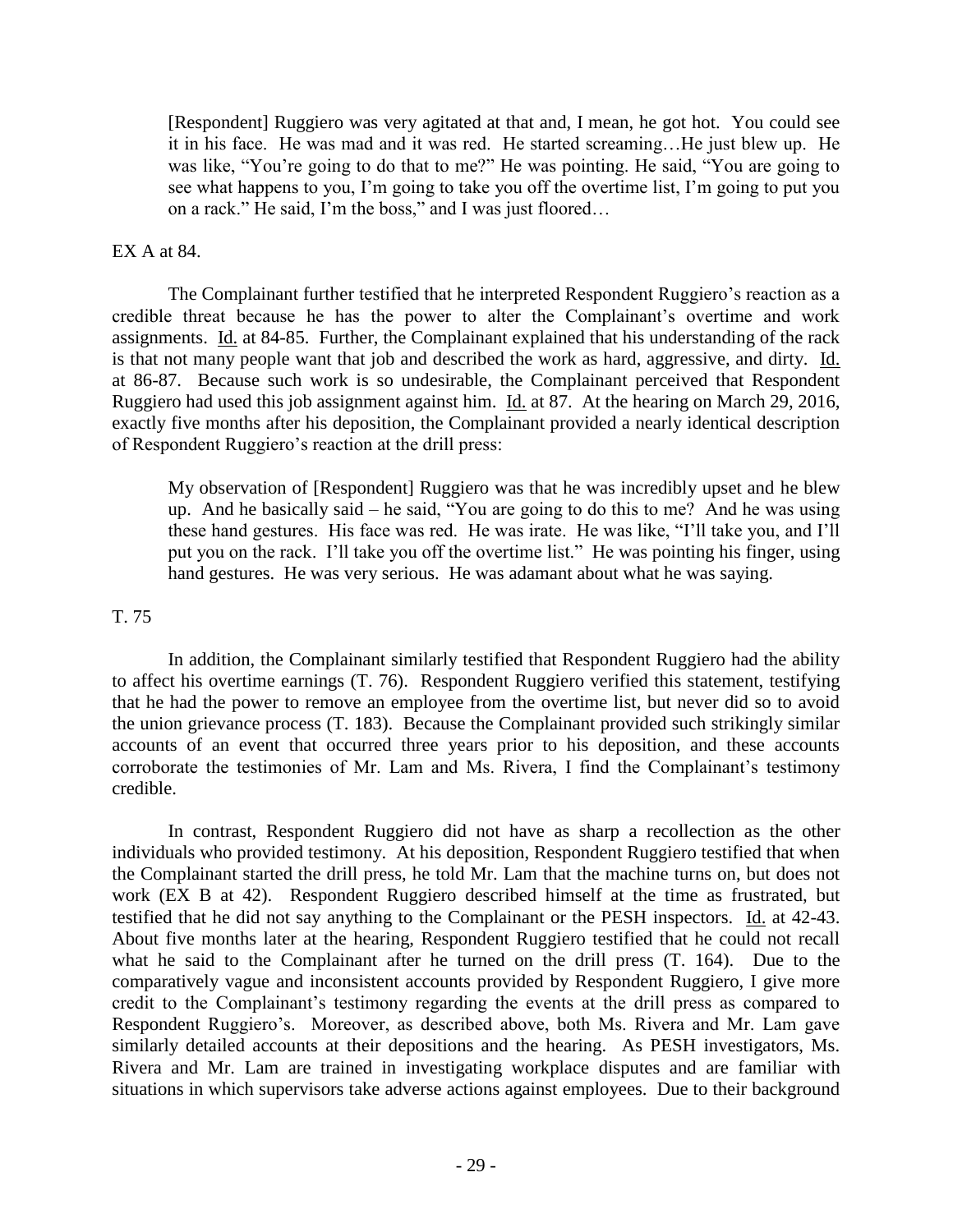> [Respondent] Ruggiero was very agitated at that and, I mean, he got hot. You could see it in his face. He was mad and it was red. He started screaming…He just blew up. He was like, "You're going to do that to me?" He was pointing. He said, "You are going to see what happens to you, I'm going to take you off the overtime list, I'm going to put you on a rack." He said, I'm the boss," and I was just floored…

EX A at 84.

The Complainant further testified that he interpreted Respondent Ruggiero's reaction as a credible threat because he has the power to alter the Complainant's overtime and work assignments. Id. at 84-85. Further, the Complainant explained that his understanding of the rack is that not many people want that job and described the work as hard, aggressive, and dirty. Id. at 86-87. Because such work is so undesirable, the Complainant perceived that Respondent Ruggiero had used this job assignment against him. Id. at 87. At the hearing on March 29, 2016, exactly five months after his deposition, the Complainant provided a nearly identical description of Respondent Ruggiero's reaction at the drill press:

> My observation of [Respondent] Ruggiero was that he was incredibly upset and he blew up. And he basically said – he said, "You are going to do this to me? And he was using these hand gestures. His face was red. He was irate. He was like, "I'll take you, and I'll put you on the rack. I'll take you off the overtime list." He was pointing his finger, using hand gestures. He was very serious. He was adamant about what he was saying.

T. 75

In addition, the Complainant similarly testified that Respondent Ruggiero had the ability to affect his overtime earnings (T. 76). Respondent Ruggiero verified this statement, testifying that he had the power to remove an employee from the overtime list, but never did so to avoid the union grievance process (T. 183). Because the Complainant provided such strikingly similar accounts of an event that occurred three years prior to his deposition, and these accounts corroborate the testimonies of Mr. Lam and Ms. Rivera, I find the Complainant's testimony credible.

In contrast, Respondent Ruggiero did not have as sharp a recollection as the other individuals who provided testimony. At his deposition, Respondent Ruggiero testified that when the Complainant started the drill press, he told Mr. Lam that the machine turns on, but does not work (EX B at 42). Respondent Ruggiero described himself at the time as frustrated, but testified that he did not say anything to the Complainant or the PESH inspectors. Id. at 42-43. About five months later at the hearing, Respondent Ruggiero testified that he could not recall what he said to the Complainant after he turned on the drill press (T. 164). Due to the comparatively vague and inconsistent accounts provided by Respondent Ruggiero, I give more credit to the Complainant's testimony regarding the events at the drill press as compared to Respondent Ruggiero's. Moreover, as described above, both Ms. Rivera and Mr. Lam gave similarly detailed accounts at their depositions and the hearing. As PESH investigators, Ms. Rivera and Mr. Lam are trained in investigating workplace disputes and are familiar with situations in which supervisors take adverse actions against employees. Due to their background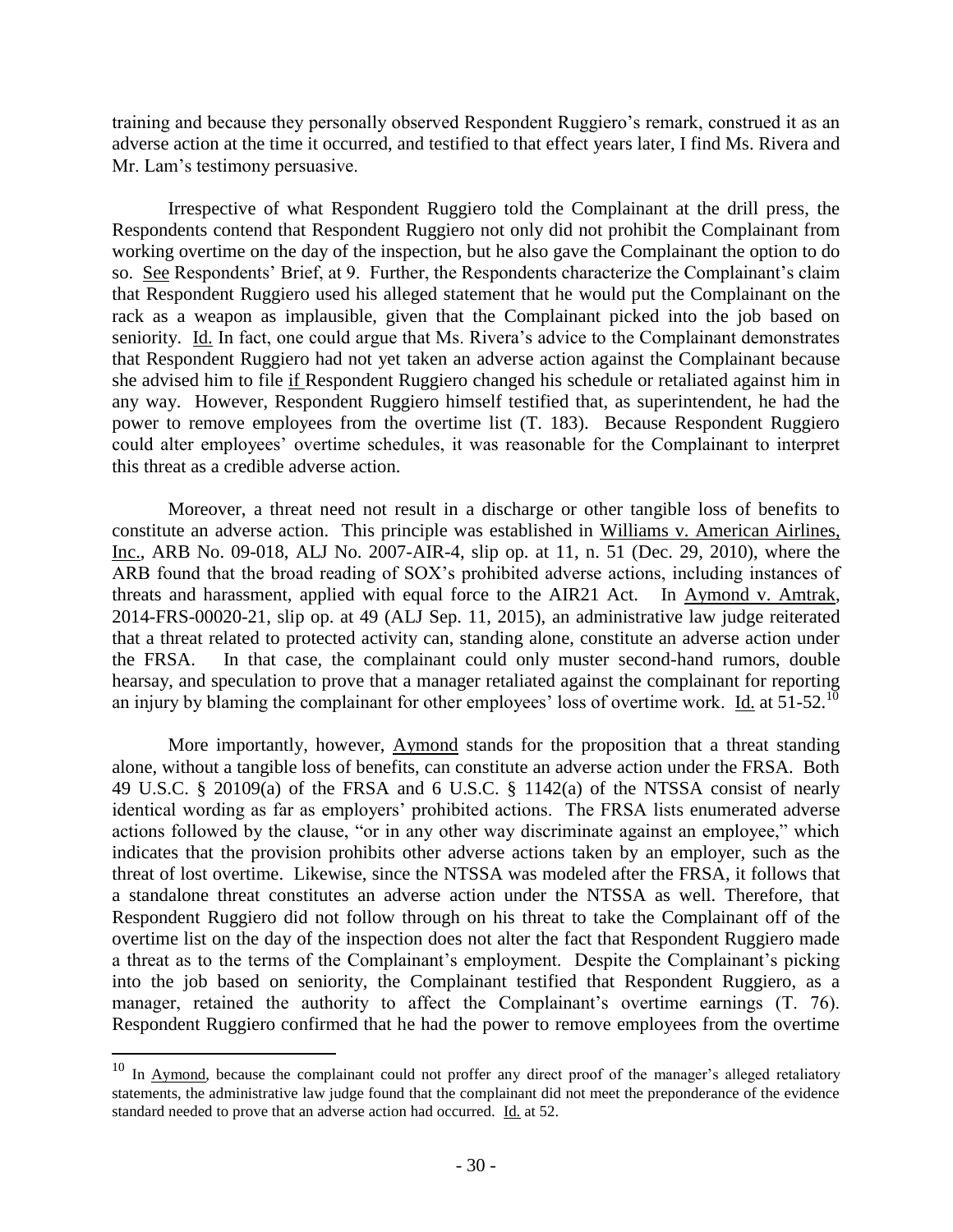training and because they personally observed Respondent Ruggiero's remark, construed it as an adverse action at the time it occurred, and testified to that effect years later, I find Ms. Rivera and Mr. Lam's testimony persuasive.

Irrespective of what Respondent Ruggiero told the Complainant at the drill press, the Respondents contend that Respondent Ruggiero not only did not prohibit the Complainant from working overtime on the day of the inspection, but he also gave the Complainant the option to do so. See Respondents' Brief, at 9. Further, the Respondents characterize the Complainant's claim that Respondent Ruggiero used his alleged statement that he would put the Complainant on the rack as a weapon as implausible, given that the Complainant picked into the job based on seniority. Id. In fact, one could argue that Ms. Rivera's advice to the Complainant demonstrates that Respondent Ruggiero had not yet taken an adverse action against the Complainant because she advised him to file if Respondent Ruggiero changed his schedule or retaliated against him in any way. However, Respondent Ruggiero himself testified that, as superintendent, he had the power to remove employees from the overtime list (T. 183). Because Respondent Ruggiero could alter employees' overtime schedules, it was reasonable for the Complainant to interpret this threat as a credible adverse action.

Moreover, a threat need not result in a discharge or other tangible loss of benefits to constitute an adverse action. This principle was established in Williams v. American Airlines, Inc., ARB No. 09-018, ALJ No. 2007-AIR-4, slip op. at 11, n. 51 (Dec. 29, 2010), where the ARB found that the broad reading of SOX's prohibited adverse actions, including instances of threats and harassment, applied with equal force to the AIR21 Act. In Aymond v. Amtrak, 2014-FRS-00020-21, slip op. at 49 (ALJ Sep. 11, 2015), an administrative law judge reiterated that a threat related to protected activity can, standing alone, constitute an adverse action under the FRSA. In that case, the complainant could only muster second-hand rumors, double hearsay, and speculation to prove that a manager retaliated against the complainant for reporting an injury by blaming the complainant for other employees' loss of overtime work. Id. at 51-52.[10]

More importantly, however, Aymond stands for the proposition that a threat standing alone, without a tangible loss of benefits, can constitute an adverse action under the FRSA. Both 49 U.S.C. § 20109(a) of the FRSA and 6 U.S.C. § 1142(a) of the NTSSA consist of nearly identical wording as far as employers' prohibited actions. The FRSA lists enumerated adverse actions followed by the clause, "or in any other way discriminate against an employee," which indicates that the provision prohibits other adverse actions taken by an employer, such as the threat of lost overtime. Likewise, since the NTSSA was modeled after the FRSA, it follows that a standalone threat constitutes an adverse action under the NTSSA as well. Therefore, that Respondent Ruggiero did not follow through on his threat to take the Complainant off of the overtime list on the day of the inspection does not alter the fact that Respondent Ruggiero made a threat as to the terms of the Complainant's employment. Despite the Complainant's picking into the job based on seniority, the Complainant testified that Respondent Ruggiero, as a manager, retained the authority to affect the Complainant's overtime earnings (T. 76). Respondent Ruggiero confirmed that he had the power to remove employees from the overtime

---

[10] In Aymond, because the complainant could not proffer any direct proof of the manager's alleged retaliatory statements, the administrative law judge found that the complainant did not meet the preponderance of the evidence standard needed to prove that an adverse action had occurred. Id. at 52.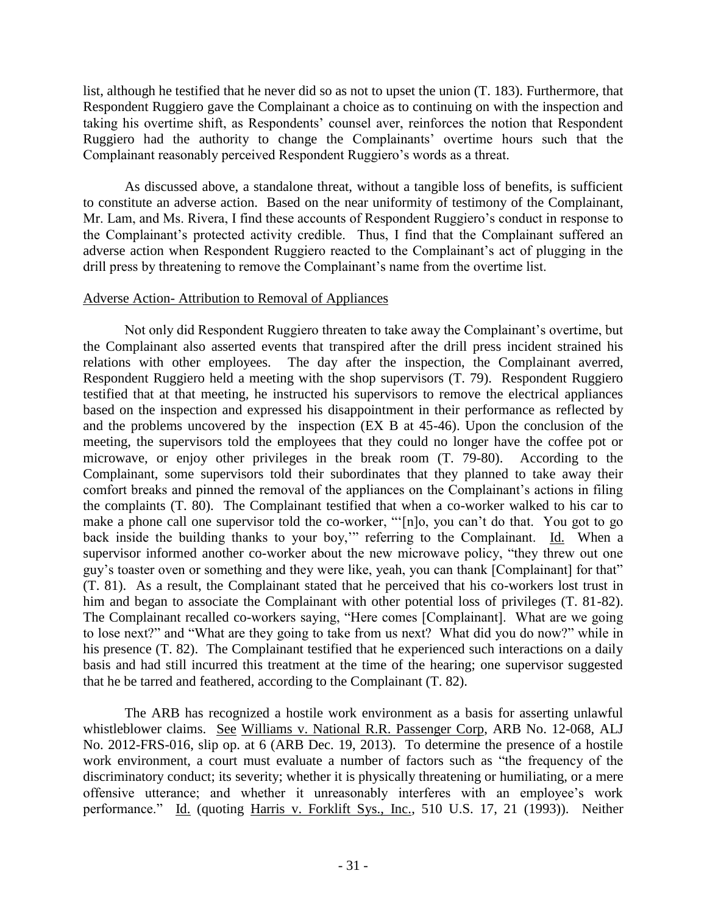list, although he testified that he never did so as not to upset the union (T. 183). Furthermore, that Respondent Ruggiero gave the Complainant a choice as to continuing on with the inspection and taking his overtime shift, as Respondents' counsel aver, reinforces the notion that Respondent Ruggiero had the authority to change the Complainants' overtime hours such that the Complainant reasonably perceived Respondent Ruggiero's words as a threat.

As discussed above, a standalone threat, without a tangible loss of benefits, is sufficient to constitute an adverse action. Based on the near uniformity of testimony of the Complainant, Mr. Lam, and Ms. Rivera, I find these accounts of Respondent Ruggiero's conduct in response to the Complainant's protected activity credible. Thus, I find that the Complainant suffered an adverse action when Respondent Ruggiero reacted to the Complainant's act of plugging in the drill press by threatening to remove the Complainant's name from the overtime list.

Adverse Action- Attribution to Removal of Appliances

Not only did Respondent Ruggiero threaten to take away the Complainant's overtime, but the Complainant also asserted events that transpired after the drill press incident strained his relations with other employees. The day after the inspection, the Complainant averred, Respondent Ruggiero held a meeting with the shop supervisors (T. 79). Respondent Ruggiero testified that at that meeting, he instructed his supervisors to remove the electrical appliances based on the inspection and expressed his disappointment in their performance as reflected by and the problems uncovered by the inspection (EX B at 45-46). Upon the conclusion of the meeting, the supervisors told the employees that they could no longer have the coffee pot or microwave, or enjoy other privileges in the break room (T. 79-80). According to the Complainant, some supervisors told their subordinates that they planned to take away their comfort breaks and pinned the removal of the appliances on the Complainant's actions in filing the complaints (T. 80). The Complainant testified that when a co-worker walked to his car to make a phone call one supervisor told the co-worker, "'[n]o, you can't do that. You got to go back inside the building thanks to your boy,'" referring to the Complainant. Id. When a supervisor informed another co-worker about the new microwave policy, "they threw out one guy's toaster oven or something and they were like, yeah, you can thank [Complainant] for that" (T. 81). As a result, the Complainant stated that he perceived that his co-workers lost trust in him and began to associate the Complainant with other potential loss of privileges (T. 81-82). The Complainant recalled co-workers saying, "Here comes [Complainant]. What are we going to lose next?" and "What are they going to take from us next? What did you do now?" while in his presence (T. 82). The Complainant testified that he experienced such interactions on a daily basis and had still incurred this treatment at the time of the hearing; one supervisor suggested that he be tarred and feathered, according to the Complainant (T. 82).

The ARB has recognized a hostile work environment as a basis for asserting unlawful whistleblower claims. See Williams v. National R.R. Passenger Corp, ARB No. 12-068, ALJ No. 2012-FRS-016, slip op. at 6 (ARB Dec. 19, 2013). To determine the presence of a hostile work environment, a court must evaluate a number of factors such as "the frequency of the discriminatory conduct; its severity; whether it is physically threatening or humiliating, or a mere offensive utterance; and whether it unreasonably interferes with an employee's work performance." Id. (quoting Harris v. Forklift Sys., Inc., 510 U.S. 17, 21 (1993)). Neither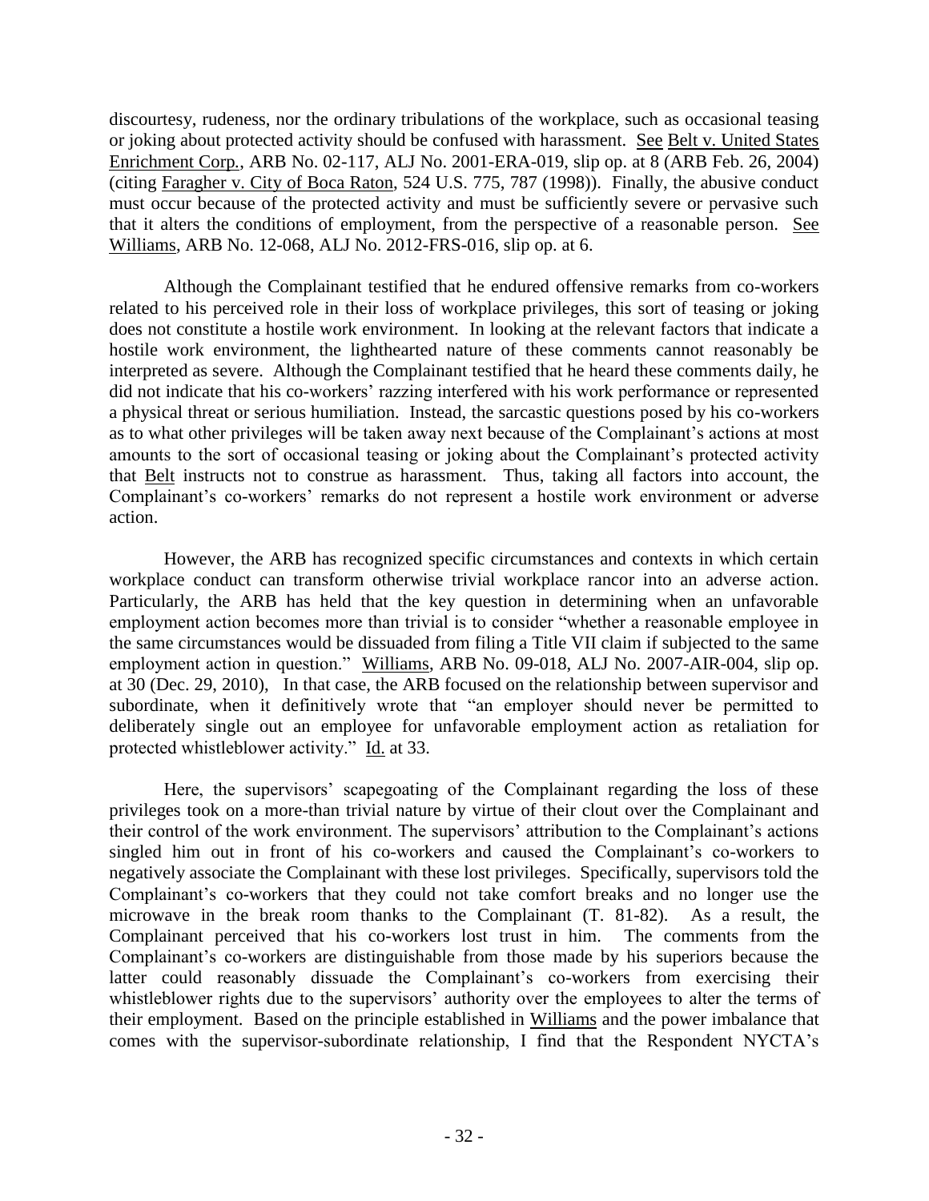discourtesy, rudeness, nor the ordinary tribulations of the workplace, such as occasional teasing or joking about protected activity should be confused with harassment. See Belt v. United States Enrichment Corp., ARB No. 02-117, ALJ No. 2001-ERA-019, slip op. at 8 (ARB Feb. 26, 2004) (citing Faragher v. City of Boca Raton, 524 U.S. 775, 787 (1998)). Finally, the abusive conduct must occur because of the protected activity and must be sufficiently severe or pervasive such that it alters the conditions of employment, from the perspective of a reasonable person. See Williams, ARB No. 12-068, ALJ No. 2012-FRS-016, slip op. at 6.

Although the Complainant testified that he endured offensive remarks from co-workers related to his perceived role in their loss of workplace privileges, this sort of teasing or joking does not constitute a hostile work environment. In looking at the relevant factors that indicate a hostile work environment, the lighthearted nature of these comments cannot reasonably be interpreted as severe. Although the Complainant testified that he heard these comments daily, he did not indicate that his co-workers' razzing interfered with his work performance or represented a physical threat or serious humiliation. Instead, the sarcastic questions posed by his co-workers as to what other privileges will be taken away next because of the Complainant's actions at most amounts to the sort of occasional teasing or joking about the Complainant's protected activity that Belt instructs not to construe as harassment. Thus, taking all factors into account, the Complainant's co-workers' remarks do not represent a hostile work environment or adverse action.

However, the ARB has recognized specific circumstances and contexts in which certain workplace conduct can transform otherwise trivial workplace rancor into an adverse action. Particularly, the ARB has held that the key question in determining when an unfavorable employment action becomes more than trivial is to consider "whether a reasonable employee in the same circumstances would be dissuaded from filing a Title VII claim if subjected to the same employment action in question." Williams, ARB No. 09-018, ALJ No. 2007-AIR-004, slip op. at 30 (Dec. 29, 2010), In that case, the ARB focused on the relationship between supervisor and subordinate, when it definitively wrote that "an employer should never be permitted to deliberately single out an employee for unfavorable employment action as retaliation for protected whistleblower activity." Id. at 33.

Here, the supervisors' scapegoating of the Complainant regarding the loss of these privileges took on a more-than trivial nature by virtue of their clout over the Complainant and their control of the work environment. The supervisors' attribution to the Complainant's actions singled him out in front of his co-workers and caused the Complainant's co-workers to negatively associate the Complainant with these lost privileges. Specifically, supervisors told the Complainant's co-workers that they could not take comfort breaks and no longer use the microwave in the break room thanks to the Complainant (T. 81-82). As a result, the Complainant perceived that his co-workers lost trust in him. The comments from the Complainant's co-workers are distinguishable from those made by his superiors because the latter could reasonably dissuade the Complainant's co-workers from exercising their whistleblower rights due to the supervisors' authority over the employees to alter the terms of their employment. Based on the principle established in Williams and the power imbalance that comes with the supervisor-subordinate relationship, I find that the Respondent NYCTA's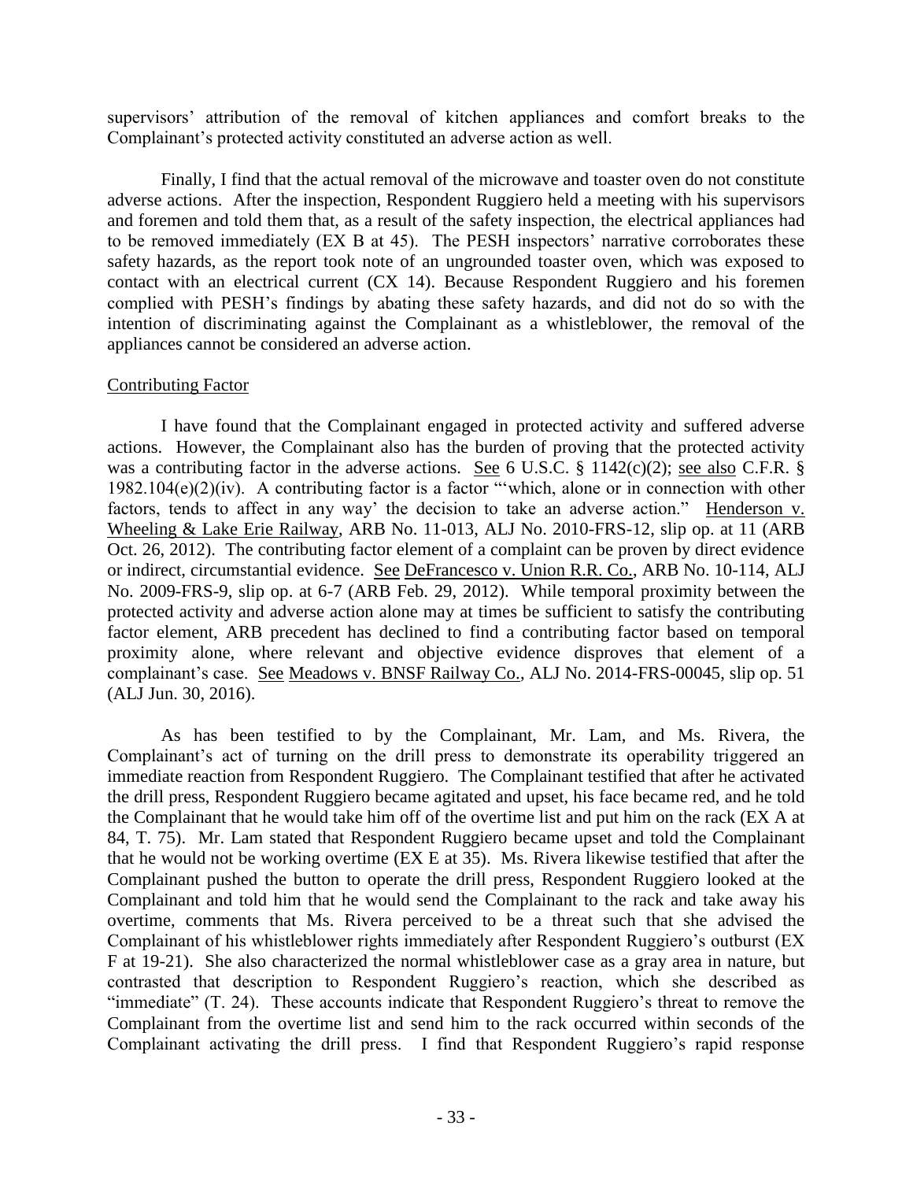supervisors' attribution of the removal of kitchen appliances and comfort breaks to the Complainant's protected activity constituted an adverse action as well.

Finally, I find that the actual removal of the microwave and toaster oven do not constitute adverse actions. After the inspection, Respondent Ruggiero held a meeting with his supervisors and foremen and told them that, as a result of the safety inspection, the electrical appliances had to be removed immediately (EX B at 45). The PESH inspectors' narrative corroborates these safety hazards, as the report took note of an ungrounded toaster oven, which was exposed to contact with an electrical current (CX 14). Because Respondent Ruggiero and his foremen complied with PESH's findings by abating these safety hazards, and did not do so with the intention of discriminating against the Complainant as a whistleblower, the removal of the appliances cannot be considered an adverse action.

Contributing Factor

I have found that the Complainant engaged in protected activity and suffered adverse actions. However, the Complainant also has the burden of proving that the protected activity was a contributing factor in the adverse actions. See 6 U.S.C. § 1142(c)(2); see also C.F.R. § 1982.104(e)(2)(iv). A contributing factor is a factor "'which, alone or in connection with other factors, tends to affect in any way' the decision to take an adverse action." Henderson v. Wheeling & Lake Erie Railway, ARB No. 11-013, ALJ No. 2010-FRS-12, slip op. at 11 (ARB Oct. 26, 2012). The contributing factor element of a complaint can be proven by direct evidence or indirect, circumstantial evidence. See DeFrancesco v. Union R.R. Co., ARB No. 10-114, ALJ No. 2009-FRS-9, slip op. at 6-7 (ARB Feb. 29, 2012). While temporal proximity between the protected activity and adverse action alone may at times be sufficient to satisfy the contributing factor element, ARB precedent has declined to find a contributing factor based on temporal proximity alone, where relevant and objective evidence disproves that element of a complainant's case. See Meadows v. BNSF Railway Co., ALJ No. 2014-FRS-00045, slip op. 51 (ALJ Jun. 30, 2016).

As has been testified to by the Complainant, Mr. Lam, and Ms. Rivera, the Complainant's act of turning on the drill press to demonstrate its operability triggered an immediate reaction from Respondent Ruggiero. The Complainant testified that after he activated the drill press, Respondent Ruggiero became agitated and upset, his face became red, and he told the Complainant that he would take him off of the overtime list and put him on the rack (EX A at 84, T. 75). Mr. Lam stated that Respondent Ruggiero became upset and told the Complainant that he would not be working overtime (EX E at 35). Ms. Rivera likewise testified that after the Complainant pushed the button to operate the drill press, Respondent Ruggiero looked at the Complainant and told him that he would send the Complainant to the rack and take away his overtime, comments that Ms. Rivera perceived to be a threat such that she advised the Complainant of his whistleblower rights immediately after Respondent Ruggiero's outburst (EX F at 19-21). She also characterized the normal whistleblower case as a gray area in nature, but contrasted that description to Respondent Ruggiero's reaction, which she described as "immediate" (T. 24). These accounts indicate that Respondent Ruggiero's threat to remove the Complainant from the overtime list and send him to the rack occurred within seconds of the Complainant activating the drill press. I find that Respondent Ruggiero's rapid response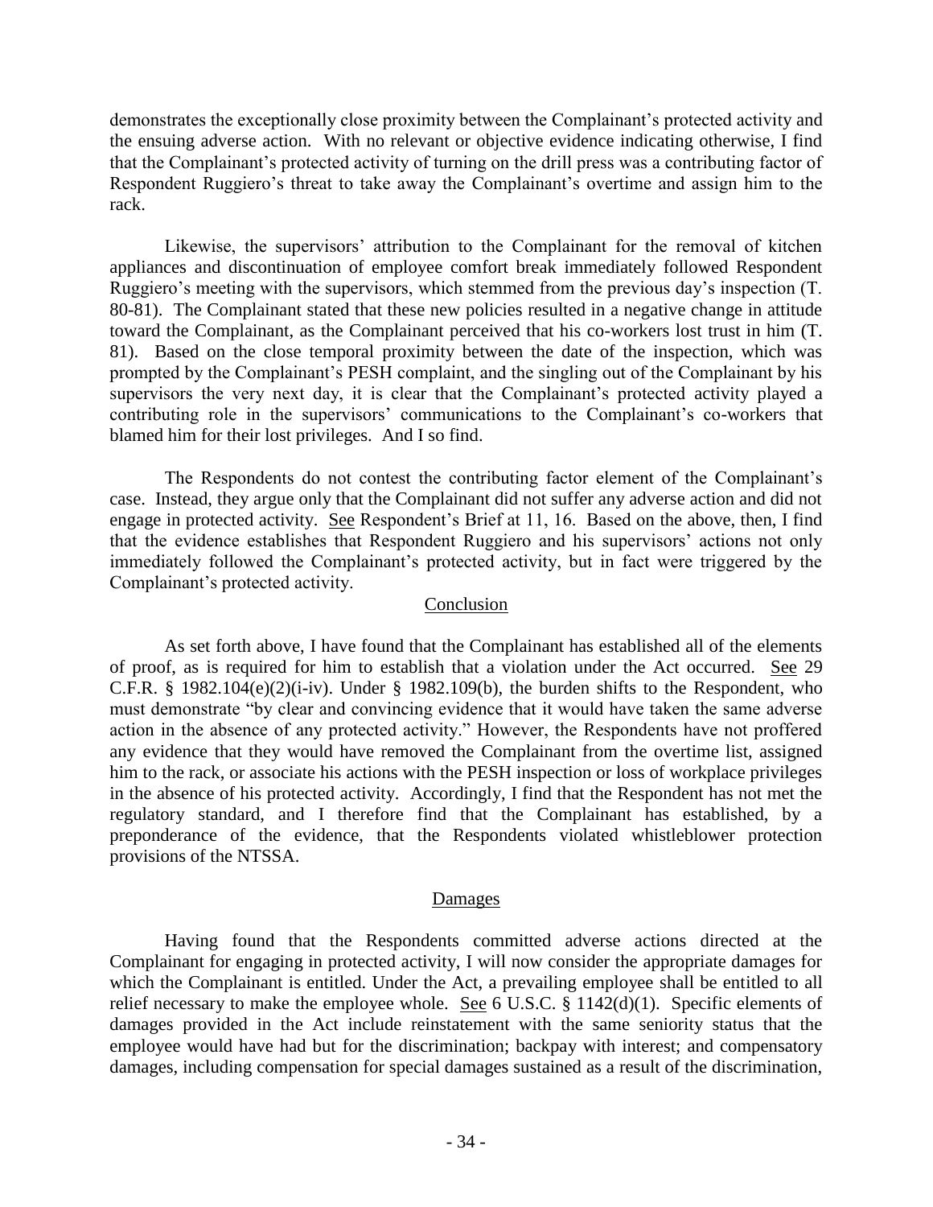demonstrates the exceptionally close proximity between the Complainant's protected activity and the ensuing adverse action. With no relevant or objective evidence indicating otherwise, I find that the Complainant's protected activity of turning on the drill press was a contributing factor of Respondent Ruggiero's threat to take away the Complainant's overtime and assign him to the rack.

Likewise, the supervisors' attribution to the Complainant for the removal of kitchen appliances and discontinuation of employee comfort break immediately followed Respondent Ruggiero's meeting with the supervisors, which stemmed from the previous day's inspection (T. 80-81). The Complainant stated that these new policies resulted in a negative change in attitude toward the Complainant, as the Complainant perceived that his co-workers lost trust in him (T. 81). Based on the close temporal proximity between the date of the inspection, which was prompted by the Complainant's PESH complaint, and the singling out of the Complainant by his supervisors the very next day, it is clear that the Complainant's protected activity played a contributing role in the supervisors' communications to the Complainant's co-workers that blamed him for their lost privileges. And I so find.

The Respondents do not contest the contributing factor element of the Complainant's case. Instead, they argue only that the Complainant did not suffer any adverse action and did not engage in protected activity. See Respondent's Brief at 11, 16. Based on the above, then, I find that the evidence establishes that Respondent Ruggiero and his supervisors' actions not only immediately followed the Complainant's protected activity, but in fact were triggered by the Complainant's protected activity.

## Conclusion

As set forth above, I have found that the Complainant has established all of the elements of proof, as is required for him to establish that a violation under the Act occurred. See 29 C.F.R. § 1982.104(e)(2)(i-iv). Under § 1982.109(b), the burden shifts to the Respondent, who must demonstrate "by clear and convincing evidence that it would have taken the same adverse action in the absence of any protected activity." However, the Respondents have not proffered any evidence that they would have removed the Complainant from the overtime list, assigned him to the rack, or associate his actions with the PESH inspection or loss of workplace privileges in the absence of his protected activity. Accordingly, I find that the Respondent has not met the regulatory standard, and I therefore find that the Complainant has established, by a preponderance of the evidence, that the Respondents violated whistleblower protection provisions of the NTSSA.

## Damages

Having found that the Respondents committed adverse actions directed at the Complainant for engaging in protected activity, I will now consider the appropriate damages for which the Complainant is entitled. Under the Act, a prevailing employee shall be entitled to all relief necessary to make the employee whole. See 6 U.S.C. § 1142(d)(1). Specific elements of damages provided in the Act include reinstatement with the same seniority status that the employee would have had but for the discrimination; backpay with interest; and compensatory damages, including compensation for special damages sustained as a result of the discrimination,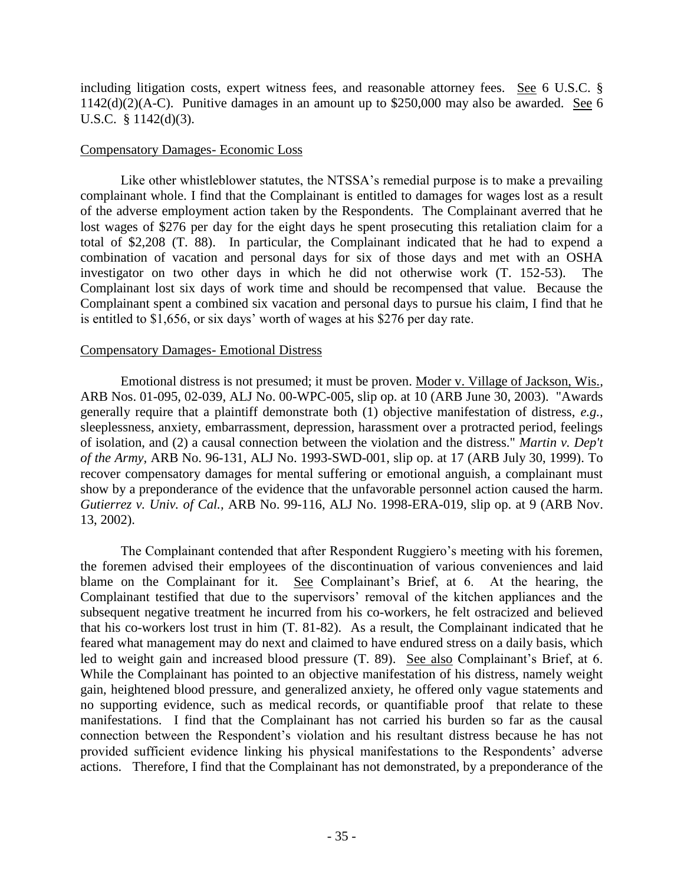including litigation costs, expert witness fees, and reasonable attorney fees. See 6 U.S.C. § 1142(d)(2)(A-C). Punitive damages in an amount up to $250,000 may also be awarded. See 6 U.S.C. § 1142(d)(3).

Compensatory Damages- Economic Loss

Like other whistleblower statutes, the NTSSA's remedial purpose is to make a prevailing complainant whole. I find that the Complainant is entitled to damages for wages lost as a result of the adverse employment action taken by the Respondents. The Complainant averred that he lost wages of $276 per day for the eight days he spent prosecuting this retaliation claim for a total of $2,208 (T. 88). In particular, the Complainant indicated that he had to expend a combination of vacation and personal days for six of those days and met with an OSHA investigator on two other days in which he did not otherwise work (T. 152-53). The Complainant lost six days of work time and should be recompensed that value. Because the Complainant spent a combined six vacation and personal days to pursue his claim, I find that he is entitled to $1,656, or six days' worth of wages at his $276 per day rate.

Compensatory Damages- Emotional Distress

Emotional distress is not presumed; it must be proven. Moder v. Village of Jackson, Wis., ARB Nos. 01-095, 02-039, ALJ No. 00-WPC-005, slip op. at 10 (ARB June 30, 2003). "Awards generally require that a plaintiff demonstrate both (1) objective manifestation of distress, *e.g.*, sleeplessness, anxiety, embarrassment, depression, harassment over a protracted period, feelings of isolation, and (2) a causal connection between the violation and the distress." *Martin v. Dep't of the Army,* ARB No. 96-131, ALJ No. 1993-SWD-001, slip op. at 17 (ARB July 30, 1999). To recover compensatory damages for mental suffering or emotional anguish, a complainant must show by a preponderance of the evidence that the unfavorable personnel action caused the harm. *Gutierrez v. Univ. of Cal.*, ARB No. 99-116, ALJ No. 1998-ERA-019, slip op. at 9 (ARB Nov. 13, 2002).

The Complainant contended that after Respondent Ruggiero's meeting with his foremen, the foremen advised their employees of the discontinuation of various conveniences and laid blame on the Complainant for it. See Complainant's Brief, at 6. At the hearing, the Complainant testified that due to the supervisors' removal of the kitchen appliances and the subsequent negative treatment he incurred from his co-workers, he felt ostracized and believed that his co-workers lost trust in him (T. 81-82). As a result, the Complainant indicated that he feared what management may do next and claimed to have endured stress on a daily basis, which led to weight gain and increased blood pressure (T. 89). See also Complainant's Brief, at 6. While the Complainant has pointed to an objective manifestation of his distress, namely weight gain, heightened blood pressure, and generalized anxiety, he offered only vague statements and no supporting evidence, such as medical records, or quantifiable proof that relate to these manifestations. I find that the Complainant has not carried his burden so far as the causal connection between the Respondent's violation and his resultant distress because he has not provided sufficient evidence linking his physical manifestations to the Respondents' adverse actions. Therefore, I find that the Complainant has not demonstrated, by a preponderance of the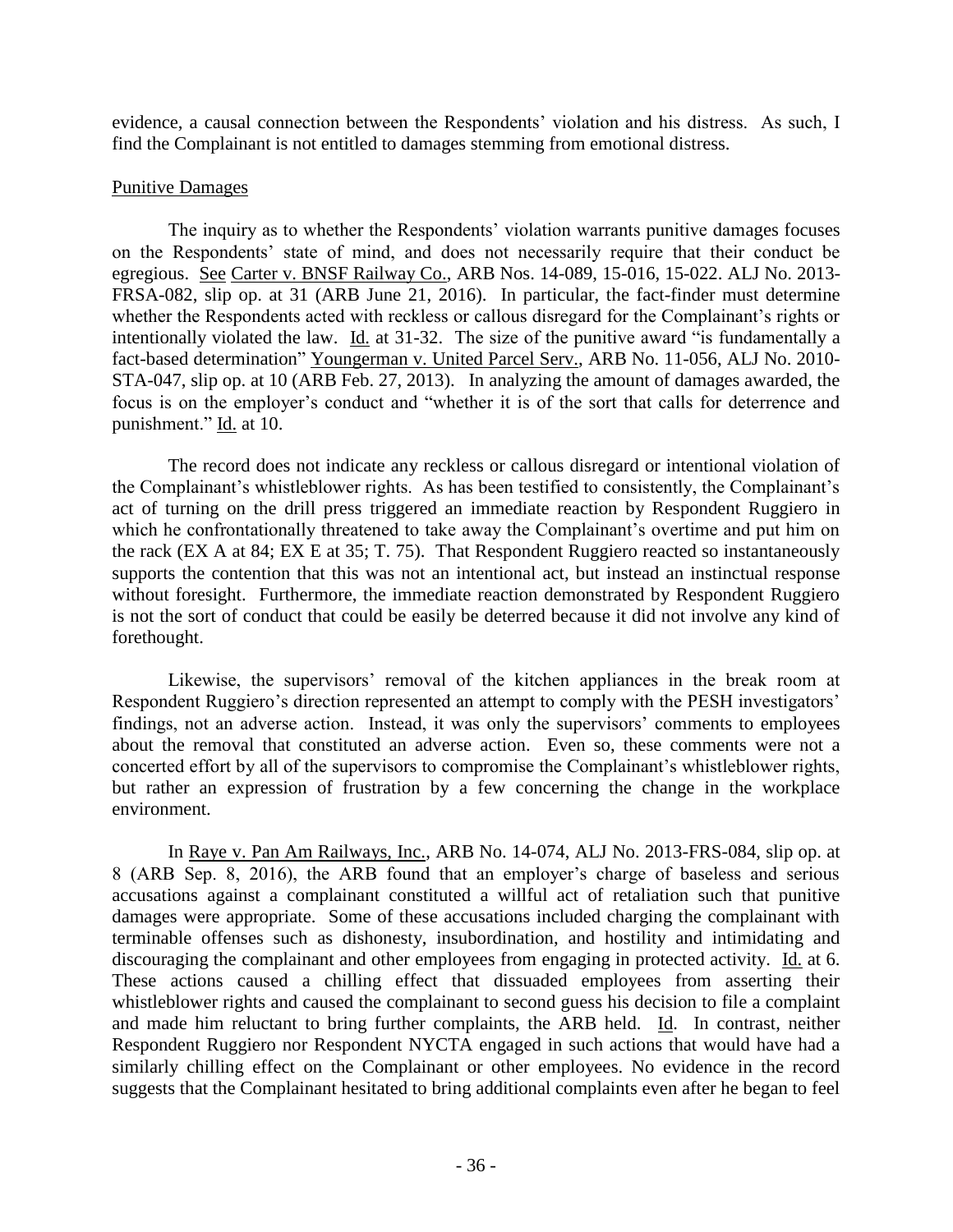evidence, a causal connection between the Respondents' violation and his distress. As such, I find the Complainant is not entitled to damages stemming from emotional distress.

Punitive Damages

The inquiry as to whether the Respondents' violation warrants punitive damages focuses on the Respondents' state of mind, and does not necessarily require that their conduct be egregious. See Carter v. BNSF Railway Co., ARB Nos. 14-089, 15-016, 15-022. ALJ No. 2013-FRSA-082, slip op. at 31 (ARB June 21, 2016). In particular, the fact-finder must determine whether the Respondents acted with reckless or callous disregard for the Complainant's rights or intentionally violated the law. Id. at 31-32. The size of the punitive award "is fundamentally a fact-based determination" Youngerman v. United Parcel Serv., ARB No. 11-056, ALJ No. 2010-STA-047, slip op. at 10 (ARB Feb. 27, 2013). In analyzing the amount of damages awarded, the focus is on the employer's conduct and "whether it is of the sort that calls for deterrence and punishment." Id. at 10.

The record does not indicate any reckless or callous disregard or intentional violation of the Complainant's whistleblower rights. As has been testified to consistently, the Complainant's act of turning on the drill press triggered an immediate reaction by Respondent Ruggiero in which he confrontationally threatened to take away the Complainant's overtime and put him on the rack (EX A at 84; EX E at 35; T. 75). That Respondent Ruggiero reacted so instantaneously supports the contention that this was not an intentional act, but instead an instinctual response without foresight. Furthermore, the immediate reaction demonstrated by Respondent Ruggiero is not the sort of conduct that could be easily be deterred because it did not involve any kind of forethought.

Likewise, the supervisors' removal of the kitchen appliances in the break room at Respondent Ruggiero's direction represented an attempt to comply with the PESH investigators' findings, not an adverse action. Instead, it was only the supervisors' comments to employees about the removal that constituted an adverse action. Even so, these comments were not a concerted effort by all of the supervisors to compromise the Complainant's whistleblower rights, but rather an expression of frustration by a few concerning the change in the workplace environment.

In Raye v. Pan Am Railways, Inc., ARB No. 14-074, ALJ No. 2013-FRS-084, slip op. at 8 (ARB Sep. 8, 2016), the ARB found that an employer's charge of baseless and serious accusations against a complainant constituted a willful act of retaliation such that punitive damages were appropriate. Some of these accusations included charging the complainant with terminable offenses such as dishonesty, insubordination, and hostility and intimidating and discouraging the complainant and other employees from engaging in protected activity. Id. at 6. These actions caused a chilling effect that dissuaded employees from asserting their whistleblower rights and caused the complainant to second guess his decision to file a complaint and made him reluctant to bring further complaints, the ARB held. Id. In contrast, neither Respondent Ruggiero nor Respondent NYCTA engaged in such actions that would have had a similarly chilling effect on the Complainant or other employees. No evidence in the record suggests that the Complainant hesitated to bring additional complaints even after he began to feel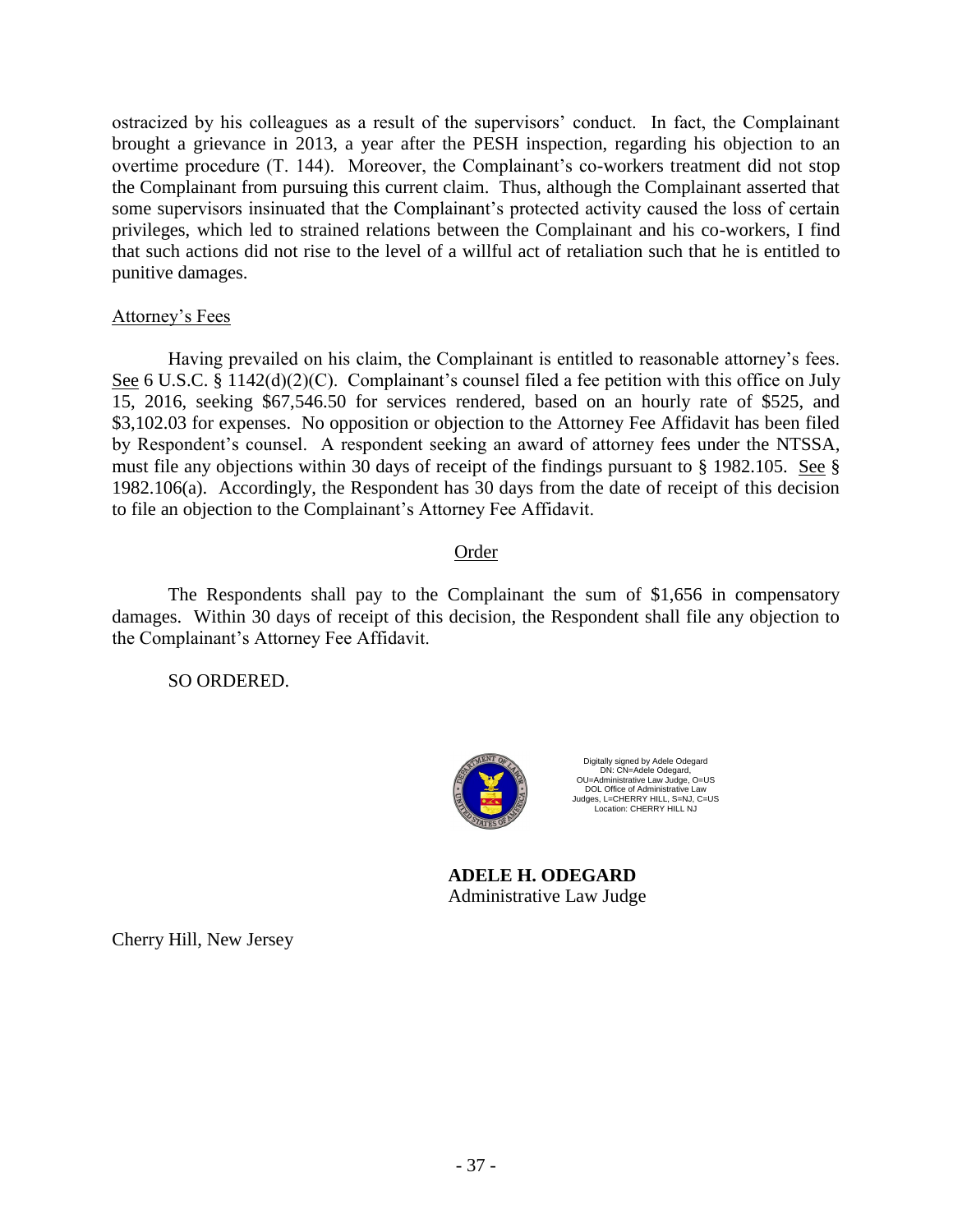ostracized by his colleagues as a result of the supervisors' conduct. In fact, the Complainant brought a grievance in 2013, a year after the PESH inspection, regarding his objection to an overtime procedure (T. 144). Moreover, the Complainant's co-workers treatment did not stop the Complainant from pursuing this current claim. Thus, although the Complainant asserted that some supervisors insinuated that the Complainant's protected activity caused the loss of certain privileges, which led to strained relations between the Complainant and his co-workers, I find that such actions did not rise to the level of a willful act of retaliation such that he is entitled to punitive damages.

Attorney's Fees

Having prevailed on his claim, the Complainant is entitled to reasonable attorney's fees. See 6 U.S.C. § 1142(d)(2)(C). Complainant's counsel filed a fee petition with this office on July 15, 2016, seeking \$67,546.50 for services rendered, based on an hourly rate of \$525, and \$3,102.03 for expenses. No opposition or objection to the Attorney Fee Affidavit has been filed by Respondent's counsel. A respondent seeking an award of attorney fees under the NTSSA, must file any objections within 30 days of receipt of the findings pursuant to § 1982.105. See § 1982.106(a). Accordingly, the Respondent has 30 days from the date of receipt of this decision to file an objection to the Complainant's Attorney Fee Affidavit.

## Order

The Respondents shall pay to the Complainant the sum of \$1,656 in compensatory damages. Within 30 days of receipt of this decision, the Respondent shall file any objection to the Complainant's Attorney Fee Affidavit.

SO ORDERED.

Digitally signed by Adele Odegard
DN: CN=Adele Odegard, OU=Administrative Law Judge, O=US DOL Office of Administrative Law Judges, L=CHERRY HILL, S=NJ, C=US
Location: CHERRY HILL NJ

**ADELE H. ODEGARD**
Administrative Law Judge

Cherry Hill, New Jersey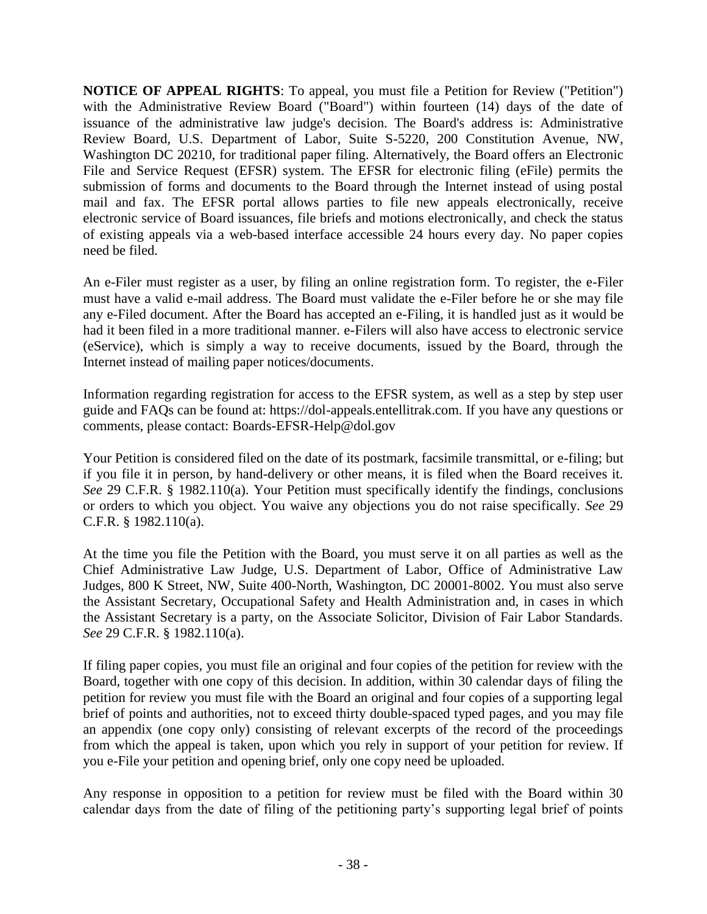**NOTICE OF APPEAL RIGHTS**: To appeal, you must file a Petition for Review ("Petition") with the Administrative Review Board ("Board") within fourteen (14) days of the date of issuance of the administrative law judge's decision. The Board's address is: Administrative Review Board, U.S. Department of Labor, Suite S-5220, 200 Constitution Avenue, NW, Washington DC 20210, for traditional paper filing. Alternatively, the Board offers an Electronic File and Service Request (EFSR) system. The EFSR for electronic filing (eFile) permits the submission of forms and documents to the Board through the Internet instead of using postal mail and fax. The EFSR portal allows parties to file new appeals electronically, receive electronic service of Board issuances, file briefs and motions electronically, and check the status of existing appeals via a web-based interface accessible 24 hours every day. No paper copies need be filed.

An e-Filer must register as a user, by filing an online registration form. To register, the e-Filer must have a valid e-mail address. The Board must validate the e-Filer before he or she may file any e-Filed document. After the Board has accepted an e-Filing, it is handled just as it would be had it been filed in a more traditional manner. e-Filers will also have access to electronic service (eService), which is simply a way to receive documents, issued by the Board, through the Internet instead of mailing paper notices/documents.

Information regarding registration for access to the EFSR system, as well as a step by step user guide and FAQs can be found at: https://dol-appeals.entellitrak.com. If you have any questions or comments, please contact: Boards-EFSR-Help@dol.gov

Your Petition is considered filed on the date of its postmark, facsimile transmittal, or e-filing; but if you file it in person, by hand-delivery or other means, it is filed when the Board receives it. *See* 29 C.F.R. § 1982.110(a). Your Petition must specifically identify the findings, conclusions or orders to which you object. You waive any objections you do not raise specifically. *See* 29 C.F.R. § 1982.110(a).

At the time you file the Petition with the Board, you must serve it on all parties as well as the Chief Administrative Law Judge, U.S. Department of Labor, Office of Administrative Law Judges, 800 K Street, NW, Suite 400-North, Washington, DC 20001-8002. You must also serve the Assistant Secretary, Occupational Safety and Health Administration and, in cases in which the Assistant Secretary is a party, on the Associate Solicitor, Division of Fair Labor Standards. *See* 29 C.F.R. § 1982.110(a).

If filing paper copies, you must file an original and four copies of the petition for review with the Board, together with one copy of this decision. In addition, within 30 calendar days of filing the petition for review you must file with the Board an original and four copies of a supporting legal brief of points and authorities, not to exceed thirty double-spaced typed pages, and you may file an appendix (one copy only) consisting of relevant excerpts of the record of the proceedings from which the appeal is taken, upon which you rely in support of your petition for review. If you e-File your petition and opening brief, only one copy need be uploaded.

Any response in opposition to a petition for review must be filed with the Board within 30 calendar days from the date of filing of the petitioning party's supporting legal brief of points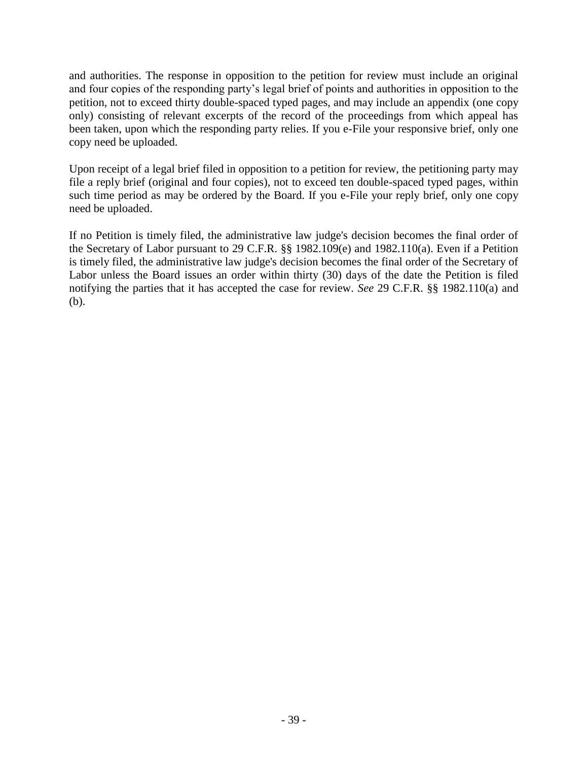and authorities. The response in opposition to the petition for review must include an original and four copies of the responding party's legal brief of points and authorities in opposition to the petition, not to exceed thirty double-spaced typed pages, and may include an appendix (one copy only) consisting of relevant excerpts of the record of the proceedings from which appeal has been taken, upon which the responding party relies. If you e-File your responsive brief, only one copy need be uploaded.

Upon receipt of a legal brief filed in opposition to a petition for review, the petitioning party may file a reply brief (original and four copies), not to exceed ten double-spaced typed pages, within such time period as may be ordered by the Board. If you e-File your reply brief, only one copy need be uploaded.

If no Petition is timely filed, the administrative law judge's decision becomes the final order of the Secretary of Labor pursuant to 29 C.F.R. §§ 1982.109(e) and 1982.110(a). Even if a Petition is timely filed, the administrative law judge's decision becomes the final order of the Secretary of Labor unless the Board issues an order within thirty (30) days of the date the Petition is filed notifying the parties that it has accepted the case for review. *See* 29 C.F.R. §§ 1982.110(a) and (b).